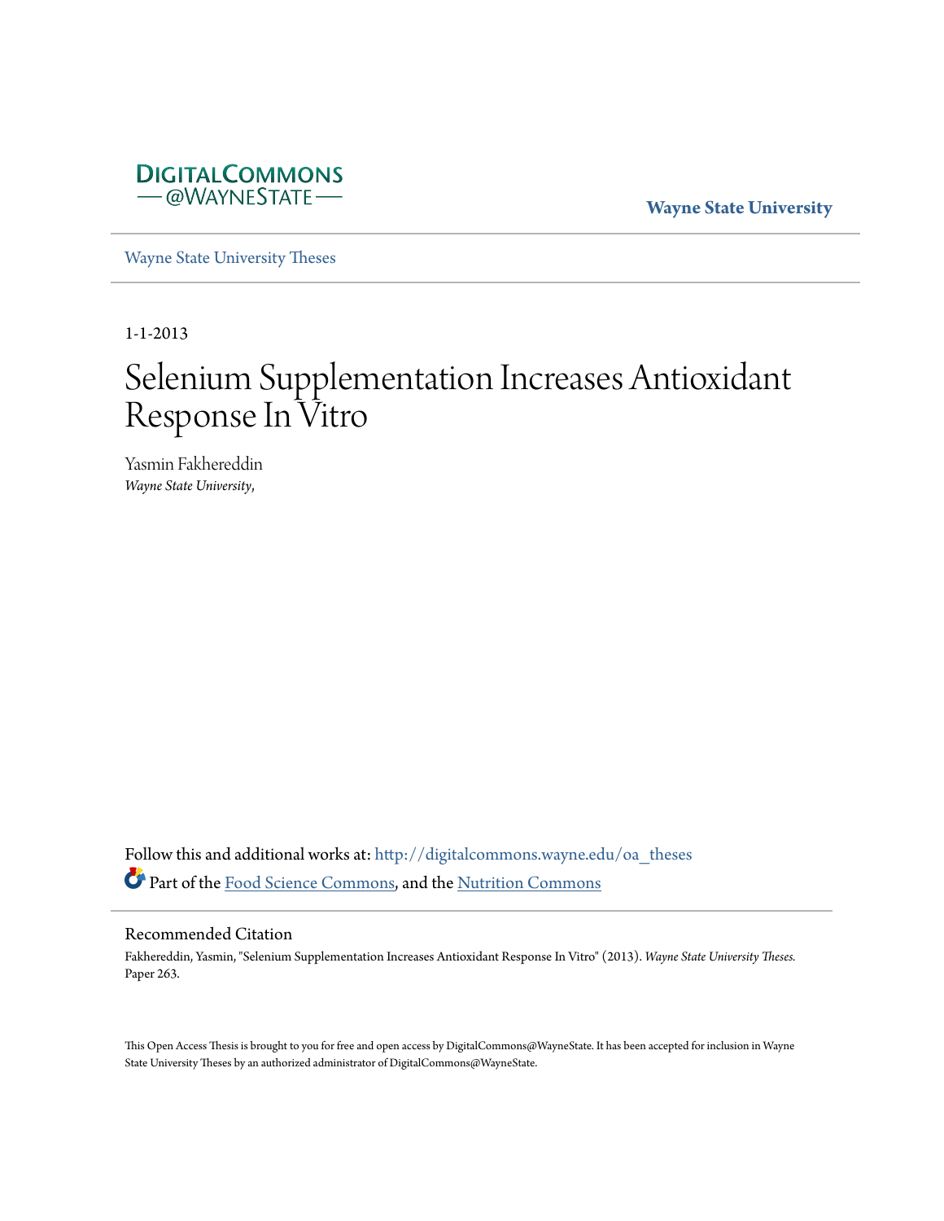DIGITALCOMMONS
— @WAYNESTATE —

**Wayne State University**

Wayne State University Theses

1-1-2013

# Selenium Supplementation Increases Antioxidant Response In Vitro

Yasmin Fakhereddin
*Wayne State University,*

Follow this and additional works at: http://digitalcommons.wayne.edu/oa_theses
Part of the Food Science Commons, and the Nutrition Commons

## Recommended Citation

Fakhereddin, Yasmin, "Selenium Supplementation Increases Antioxidant Response In Vitro" (2013). *Wayne State University Theses.* Paper 263.

This Open Access Thesis is brought to you for free and open access by DigitalCommons@WayneState. It has been accepted for inclusion in Wayne State University Theses by an authorized administrator of DigitalCommons@WayneState.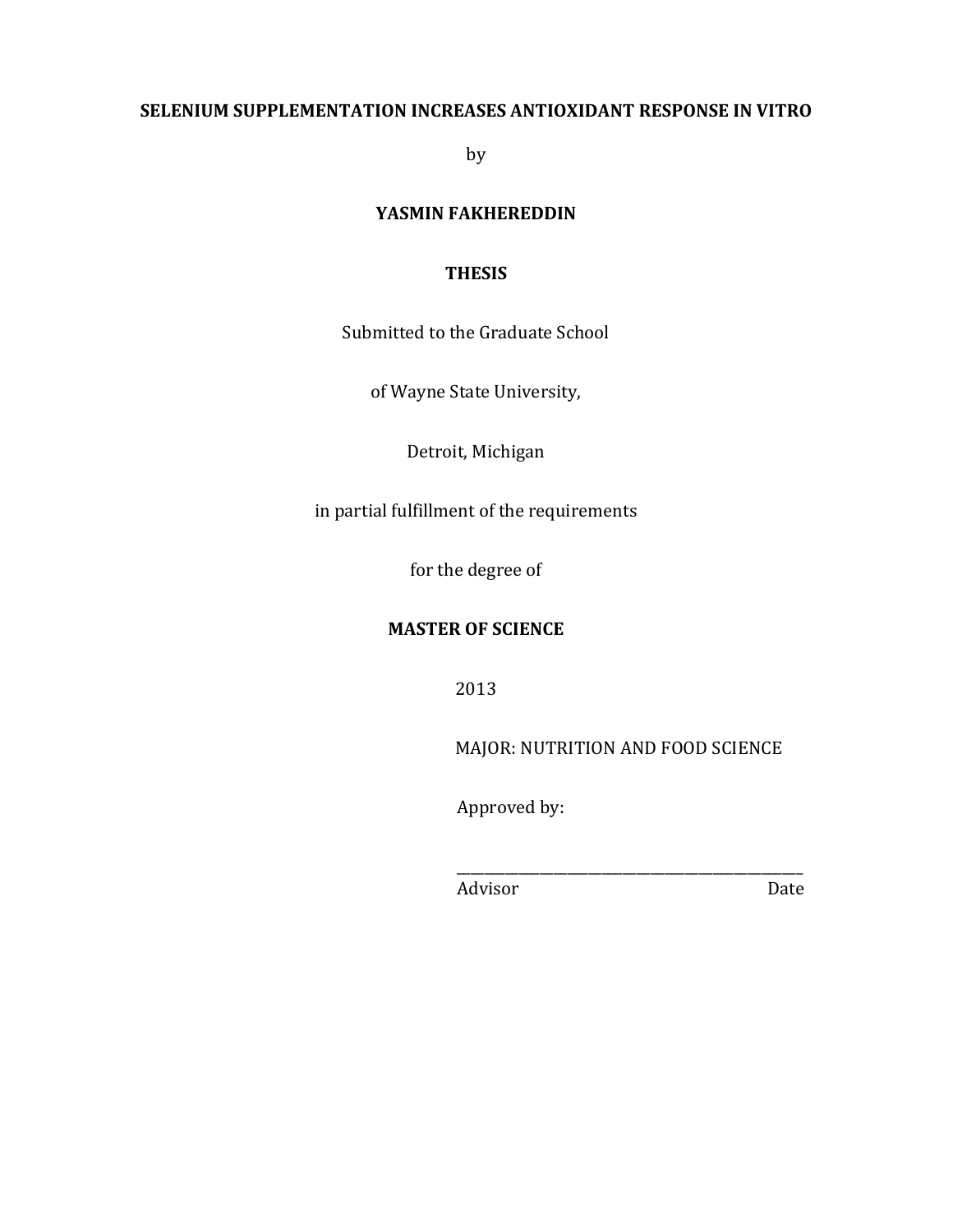**SELENIUM SUPPLEMENTATION INCREASES ANTIOXIDANT RESPONSE IN VITRO**

by

**YASMIN FAKHEREDDIN**

**THESIS**

Submitted to the Graduate School

of Wayne State University,

Detroit, Michigan

in partial fulfillment of the requirements

for the degree of

**MASTER OF SCIENCE**

2013

MAJOR: NUTRITION AND FOOD SCIENCE

Approved by:

\_\_\_\_\_\_\_\_\_\_\_\_\_\_\_\_\_\_\_\_\_\_\_\_\_\_\_\_\_\_\_\_\_\_\_\_\_\_\_\_\_\_\_\_\_\_

Advisor Date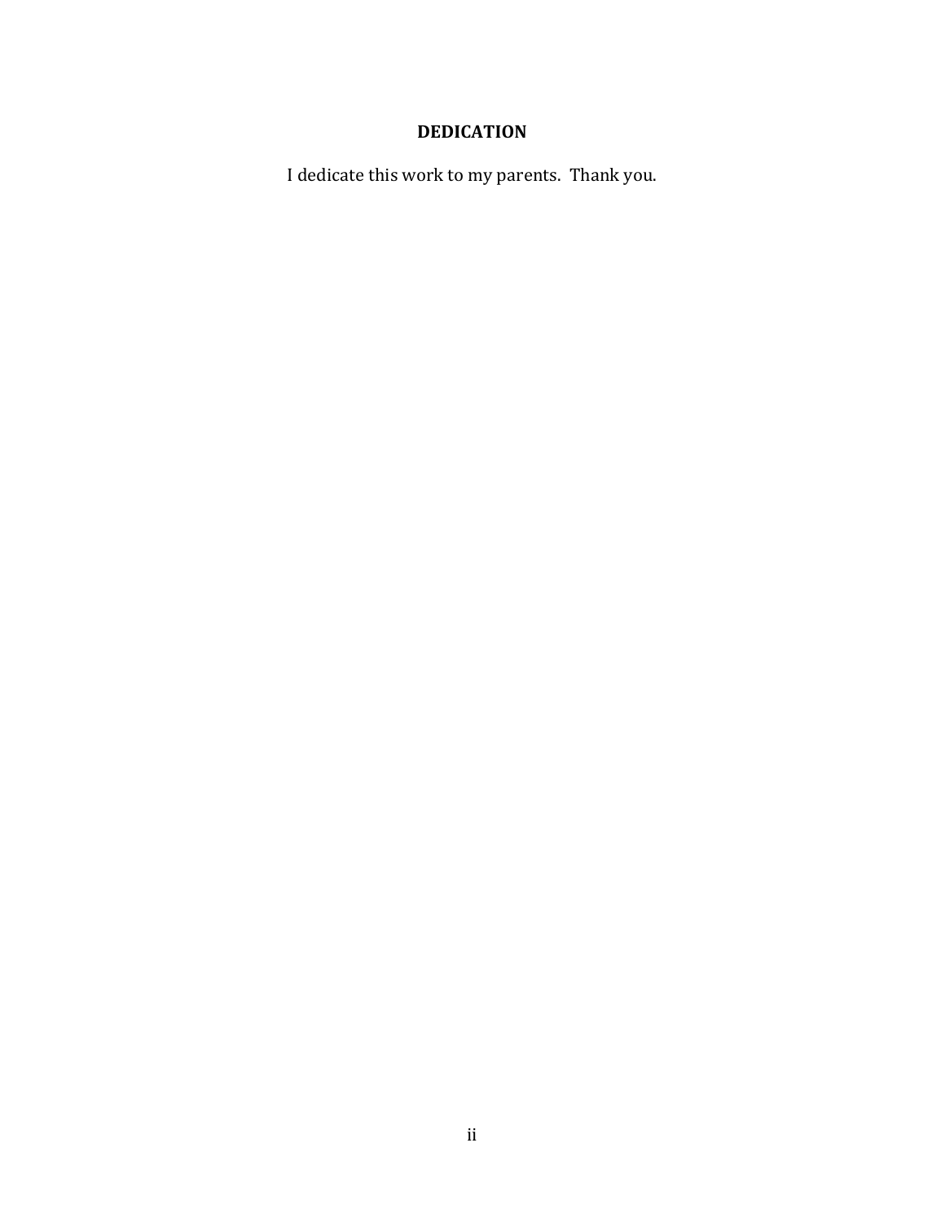## DEDICATION

I dedicate this work to my parents. Thank you.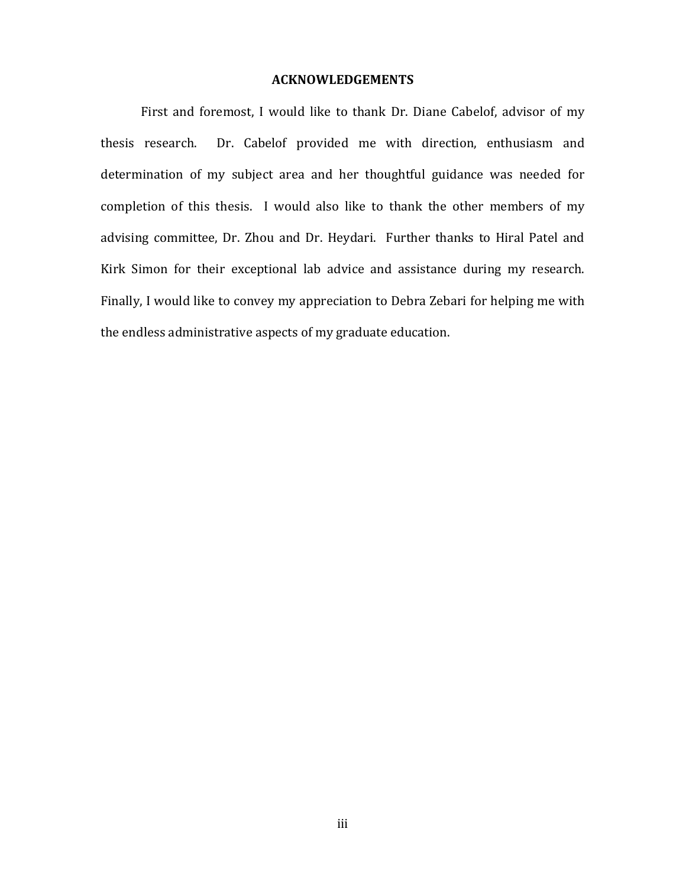## ACKNOWLEDGEMENTS

First and foremost, I would like to thank Dr. Diane Cabelof, advisor of my thesis research. Dr. Cabelof provided me with direction, enthusiasm and determination of my subject area and her thoughtful guidance was needed for completion of this thesis. I would also like to thank the other members of my advising committee, Dr. Zhou and Dr. Heydari. Further thanks to Hiral Patel and Kirk Simon for their exceptional lab advice and assistance during my research. Finally, I would like to convey my appreciation to Debra Zebari for helping me with the endless administrative aspects of my graduate education.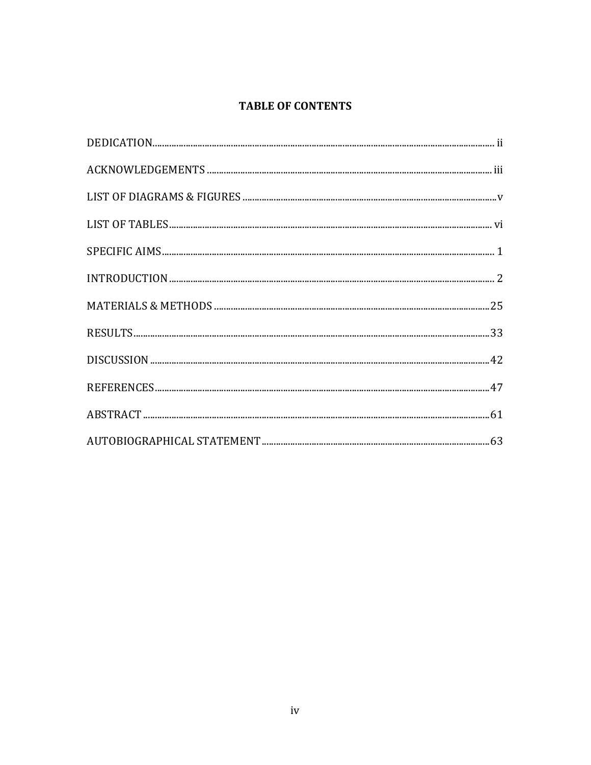# TABLE OF CONTENTS

| | |
|---|---|
| DEDICATION | ii |
| ACKNOWLEDGEMENTS | iii |
| LIST OF DIAGRAMS & FIGURES | v |
| LIST OF TABLES | vi |
| SPECIFIC AIMS | 1 |
| INTRODUCTION | 2 |
| MATERIALS & METHODS | 25 |
| RESULTS | 33 |
| DISCUSSION | 42 |
| REFERENCES | 47 |
| ABSTRACT | 61 |
| AUTOBIOGRAPHICAL STATEMENT | 63 |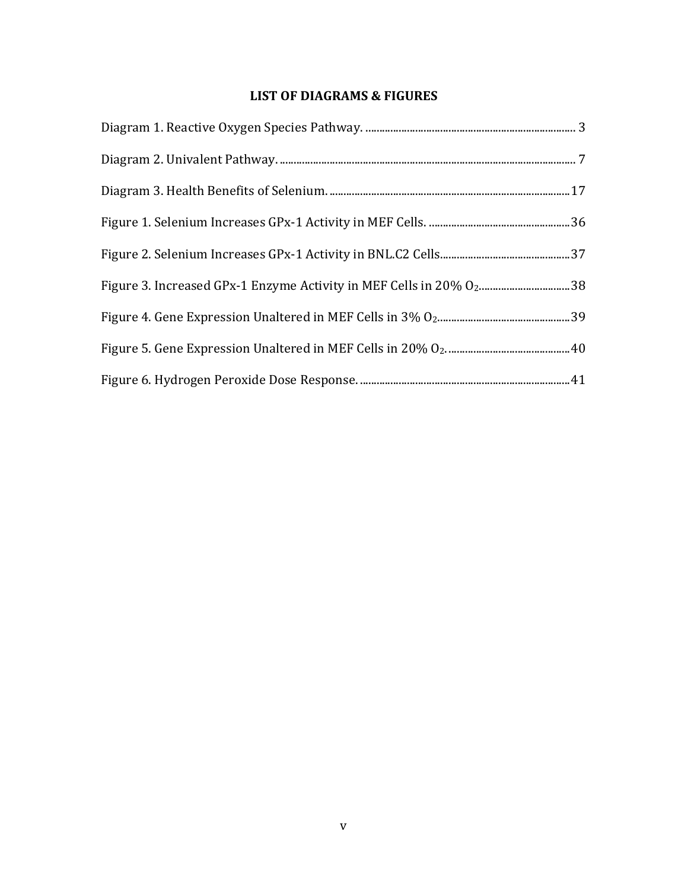# LIST OF DIAGRAMS & FIGURES

Diagram 1. Reactive Oxygen Species Pathway. ........................................ 3

Diagram 2. Univalent Pathway. ........................................ 7

Diagram 3. Health Benefits of Selenium. ........................................ 17

Figure 1. Selenium Increases GPx-1 Activity in MEF Cells. ........................................ 36

Figure 2. Selenium Increases GPx-1 Activity in BNL.C2 Cells ........................................ 37

Figure 3. Increased GPx-1 Enzyme Activity in MEF Cells in 20% $O_2$ ........................................ 38

Figure 4. Gene Expression Unaltered in MEF Cells in 3% $O_2$ ........................................ 39

Figure 5. Gene Expression Unaltered in MEF Cells in 20% $O_2$. ........................................ 40

Figure 6. Hydrogen Peroxide Dose Response. ........................................ 41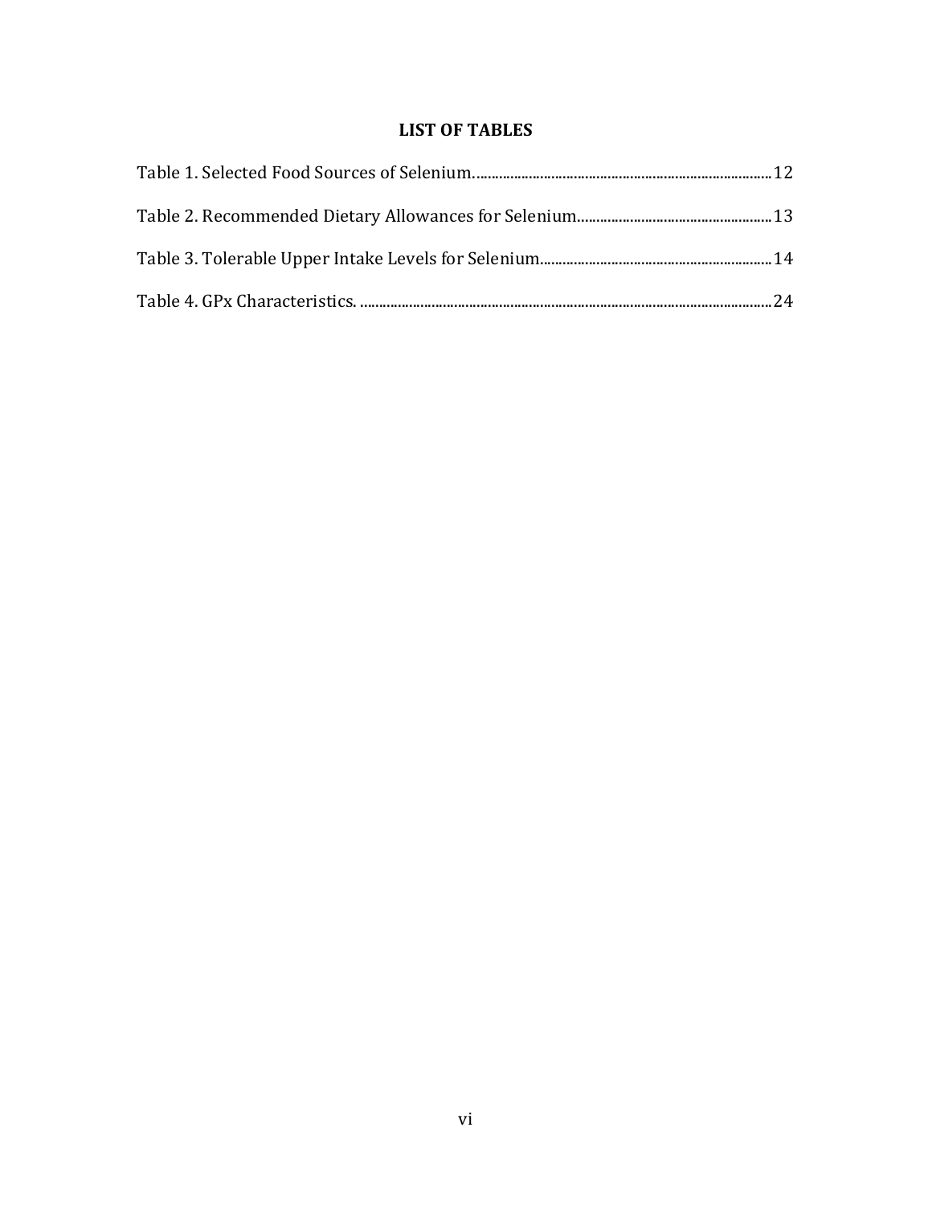## LIST OF TABLES

Table 1. Selected Food Sources of Selenium. .......... 12

Table 2. Recommended Dietary Allowances for Selenium .......... 13

Table 3. Tolerable Upper Intake Levels for Selenium .......... 14

Table 4. GPx Characteristics. .......... 24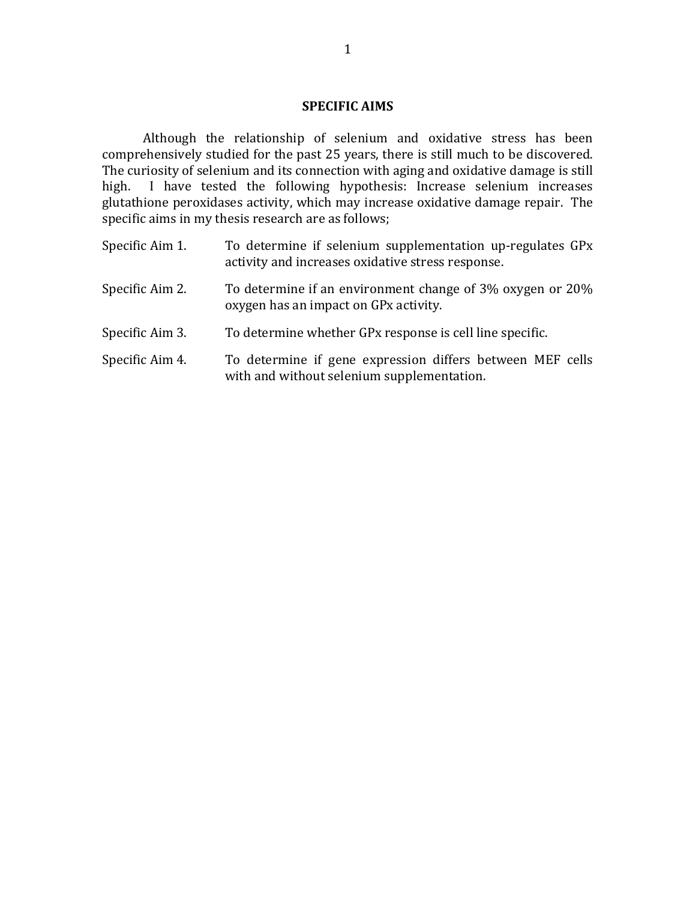## SPECIFIC AIMS

Although the relationship of selenium and oxidative stress has been comprehensively studied for the past 25 years, there is still much to be discovered. The curiosity of selenium and its connection with aging and oxidative damage is still high. I have tested the following hypothesis: Increase selenium increases glutathione peroxidases activity, which may increase oxidative damage repair. The specific aims in my thesis research are as follows;

Specific Aim 1. To determine if selenium supplementation up-regulates GPx activity and increases oxidative stress response.

Specific Aim 2. To determine if an environment change of 3% oxygen or 20% oxygen has an impact on GPx activity.

Specific Aim 3. To determine whether GPx response is cell line specific.

Specific Aim 4. To determine if gene expression differs between MEF cells with and without selenium supplementation.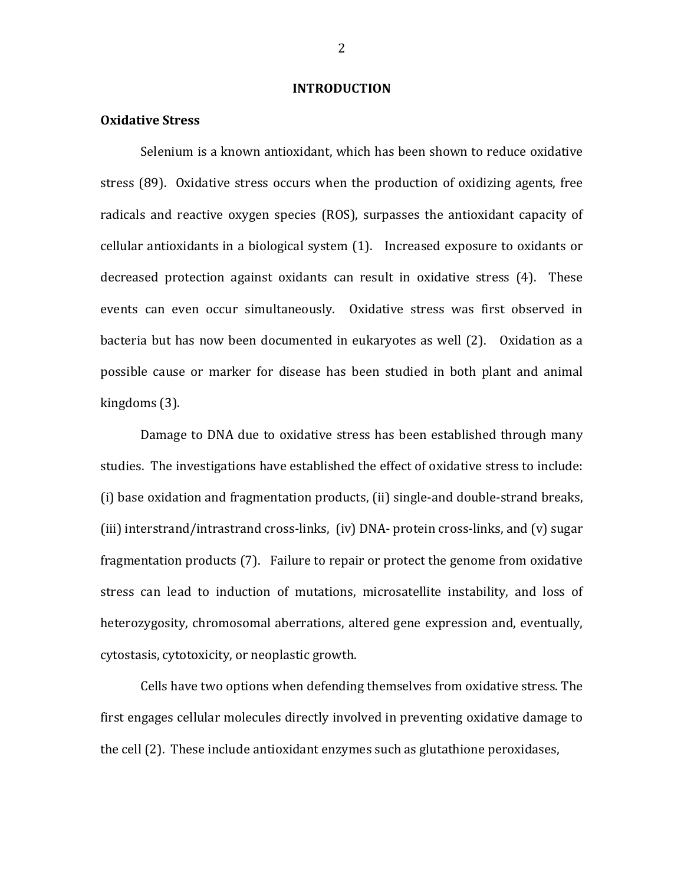# INTRODUCTION

## Oxidative Stress

Selenium is a known antioxidant, which has been shown to reduce oxidative stress (89). Oxidative stress occurs when the production of oxidizing agents, free radicals and reactive oxygen species (ROS), surpasses the antioxidant capacity of cellular antioxidants in a biological system (1). Increased exposure to oxidants or decreased protection against oxidants can result in oxidative stress (4). These events can even occur simultaneously. Oxidative stress was first observed in bacteria but has now been documented in eukaryotes as well (2). Oxidation as a possible cause or marker for disease has been studied in both plant and animal kingdoms (3).

Damage to DNA due to oxidative stress has been established through many studies. The investigations have established the effect of oxidative stress to include: (i) base oxidation and fragmentation products, (ii) single-and double-strand breaks, (iii) interstrand/intrastrand cross-links, (iv) DNA- protein cross-links, and (v) sugar fragmentation products (7). Failure to repair or protect the genome from oxidative stress can lead to induction of mutations, microsatellite instability, and loss of heterozygosity, chromosomal aberrations, altered gene expression and, eventually, cytostasis, cytotoxicity, or neoplastic growth.

Cells have two options when defending themselves from oxidative stress. The first engages cellular molecules directly involved in preventing oxidative damage to the cell (2). These include antioxidant enzymes such as glutathione peroxidases,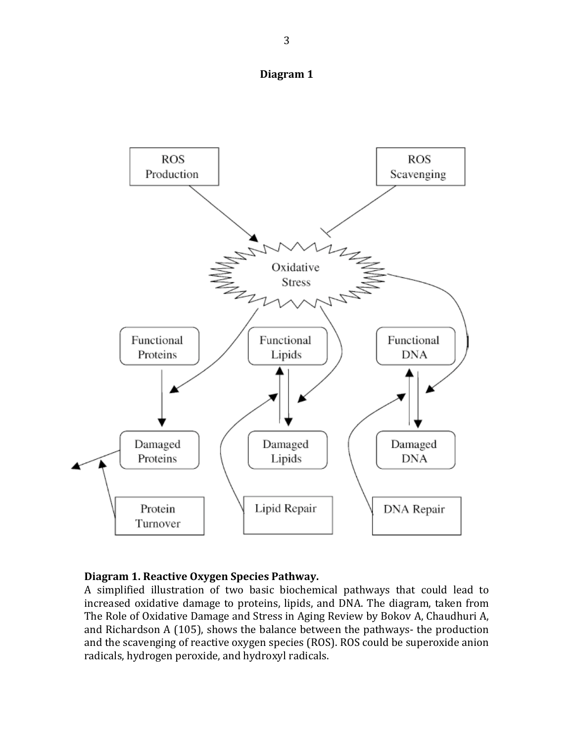**Diagram 1**

**Diagram 1. Reactive Oxygen Species Pathway.**
A simplified illustration of two basic biochemical pathways that could lead to increased oxidative damage to proteins, lipids, and DNA. The diagram, taken from The Role of Oxidative Damage and Stress in Aging Review by Bokov A, Chaudhuri A, and Richardson A (105), shows the balance between the pathways- the production and the scavenging of reactive oxygen species (ROS). ROS could be superoxide anion radicals, hydrogen peroxide, and hydroxyl radicals.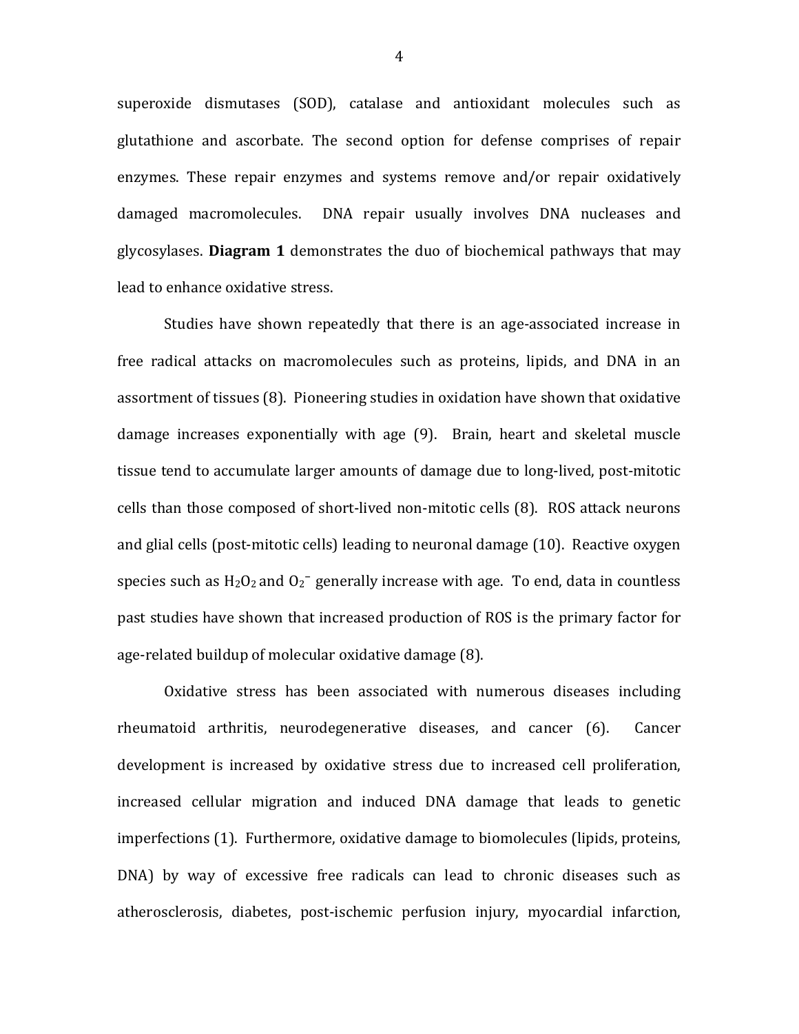superoxide dismutases (SOD), catalase and antioxidant molecules such as glutathione and ascorbate. The second option for defense comprises of repair enzymes. These repair enzymes and systems remove and/or repair oxidatively damaged macromolecules. DNA repair usually involves DNA nucleases and glycosylases. **Diagram 1** demonstrates the duo of biochemical pathways that may lead to enhance oxidative stress.

Studies have shown repeatedly that there is an age-associated increase in free radical attacks on macromolecules such as proteins, lipids, and DNA in an assortment of tissues (8). Pioneering studies in oxidation have shown that oxidative damage increases exponentially with age (9). Brain, heart and skeletal muscle tissue tend to accumulate larger amounts of damage due to long-lived, post-mitotic cells than those composed of short-lived non-mitotic cells (8). ROS attack neurons and glial cells (post-mitotic cells) leading to neuronal damage (10). Reactive oxygen species such as $H_2O_2$ and $O_2^-$ generally increase with age. To end, data in countless past studies have shown that increased production of ROS is the primary factor for age-related buildup of molecular oxidative damage (8).

Oxidative stress has been associated with numerous diseases including rheumatoid arthritis, neurodegenerative diseases, and cancer (6). Cancer development is increased by oxidative stress due to increased cell proliferation, increased cellular migration and induced DNA damage that leads to genetic imperfections (1). Furthermore, oxidative damage to biomolecules (lipids, proteins, DNA) by way of excessive free radicals can lead to chronic diseases such as atherosclerosis, diabetes, post-ischemic perfusion injury, myocardial infarction,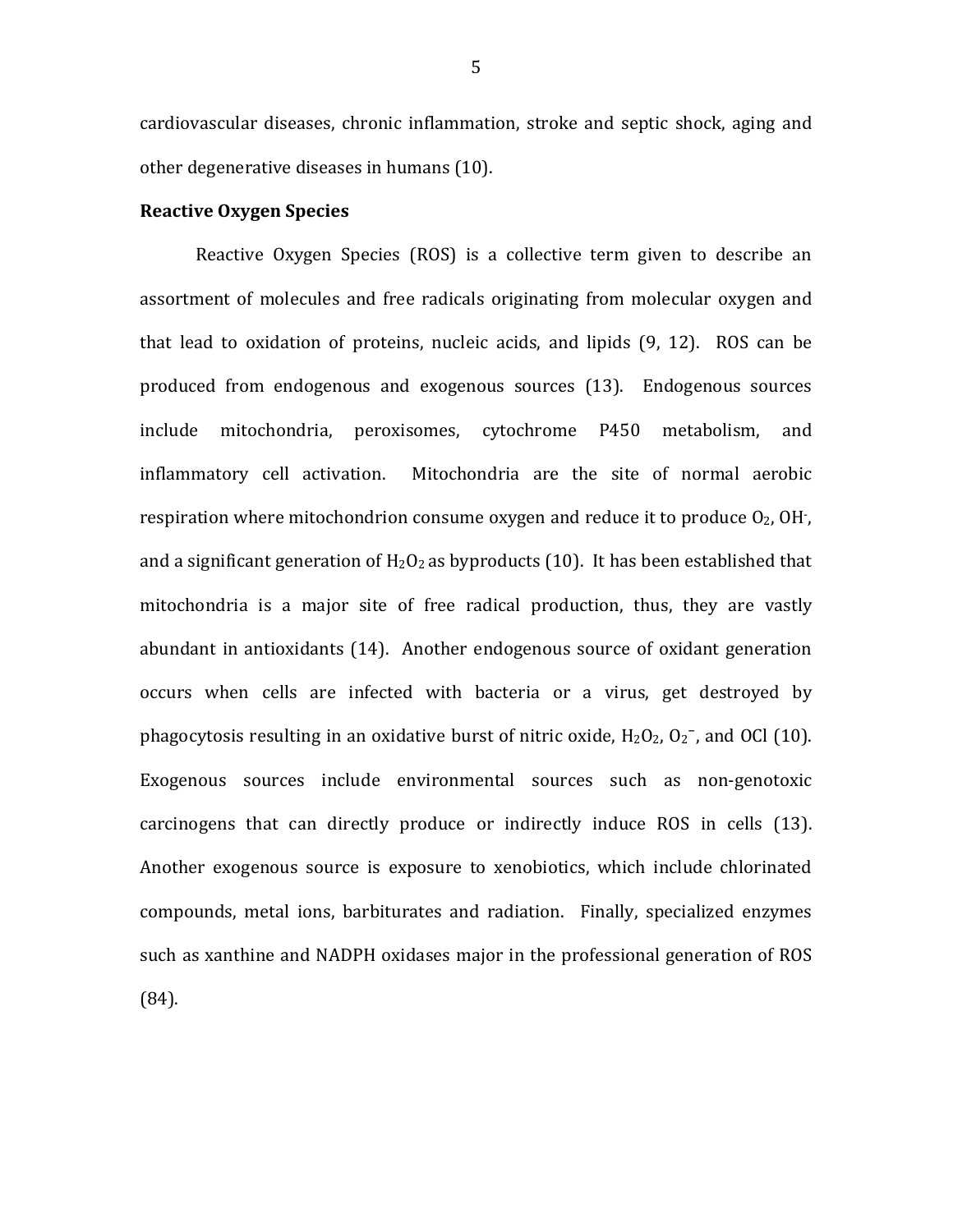cardiovascular diseases, chronic inflammation, stroke and septic shock, aging and other degenerative diseases in humans (10).

**Reactive Oxygen Species**

Reactive Oxygen Species (ROS) is a collective term given to describe an assortment of molecules and free radicals originating from molecular oxygen and that lead to oxidation of proteins, nucleic acids, and lipids (9, 12). ROS can be produced from endogenous and exogenous sources (13). Endogenous sources include mitochondria, peroxisomes, cytochrome P450 metabolism, and inflammatory cell activation. Mitochondria are the site of normal aerobic respiration where mitochondrion consume oxygen and reduce it to produce $O_2$, $OH^-$, and a significant generation of $H_2O_2$ as byproducts (10). It has been established that mitochondria is a major site of free radical production, thus, they are vastly abundant in antioxidants (14). Another endogenous source of oxidant generation occurs when cells are infected with bacteria or a virus, get destroyed by phagocytosis resulting in an oxidative burst of nitric oxide, $H_2O_2$, $O_2^-$, and OCl (10). Exogenous sources include environmental sources such as non-genotoxic carcinogens that can directly produce or indirectly induce ROS in cells (13). Another exogenous source is exposure to xenobiotics, which include chlorinated compounds, metal ions, barbiturates and radiation. Finally, specialized enzymes such as xanthine and NADPH oxidases major in the professional generation of ROS (84).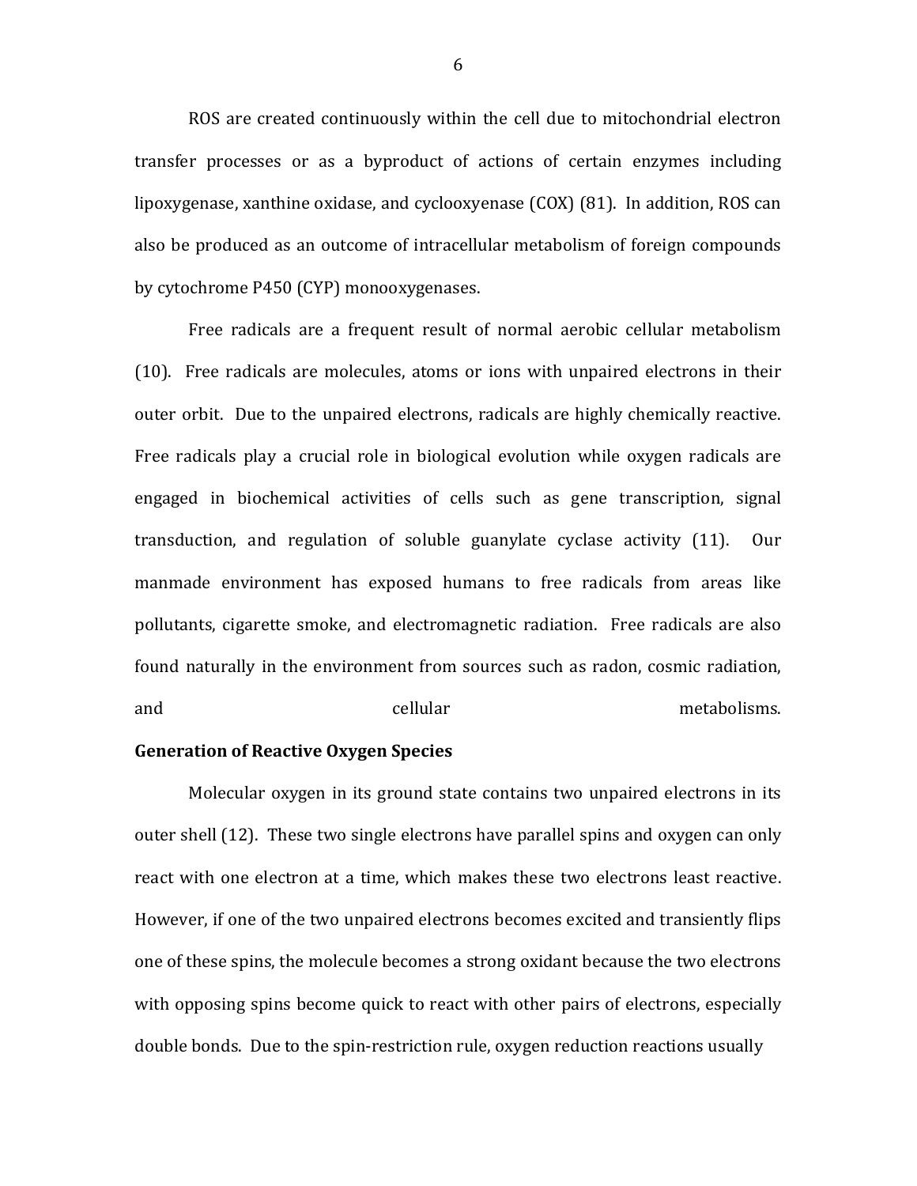ROS are created continuously within the cell due to mitochondrial electron transfer processes or as a byproduct of actions of certain enzymes including lipoxygenase, xanthine oxidase, and cyclooxyenase (COX) (81). In addition, ROS can also be produced as an outcome of intracellular metabolism of foreign compounds by cytochrome P450 (CYP) monooxygenases.

Free radicals are a frequent result of normal aerobic cellular metabolism (10). Free radicals are molecules, atoms or ions with unpaired electrons in their outer orbit. Due to the unpaired electrons, radicals are highly chemically reactive. Free radicals play a crucial role in biological evolution while oxygen radicals are engaged in biochemical activities of cells such as gene transcription, signal transduction, and regulation of soluble guanylate cyclase activity (11). Our manmade environment has exposed humans to free radicals from areas like pollutants, cigarette smoke, and electromagnetic radiation. Free radicals are also found naturally in the environment from sources such as radon, cosmic radiation, and cellular metabolisms.

**Generation of Reactive Oxygen Species**

Molecular oxygen in its ground state contains two unpaired electrons in its outer shell (12). These two single electrons have parallel spins and oxygen can only react with one electron at a time, which makes these two electrons least reactive. However, if one of the two unpaired electrons becomes excited and transiently flips one of these spins, the molecule becomes a strong oxidant because the two electrons with opposing spins become quick to react with other pairs of electrons, especially double bonds. Due to the spin-restriction rule, oxygen reduction reactions usually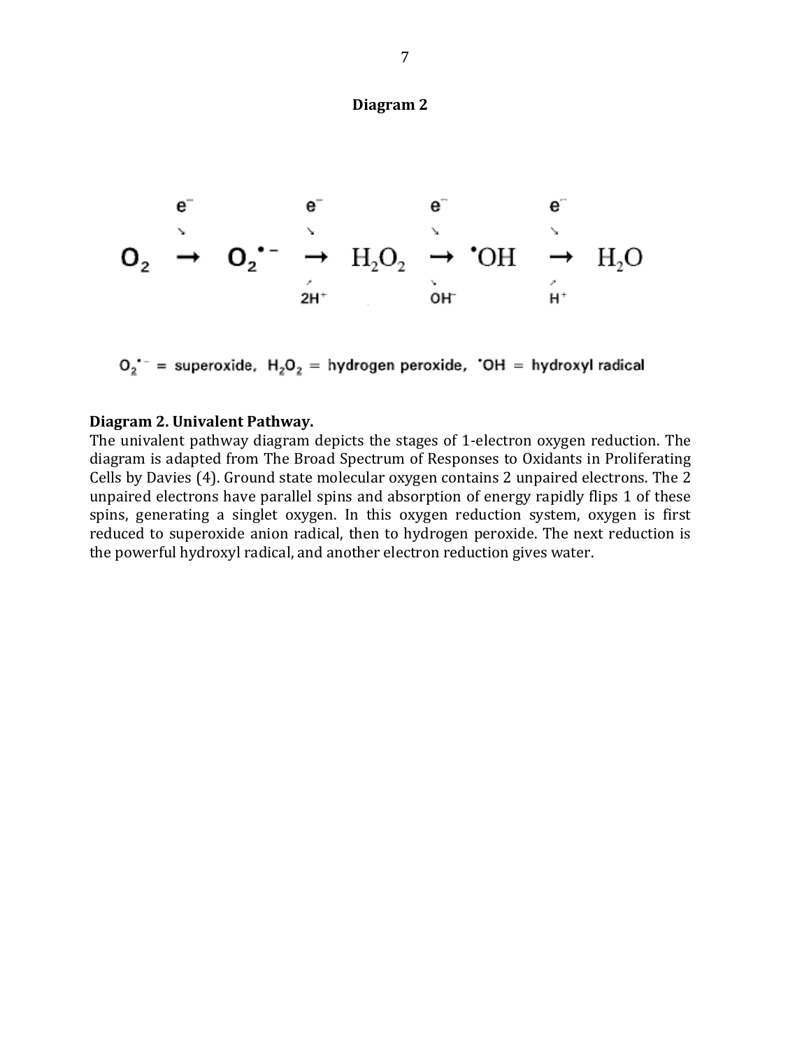**Diagram 2**

$$O_2 \xrightarrow{e^-} O_2^{\bullet -} \xrightarrow[2H^+]{e^-} H_2O_2 \xrightarrow[OH^-]{e^-} {}^{\bullet}OH \xrightarrow[H^+]{e^-} H_2O$$

$O_2^{\bullet -}$ = superoxide, $H_2O_2$ = hydrogen peroxide, ${}^{\bullet}OH$ = hydroxyl radical

**Diagram 2. Univalent Pathway.**
The univalent pathway diagram depicts the stages of 1-electron oxygen reduction. The diagram is adapted from The Broad Spectrum of Responses to Oxidants in Proliferating Cells by Davies (4). Ground state molecular oxygen contains 2 unpaired electrons. The 2 unpaired electrons have parallel spins and absorption of energy rapidly flips 1 of these spins, generating a singlet oxygen. In this oxygen reduction system, oxygen is first reduced to superoxide anion radical, then to hydrogen peroxide. The next reduction is the powerful hydroxyl radical, and another electron reduction gives water.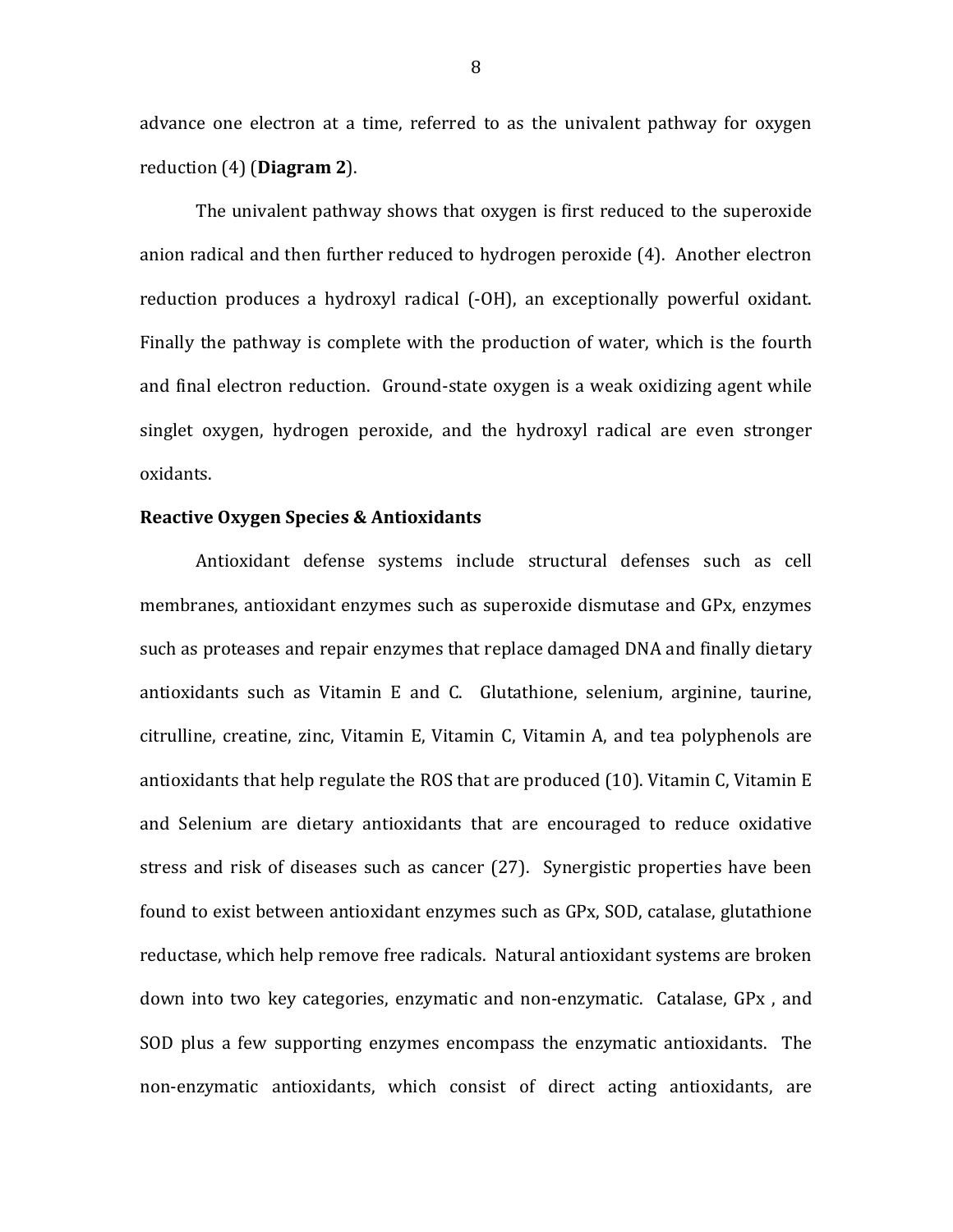advance one electron at a time, referred to as the univalent pathway for oxygen reduction (4) (**Diagram 2**).

The univalent pathway shows that oxygen is first reduced to the superoxide anion radical and then further reduced to hydrogen peroxide (4). Another electron reduction produces a hydroxyl radical (-OH), an exceptionally powerful oxidant. Finally the pathway is complete with the production of water, which is the fourth and final electron reduction. Ground-state oxygen is a weak oxidizing agent while singlet oxygen, hydrogen peroxide, and the hydroxyl radical are even stronger oxidants.

**Reactive Oxygen Species & Antioxidants**

Antioxidant defense systems include structural defenses such as cell membranes, antioxidant enzymes such as superoxide dismutase and GPx, enzymes such as proteases and repair enzymes that replace damaged DNA and finally dietary antioxidants such as Vitamin E and C. Glutathione, selenium, arginine, taurine, citrulline, creatine, zinc, Vitamin E, Vitamin C, Vitamin A, and tea polyphenols are antioxidants that help regulate the ROS that are produced (10). Vitamin C, Vitamin E and Selenium are dietary antioxidants that are encouraged to reduce oxidative stress and risk of diseases such as cancer (27). Synergistic properties have been found to exist between antioxidant enzymes such as GPx, SOD, catalase, glutathione reductase, which help remove free radicals. Natural antioxidant systems are broken down into two key categories, enzymatic and non-enzymatic. Catalase, GPx , and SOD plus a few supporting enzymes encompass the enzymatic antioxidants. The non-enzymatic antioxidants, which consist of direct acting antioxidants, are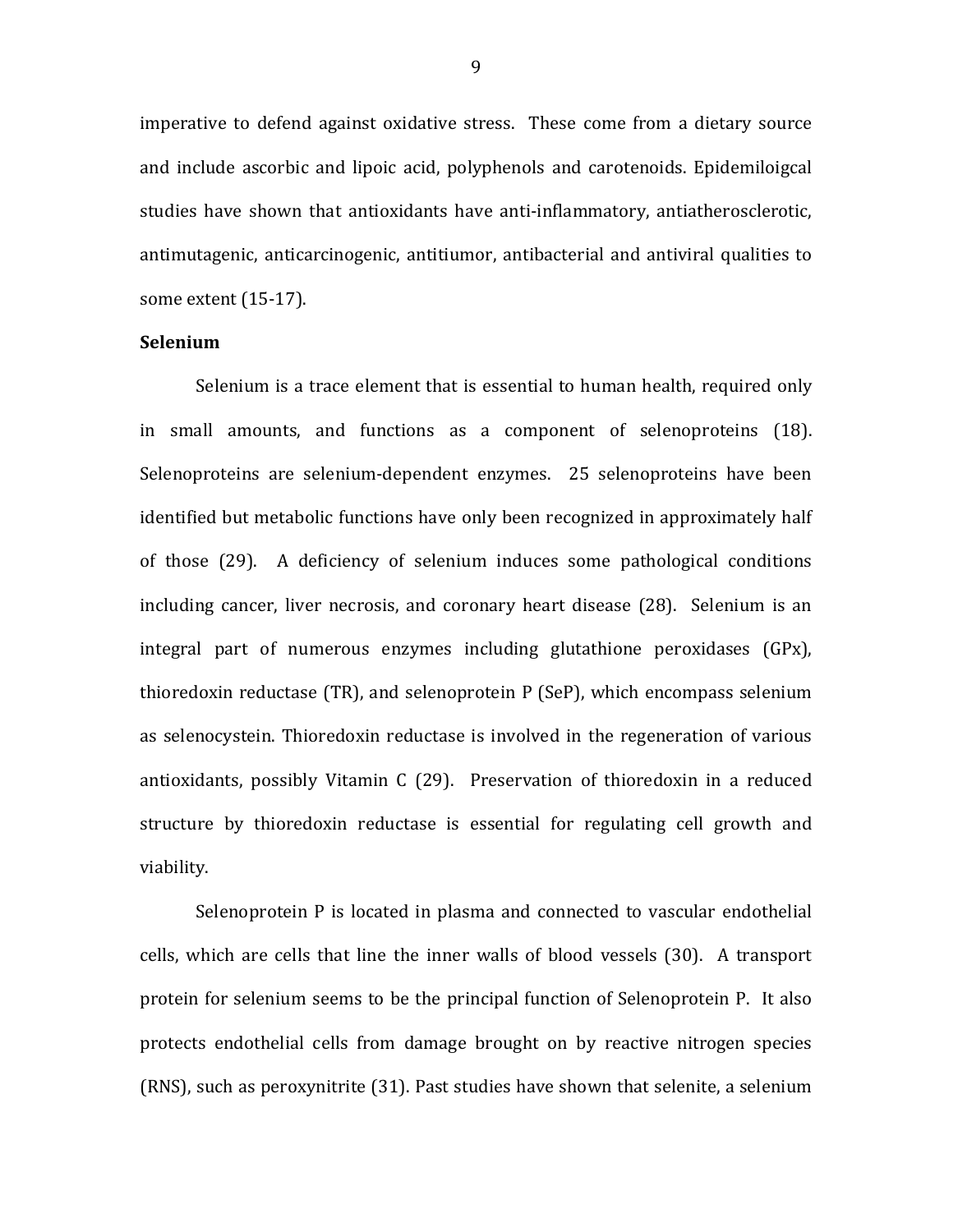imperative to defend against oxidative stress. These come from a dietary source and include ascorbic and lipoic acid, polyphenols and carotenoids. Epidemiloigcal studies have shown that antioxidants have anti-inflammatory, antiatherosclerotic, antimutagenic, anticarcinogenic, antitiumor, antibacterial and antiviral qualities to some extent (15-17).

**Selenium**

Selenium is a trace element that is essential to human health, required only in small amounts, and functions as a component of selenoproteins (18). Selenoproteins are selenium-dependent enzymes. 25 selenoproteins have been identified but metabolic functions have only been recognized in approximately half of those (29). A deficiency of selenium induces some pathological conditions including cancer, liver necrosis, and coronary heart disease (28). Selenium is an integral part of numerous enzymes including glutathione peroxidases (GPx), thioredoxin reductase (TR), and selenoprotein P (SeP), which encompass selenium as selenocystein. Thioredoxin reductase is involved in the regeneration of various antioxidants, possibly Vitamin C (29). Preservation of thioredoxin in a reduced structure by thioredoxin reductase is essential for regulating cell growth and viability.

Selenoprotein P is located in plasma and connected to vascular endothelial cells, which are cells that line the inner walls of blood vessels (30). A transport protein for selenium seems to be the principal function of Selenoprotein P. It also protects endothelial cells from damage brought on by reactive nitrogen species (RNS), such as peroxynitrite (31). Past studies have shown that selenite, a selenium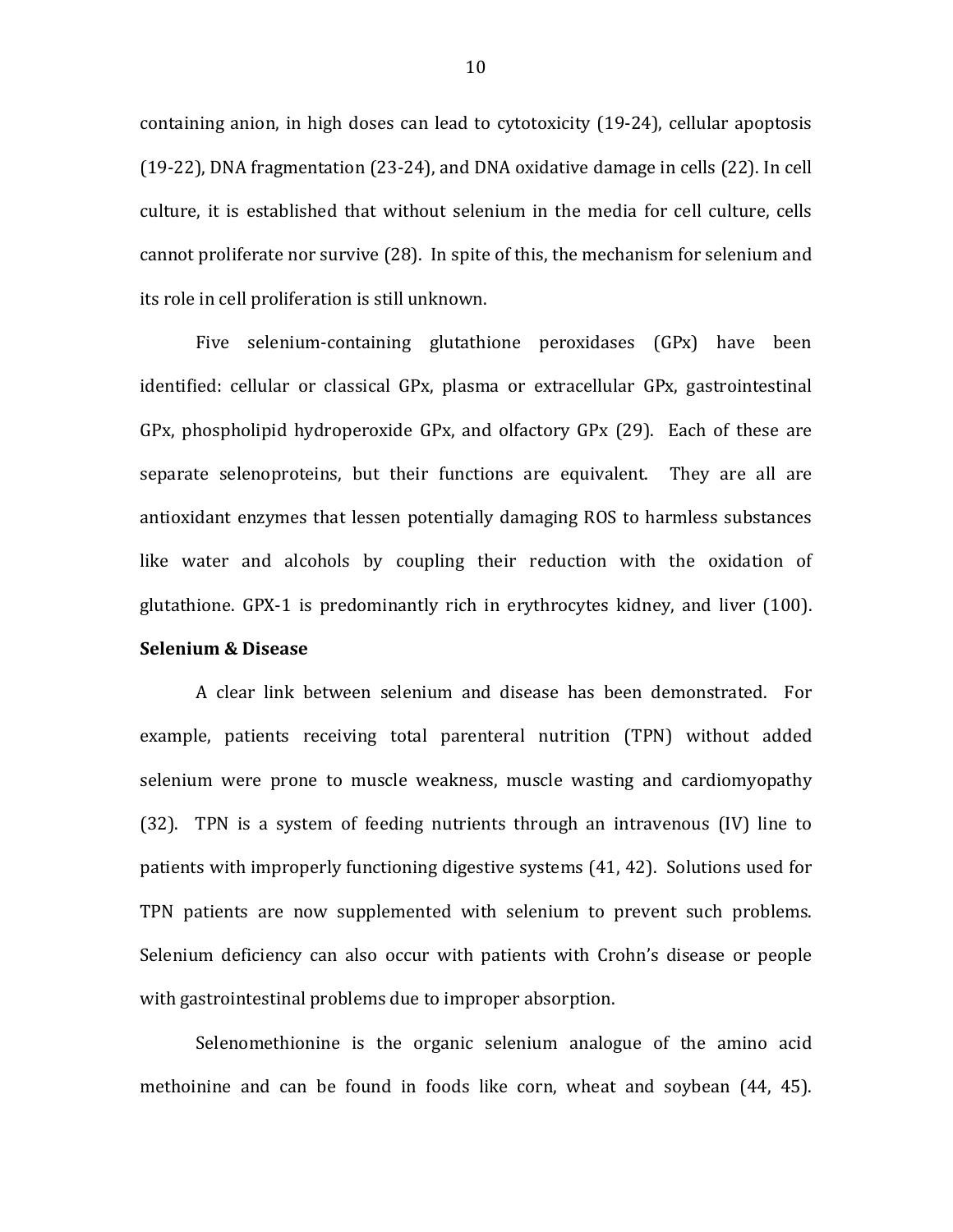containing anion, in high doses can lead to cytotoxicity (19-24), cellular apoptosis (19-22), DNA fragmentation (23-24), and DNA oxidative damage in cells (22). In cell culture, it is established that without selenium in the media for cell culture, cells cannot proliferate nor survive (28). In spite of this, the mechanism for selenium and its role in cell proliferation is still unknown.

Five selenium-containing glutathione peroxidases (GPx) have been identified: cellular or classical GPx, plasma or extracellular GPx, gastrointestinal GPx, phospholipid hydroperoxide GPx, and olfactory GPx (29). Each of these are separate selenoproteins, but their functions are equivalent. They are all are antioxidant enzymes that lessen potentially damaging ROS to harmless substances like water and alcohols by coupling their reduction with the oxidation of glutathione. GPX-1 is predominantly rich in erythrocytes kidney, and liver (100).

**Selenium & Disease**

A clear link between selenium and disease has been demonstrated. For example, patients receiving total parenteral nutrition (TPN) without added selenium were prone to muscle weakness, muscle wasting and cardiomyopathy (32). TPN is a system of feeding nutrients through an intravenous (IV) line to patients with improperly functioning digestive systems (41, 42). Solutions used for TPN patients are now supplemented with selenium to prevent such problems. Selenium deficiency can also occur with patients with Crohn's disease or people with gastrointestinal problems due to improper absorption.

Selenomethionine is the organic selenium analogue of the amino acid methoinine and can be found in foods like corn, wheat and soybean (44, 45).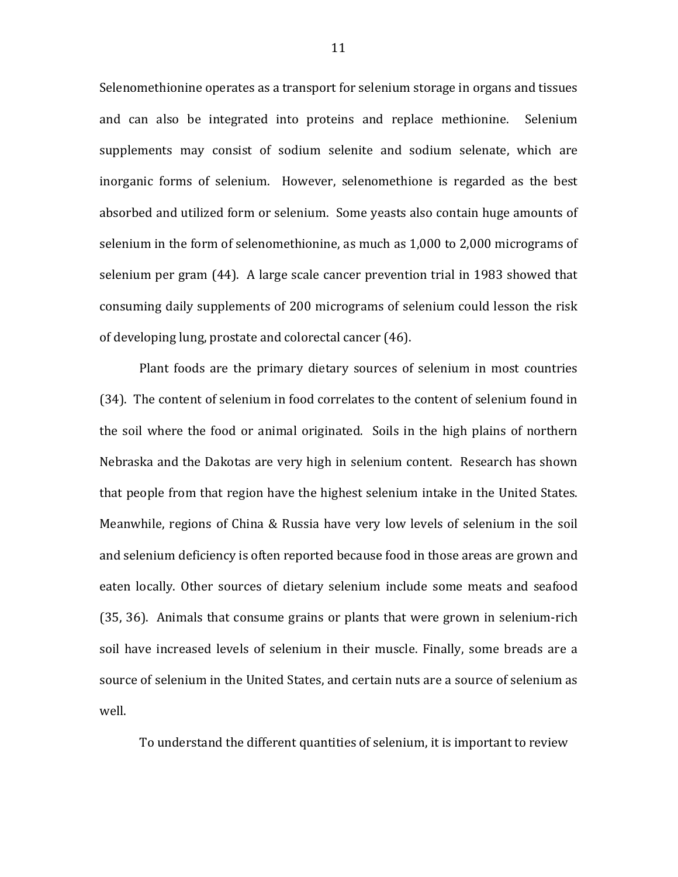Selenomethionine operates as a transport for selenium storage in organs and tissues and can also be integrated into proteins and replace methionine. Selenium supplements may consist of sodium selenite and sodium selenate, which are inorganic forms of selenium. However, selenomethione is regarded as the best absorbed and utilized form or selenium. Some yeasts also contain huge amounts of selenium in the form of selenomethionine, as much as 1,000 to 2,000 micrograms of selenium per gram (44). A large scale cancer prevention trial in 1983 showed that consuming daily supplements of 200 micrograms of selenium could lesson the risk of developing lung, prostate and colorectal cancer (46).

Plant foods are the primary dietary sources of selenium in most countries (34). The content of selenium in food correlates to the content of selenium found in the soil where the food or animal originated. Soils in the high plains of northern Nebraska and the Dakotas are very high in selenium content. Research has shown that people from that region have the highest selenium intake in the United States. Meanwhile, regions of China & Russia have very low levels of selenium in the soil and selenium deficiency is often reported because food in those areas are grown and eaten locally. Other sources of dietary selenium include some meats and seafood (35, 36). Animals that consume grains or plants that were grown in selenium-rich soil have increased levels of selenium in their muscle. Finally, some breads are a source of selenium in the United States, and certain nuts are a source of selenium as well.

To understand the different quantities of selenium, it is important to review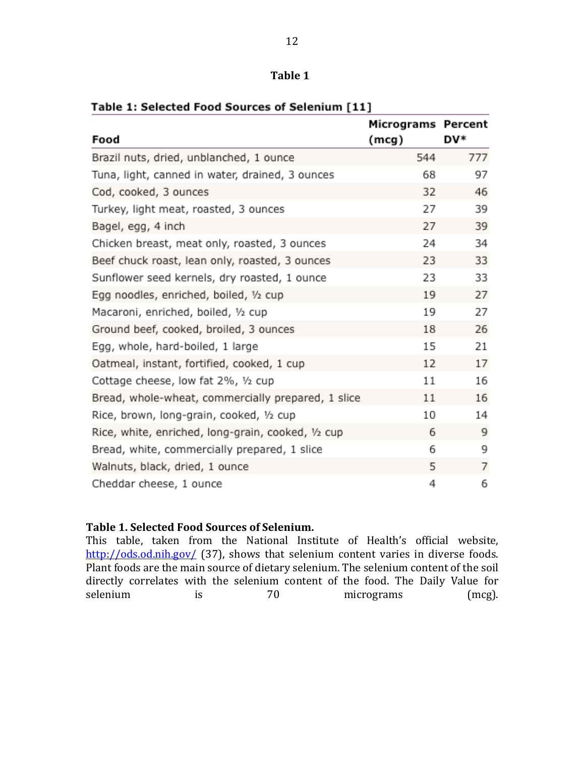**Table 1**

**Table 1: Selected Food Sources of Selenium [11]**

| Food | Micrograms (mcg) | Percent DV* |
|---|---|---|
| Brazil nuts, dried, unblanched, 1 ounce | 544 | 777 |
| Tuna, light, canned in water, drained, 3 ounces | 68 | 97 |
| Cod, cooked, 3 ounces | 32 | 46 |
| Turkey, light meat, roasted, 3 ounces | 27 | 39 |
| Bagel, egg, 4 inch | 27 | 39 |
| Chicken breast, meat only, roasted, 3 ounces | 24 | 34 |
| Beef chuck roast, lean only, roasted, 3 ounces | 23 | 33 |
| Sunflower seed kernels, dry roasted, 1 ounce | 23 | 33 |
| Egg noodles, enriched, boiled, ½ cup | 19 | 27 |
| Macaroni, enriched, boiled, ½ cup | 19 | 27 |
| Ground beef, cooked, broiled, 3 ounces | 18 | 26 |
| Egg, whole, hard-boiled, 1 large | 15 | 21 |
| Oatmeal, instant, fortified, cooked, 1 cup | 12 | 17 |
| Cottage cheese, low fat 2%, ½ cup | 11 | 16 |
| Bread, whole-wheat, commercially prepared, 1 slice | 11 | 16 |
| Rice, brown, long-grain, cooked, ½ cup | 10 | 14 |
| Rice, white, enriched, long-grain, cooked, ½ cup | 6 | 9 |
| Bread, white, commercially prepared, 1 slice | 6 | 9 |
| Walnuts, black, dried, 1 ounce | 5 | 7 |
| Cheddar cheese, 1 ounce | 4 | 6 |

**Table 1. Selected Food Sources of Selenium.**
This table, taken from the National Institute of Health's official website, http://ods.od.nih.gov/ (37), shows that selenium content varies in diverse foods. Plant foods are the main source of dietary selenium. The selenium content of the soil directly correlates with the selenium content of the food. The Daily Value for selenium is 70 micrograms (mcg).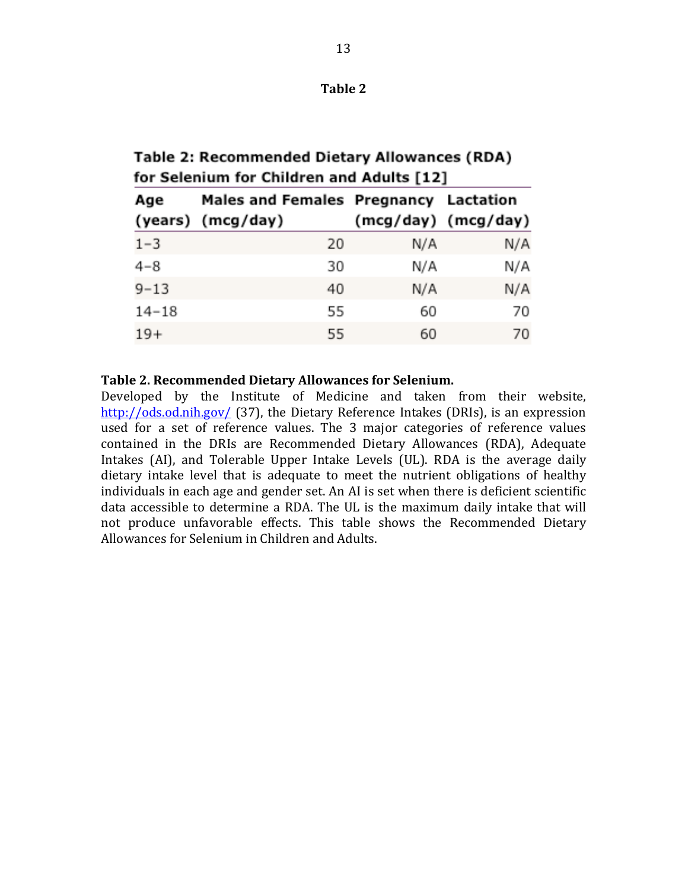**Table 2**

**Table 2: Recommended Dietary Allowances (RDA) for Selenium for Children and Adults [12]**

| Age (years) | Males and Females (mcg/day) | Pregnancy (mcg/day) | Lactation (mcg/day) |
|---|---|---|---|
| 1–3 | 20 | N/A | N/A |
| 4–8 | 30 | N/A | N/A |
| 9–13 | 40 | N/A | N/A |
| 14–18 | 55 | 60 | 70 |
| 19+ | 55 | 60 | 70 |

**Table 2. Recommended Dietary Allowances for Selenium.**
Developed by the Institute of Medicine and taken from their website, http://ods.od.nih.gov/ (37), the Dietary Reference Intakes (DRIs), is an expression used for a set of reference values. The 3 major categories of reference values contained in the DRIs are Recommended Dietary Allowances (RDA), Adequate Intakes (AI), and Tolerable Upper Intake Levels (UL). RDA is the average daily dietary intake level that is adequate to meet the nutrient obligations of healthy individuals in each age and gender set. An AI is set when there is deficient scientific data accessible to determine a RDA. The UL is the maximum daily intake that will not produce unfavorable effects. This table shows the Recommended Dietary Allowances for Selenium in Children and Adults.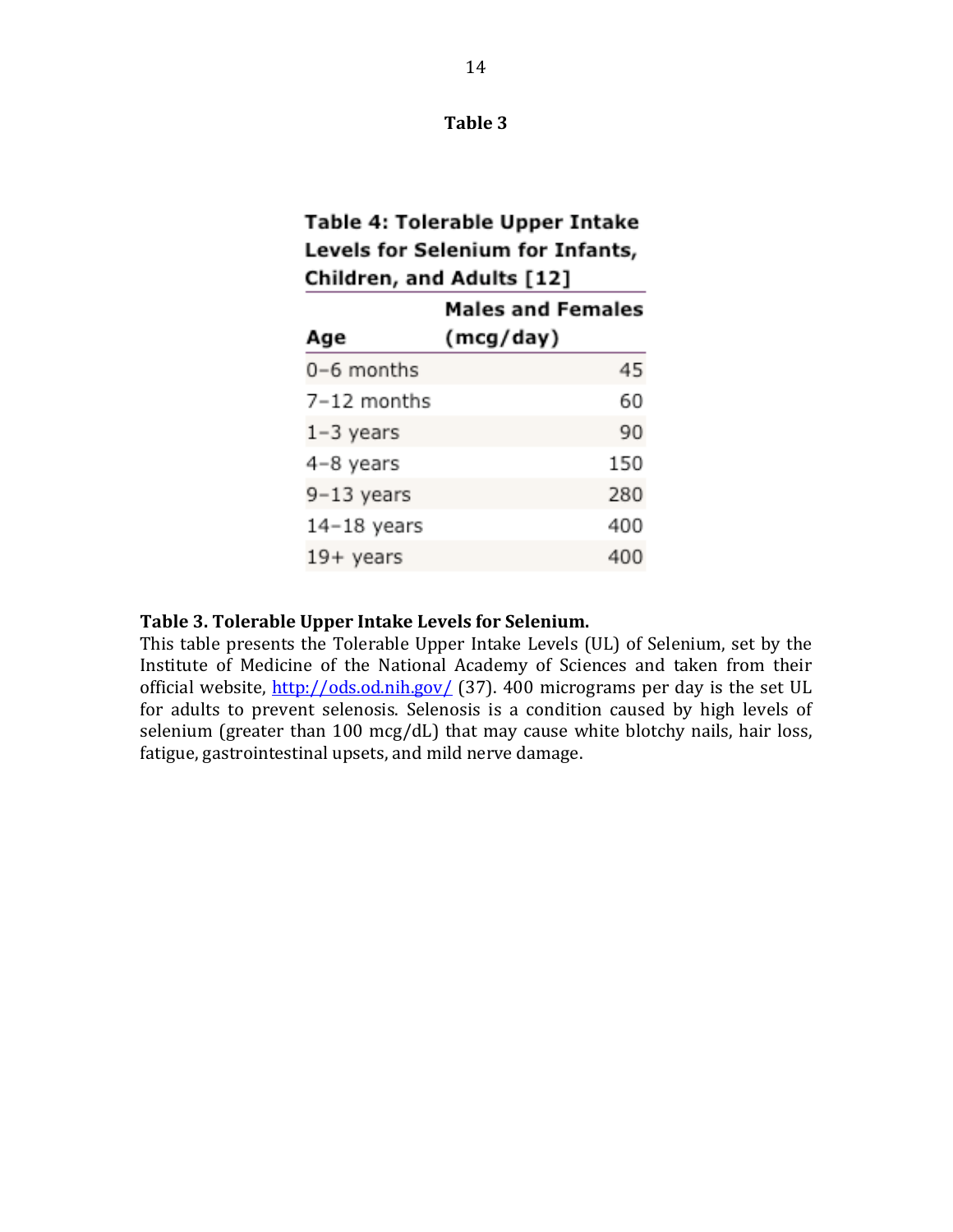**Table 3**

**Table 4: Tolerable Upper Intake Levels for Selenium for Infants, Children, and Adults [12]**

| Age | Males and Females (mcg/day) |
|---|---|
| 0–6 months | 45 |
| 7–12 months | 60 |
| 1–3 years | 90 |
| 4–8 years | 150 |
| 9–13 years | 280 |
| 14–18 years | 400 |
| 19+ years | 400 |

**Table 3. Tolerable Upper Intake Levels for Selenium.**
This table presents the Tolerable Upper Intake Levels (UL) of Selenium, set by the Institute of Medicine of the National Academy of Sciences and taken from their official website, http://ods.od.nih.gov/ (37). 400 micrograms per day is the set UL for adults to prevent selenosis. Selenosis is a condition caused by high levels of selenium (greater than 100 mcg/dL) that may cause white blotchy nails, hair loss, fatigue, gastrointestinal upsets, and mild nerve damage.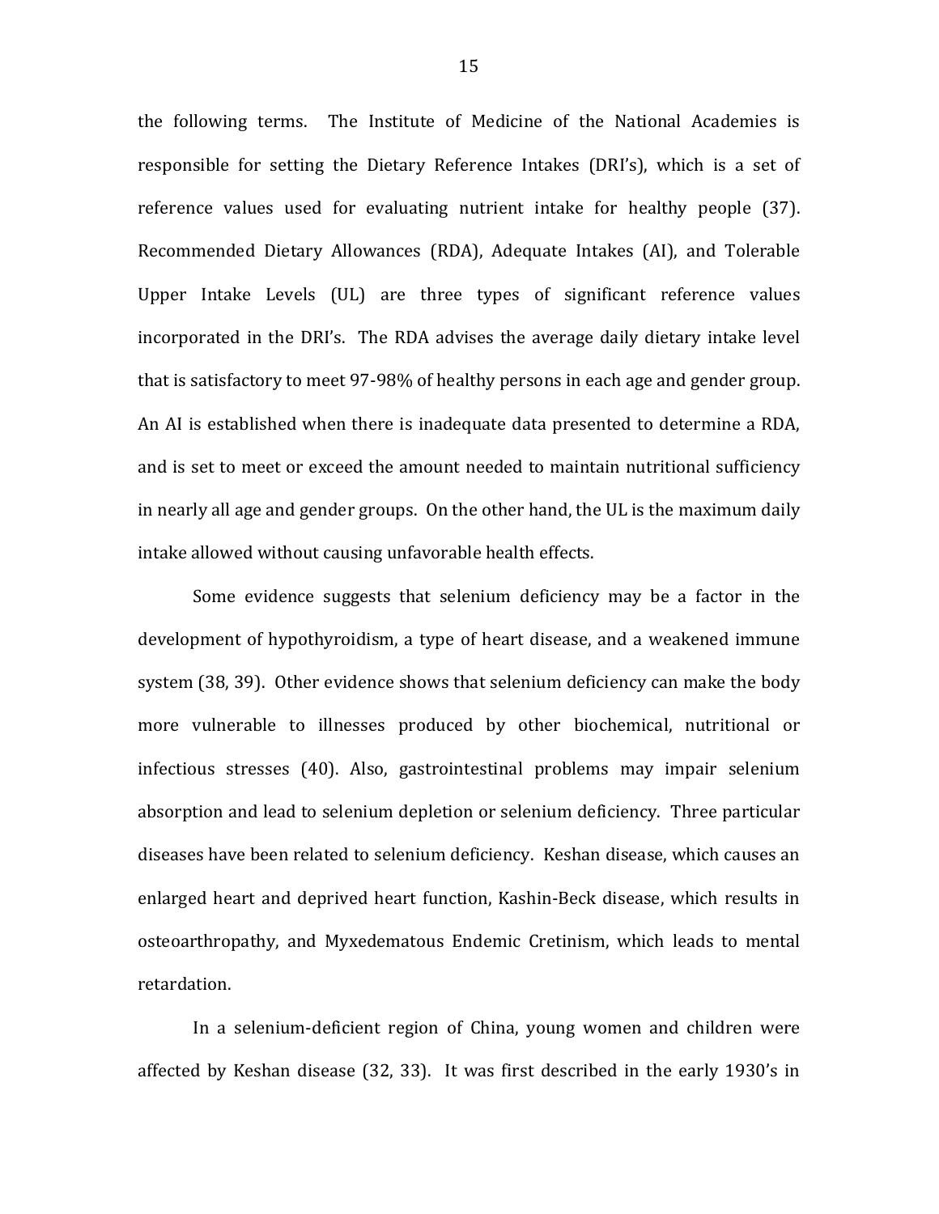the following terms. The Institute of Medicine of the National Academies is responsible for setting the Dietary Reference Intakes (DRI's), which is a set of reference values used for evaluating nutrient intake for healthy people (37). Recommended Dietary Allowances (RDA), Adequate Intakes (AI), and Tolerable Upper Intake Levels (UL) are three types of significant reference values incorporated in the DRI's. The RDA advises the average daily dietary intake level that is satisfactory to meet 97-98% of healthy persons in each age and gender group. An AI is established when there is inadequate data presented to determine a RDA, and is set to meet or exceed the amount needed to maintain nutritional sufficiency in nearly all age and gender groups. On the other hand, the UL is the maximum daily intake allowed without causing unfavorable health effects.

Some evidence suggests that selenium deficiency may be a factor in the development of hypothyroidism, a type of heart disease, and a weakened immune system (38, 39). Other evidence shows that selenium deficiency can make the body more vulnerable to illnesses produced by other biochemical, nutritional or infectious stresses (40). Also, gastrointestinal problems may impair selenium absorption and lead to selenium depletion or selenium deficiency. Three particular diseases have been related to selenium deficiency. Keshan disease, which causes an enlarged heart and deprived heart function, Kashin-Beck disease, which results in osteoarthropathy, and Myxedematous Endemic Cretinism, which leads to mental retardation.

In a selenium-deficient region of China, young women and children were affected by Keshan disease (32, 33). It was first described in the early 1930's in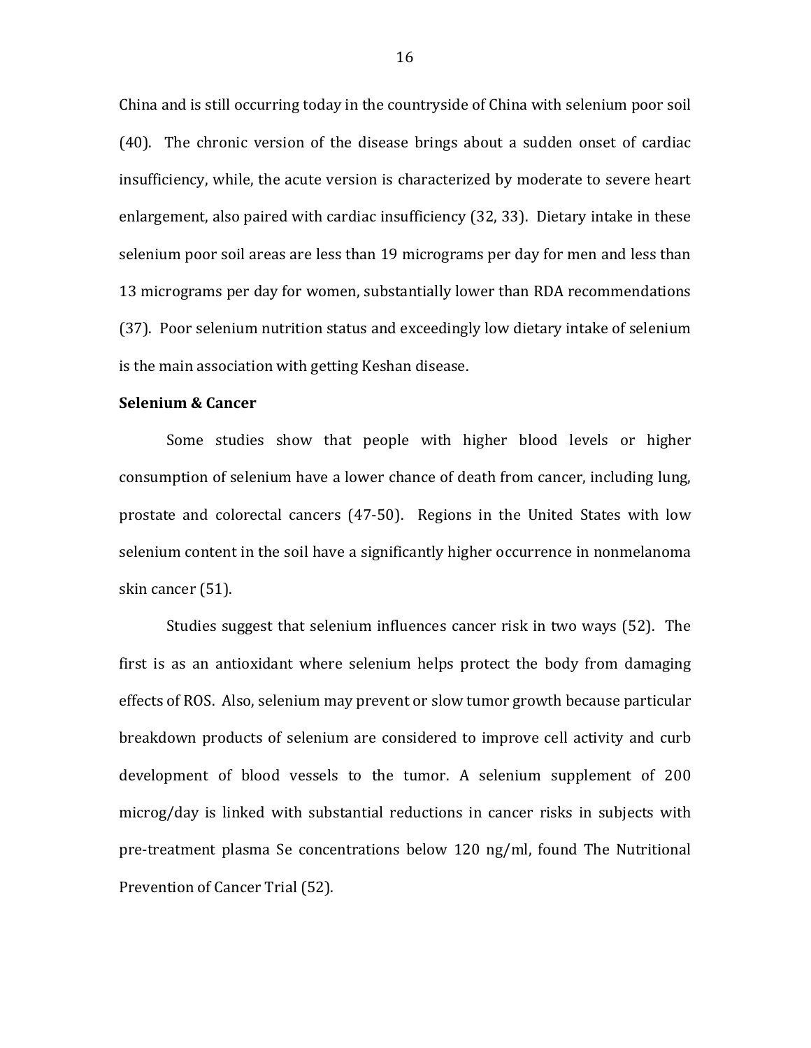China and is still occurring today in the countryside of China with selenium poor soil (40). The chronic version of the disease brings about a sudden onset of cardiac insufficiency, while, the acute version is characterized by moderate to severe heart enlargement, also paired with cardiac insufficiency (32, 33). Dietary intake in these selenium poor soil areas are less than 19 micrograms per day for men and less than 13 micrograms per day for women, substantially lower than RDA recommendations (37). Poor selenium nutrition status and exceedingly low dietary intake of selenium is the main association with getting Keshan disease.

**Selenium & Cancer**

Some studies show that people with higher blood levels or higher consumption of selenium have a lower chance of death from cancer, including lung, prostate and colorectal cancers (47-50). Regions in the United States with low selenium content in the soil have a significantly higher occurrence in nonmelanoma skin cancer (51).

Studies suggest that selenium influences cancer risk in two ways (52). The first is as an antioxidant where selenium helps protect the body from damaging effects of ROS. Also, selenium may prevent or slow tumor growth because particular breakdown products of selenium are considered to improve cell activity and curb development of blood vessels to the tumor. A selenium supplement of 200 microg/day is linked with substantial reductions in cancer risks in subjects with pre-treatment plasma Se concentrations below 120 ng/ml, found The Nutritional Prevention of Cancer Trial (52).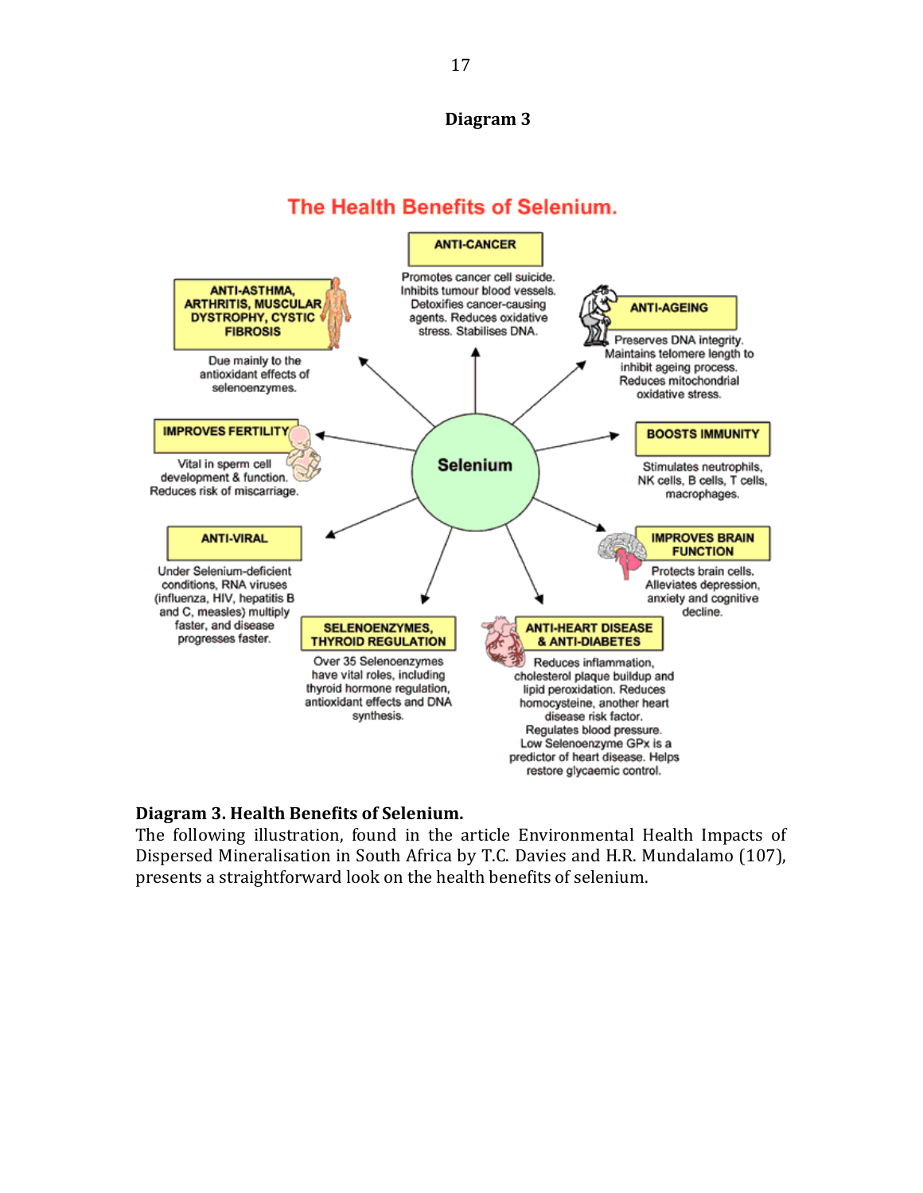**Diagram 3**

## The Health Benefits of Selenium.

**Selenium**

**ANTI-CANCER**

Promotes cancer cell suicide. Inhibits tumour blood vessels. Detoxifies cancer-causing agents. Reduces oxidative stress. Stabilises DNA.

**ANTI-AGEING**

Preserves DNA integrity. Maintains telomere length to inhibit ageing process. Reduces mitochondrial oxidative stress.

**BOOSTS IMMUNITY**

Stimulates neutrophils, NK cells, B cells, T cells, macrophages.

**IMPROVES BRAIN FUNCTION**

Protects brain cells. Alleviates depression, anxiety and cognitive decline.

**ANTI-HEART DISEASE & ANTI-DIABETES**

Reduces inflammation, cholesterol plaque buildup and lipid peroxidation. Reduces homocysteine, another heart disease risk factor. Regulates blood pressure. Low Selenoenzyme GPx is a predictor of heart disease. Helps restore glycaemic control.

**SELENOENZYMES, THYROID REGULATION**

Over 35 Selenoenzymes have vital roles, including thyroid hormone regulation, antioxidant effects and DNA synthesis.

**ANTI-VIRAL**

Under Selenium-deficient conditions, RNA viruses (influenza, HIV, hepatitis B and C, measles) multiply faster, and disease progresses faster.

**IMPROVES FERTILITY**

Vital in sperm cell development & function. Reduces risk of miscarriage.

**ANTI-ASTHMA, ARTHRITIS, MUSCULAR DYSTROPHY, CYSTIC FIBROSIS**

Due mainly to the antioxidant effects of selenoenzymes.

**Diagram 3. Health Benefits of Selenium.**
The following illustration, found in the article Environmental Health Impacts of Dispersed Mineralisation in South Africa by T.C. Davies and H.R. Mundalamo (107), presents a straightforward look on the health benefits of selenium.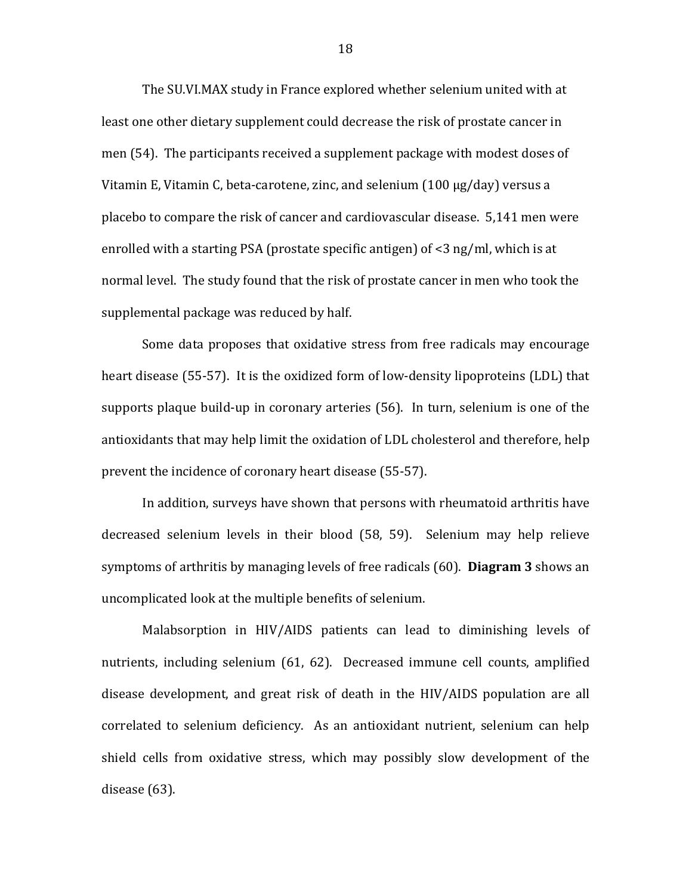The SU.VI.MAX study in France explored whether selenium united with at least one other dietary supplement could decrease the risk of prostate cancer in men (54). The participants received a supplement package with modest doses of Vitamin E, Vitamin C, beta-carotene, zinc, and selenium (100 μg/day) versus a placebo to compare the risk of cancer and cardiovascular disease. 5,141 men were enrolled with a starting PSA (prostate specific antigen) of <3 ng/ml, which is at normal level. The study found that the risk of prostate cancer in men who took the supplemental package was reduced by half.

Some data proposes that oxidative stress from free radicals may encourage heart disease (55-57). It is the oxidized form of low-density lipoproteins (LDL) that supports plaque build-up in coronary arteries (56). In turn, selenium is one of the antioxidants that may help limit the oxidation of LDL cholesterol and therefore, help prevent the incidence of coronary heart disease (55-57).

In addition, surveys have shown that persons with rheumatoid arthritis have decreased selenium levels in their blood (58, 59). Selenium may help relieve symptoms of arthritis by managing levels of free radicals (60). **Diagram 3** shows an uncomplicated look at the multiple benefits of selenium.

Malabsorption in HIV/AIDS patients can lead to diminishing levels of nutrients, including selenium (61, 62). Decreased immune cell counts, amplified disease development, and great risk of death in the HIV/AIDS population are all correlated to selenium deficiency. As an antioxidant nutrient, selenium can help shield cells from oxidative stress, which may possibly slow development of the disease (63).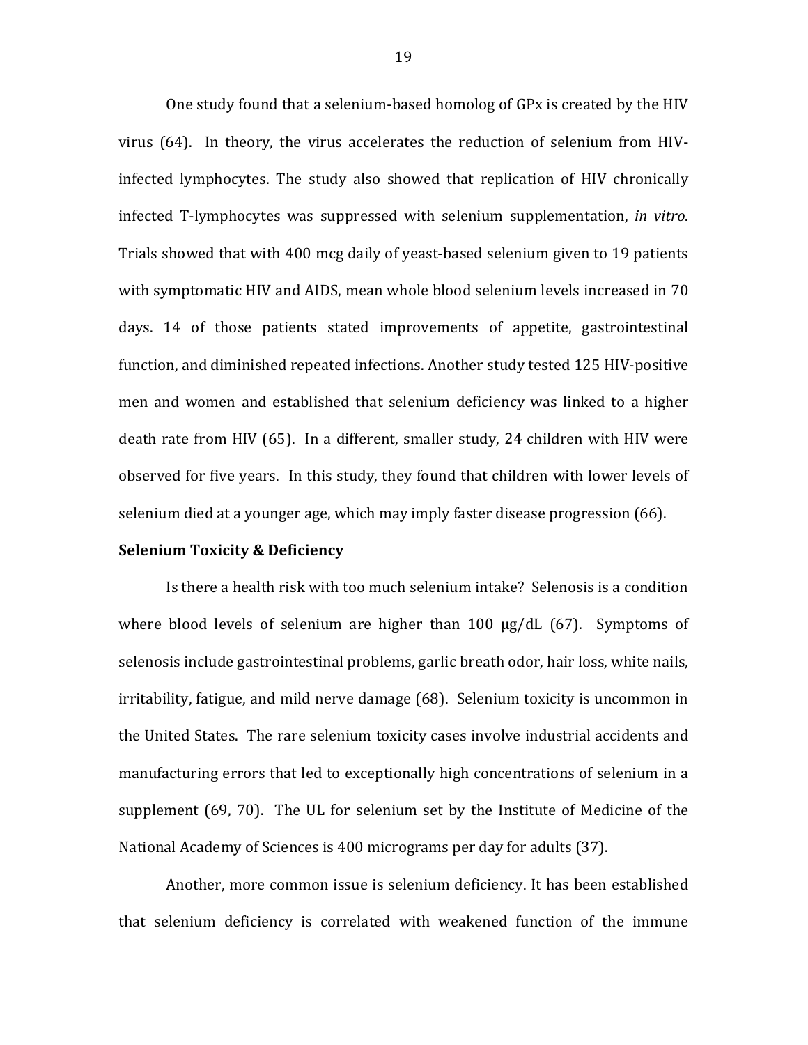One study found that a selenium-based homolog of GPx is created by the HIV virus (64). In theory, the virus accelerates the reduction of selenium from HIV-infected lymphocytes. The study also showed that replication of HIV chronically infected T-lymphocytes was suppressed with selenium supplementation, *in vitro*. Trials showed that with 400 mcg daily of yeast-based selenium given to 19 patients with symptomatic HIV and AIDS, mean whole blood selenium levels increased in 70 days. 14 of those patients stated improvements of appetite, gastrointestinal function, and diminished repeated infections. Another study tested 125 HIV-positive men and women and established that selenium deficiency was linked to a higher death rate from HIV (65). In a different, smaller study, 24 children with HIV were observed for five years. In this study, they found that children with lower levels of selenium died at a younger age, which may imply faster disease progression (66).

**Selenium Toxicity & Deficiency**

Is there a health risk with too much selenium intake? Selenosis is a condition where blood levels of selenium are higher than 100 μg/dL (67). Symptoms of selenosis include gastrointestinal problems, garlic breath odor, hair loss, white nails, irritability, fatigue, and mild nerve damage (68). Selenium toxicity is uncommon in the United States. The rare selenium toxicity cases involve industrial accidents and manufacturing errors that led to exceptionally high concentrations of selenium in a supplement (69, 70). The UL for selenium set by the Institute of Medicine of the National Academy of Sciences is 400 micrograms per day for adults (37).

Another, more common issue is selenium deficiency. It has been established that selenium deficiency is correlated with weakened function of the immune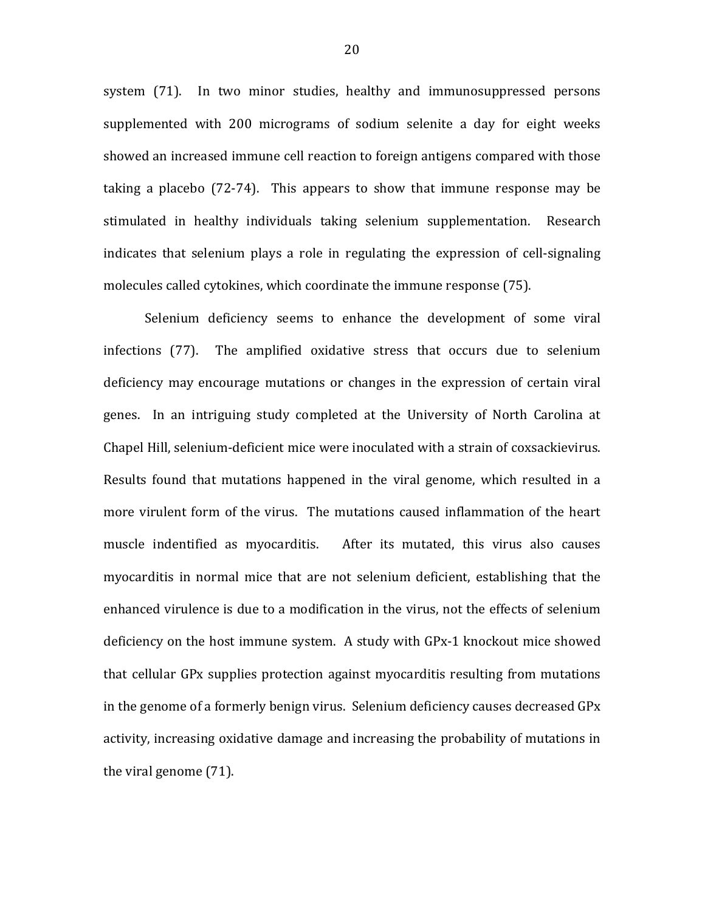system (71). In two minor studies, healthy and immunosuppressed persons supplemented with 200 micrograms of sodium selenite a day for eight weeks showed an increased immune cell reaction to foreign antigens compared with those taking a placebo (72-74). This appears to show that immune response may be stimulated in healthy individuals taking selenium supplementation. Research indicates that selenium plays a role in regulating the expression of cell-signaling molecules called cytokines, which coordinate the immune response (75).

Selenium deficiency seems to enhance the development of some viral infections (77). The amplified oxidative stress that occurs due to selenium deficiency may encourage mutations or changes in the expression of certain viral genes. In an intriguing study completed at the University of North Carolina at Chapel Hill, selenium-deficient mice were inoculated with a strain of coxsackievirus. Results found that mutations happened in the viral genome, which resulted in a more virulent form of the virus. The mutations caused inflammation of the heart muscle indentified as myocarditis. After its mutated, this virus also causes myocarditis in normal mice that are not selenium deficient, establishing that the enhanced virulence is due to a modification in the virus, not the effects of selenium deficiency on the host immune system. A study with GPx-1 knockout mice showed that cellular GPx supplies protection against myocarditis resulting from mutations in the genome of a formerly benign virus. Selenium deficiency causes decreased GPx activity, increasing oxidative damage and increasing the probability of mutations in the viral genome (71).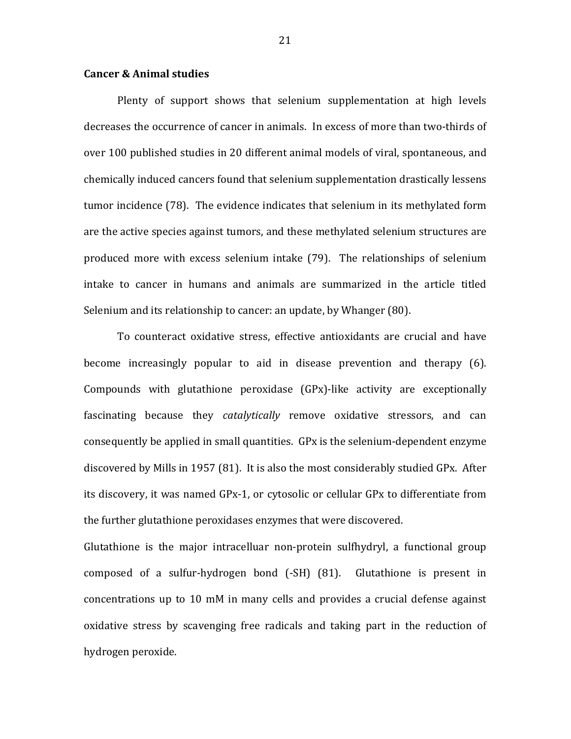**Cancer & Animal studies**

Plenty of support shows that selenium supplementation at high levels decreases the occurrence of cancer in animals. In excess of more than two-thirds of over 100 published studies in 20 different animal models of viral, spontaneous, and chemically induced cancers found that selenium supplementation drastically lessens tumor incidence (78). The evidence indicates that selenium in its methylated form are the active species against tumors, and these methylated selenium structures are produced more with excess selenium intake (79). The relationships of selenium intake to cancer in humans and animals are summarized in the article titled Selenium and its relationship to cancer: an update, by Whanger (80).

To counteract oxidative stress, effective antioxidants are crucial and have become increasingly popular to aid in disease prevention and therapy (6). Compounds with glutathione peroxidase (GPx)-like activity are exceptionally fascinating because they *catalytically* remove oxidative stressors, and can consequently be applied in small quantities. GPx is the selenium-dependent enzyme discovered by Mills in 1957 (81). It is also the most considerably studied GPx. After its discovery, it was named GPx-1, or cytosolic or cellular GPx to differentiate from the further glutathione peroxidases enzymes that were discovered.

Glutathione is the major intracelluar non-protein sulfhydryl, a functional group composed of a sulfur-hydrogen bond (-SH) (81). Glutathione is present in concentrations up to 10 mM in many cells and provides a crucial defense against oxidative stress by scavenging free radicals and taking part in the reduction of hydrogen peroxide.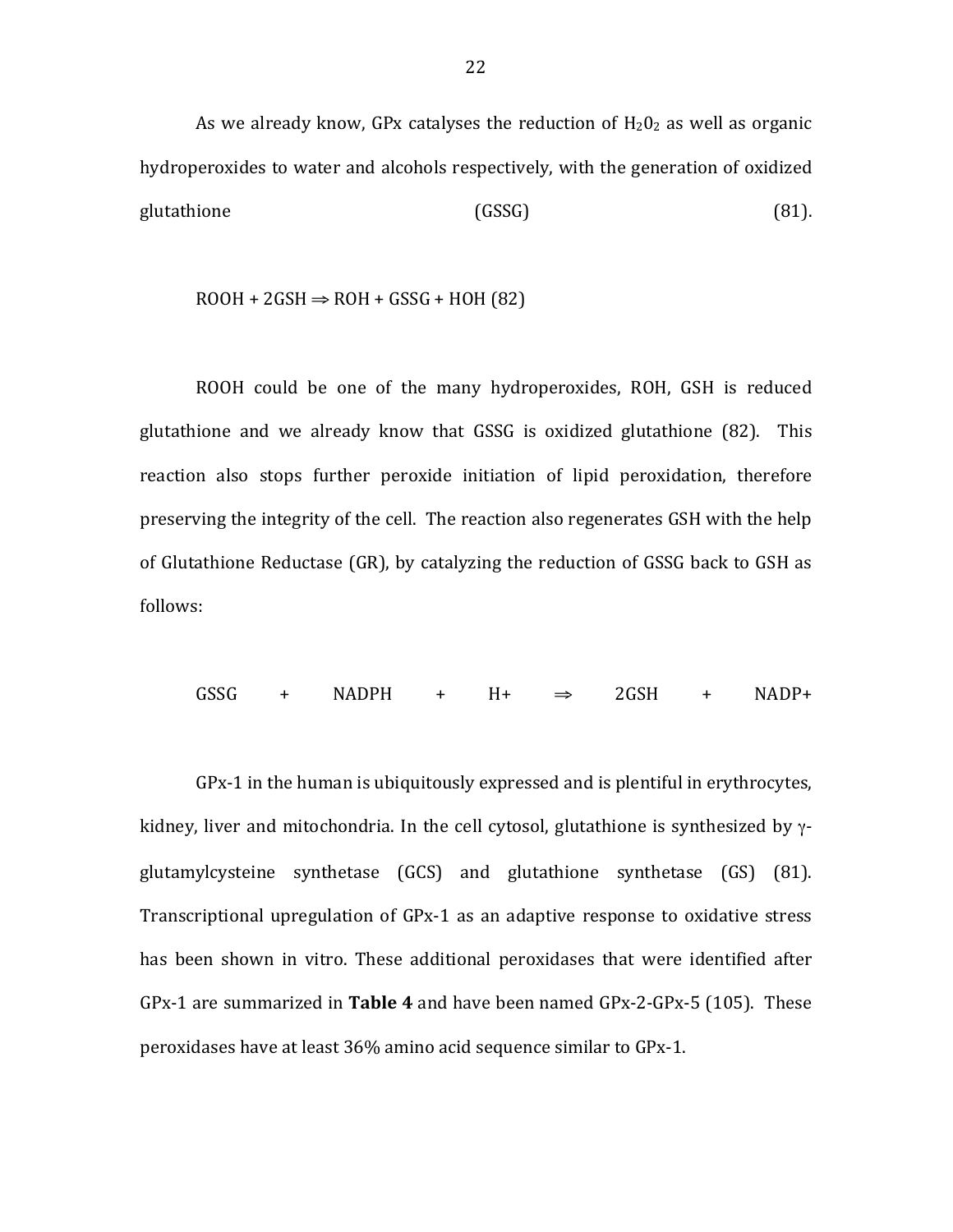As we already know, GPx catalyses the reduction of $H_2O_2$ as well as organic hydroperoxides to water and alcohols respectively, with the generation of oxidized glutathione (GSSG) (81).

$$ROOH + 2GSH \Rightarrow ROH + GSSG + HOH \ (82)$$

ROOH could be one of the many hydroperoxides, ROH, GSH is reduced glutathione and we already know that GSSG is oxidized glutathione (82). This reaction also stops further peroxide initiation of lipid peroxidation, therefore preserving the integrity of the cell. The reaction also regenerates GSH with the help of Glutathione Reductase (GR), by catalyzing the reduction of GSSG back to GSH as follows:

$$GSSG + NADPH + H^+ \Rightarrow 2GSH + NADP^+$$

GPx-1 in the human is ubiquitously expressed and is plentiful in erythrocytes, kidney, liver and mitochondria. In the cell cytosol, glutathione is synthesized by γ-glutamylcysteine synthetase (GCS) and glutathione synthetase (GS) (81). Transcriptional upregulation of GPx-1 as an adaptive response to oxidative stress has been shown in vitro. These additional peroxidases that were identified after GPx-1 are summarized in **Table 4** and have been named GPx-2-GPx-5 (105). These peroxidases have at least 36% amino acid sequence similar to GPx-1.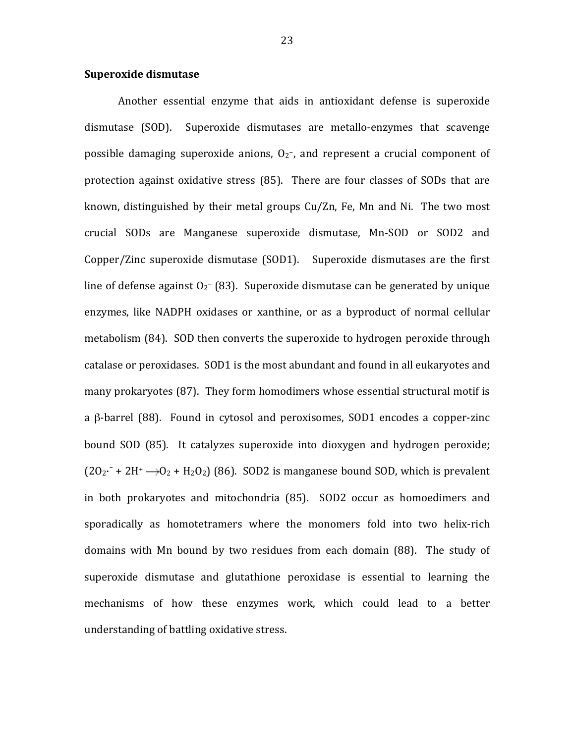**Superoxide dismutase**

Another essential enzyme that aids in antioxidant defense is superoxide dismutase (SOD). Superoxide dismutases are metallo-enzymes that scavenge possible damaging superoxide anions, $O_2^-$, and represent a crucial component of protection against oxidative stress (85). There are four classes of SODs that are known, distinguished by their metal groups Cu/Zn, Fe, Mn and Ni. The two most crucial SODs are Manganese superoxide dismutase, Mn-SOD or SOD2 and Copper/Zinc superoxide dismutase (SOD1). Superoxide dismutases are the first line of defense against $O_2^-$ (83). Superoxide dismutase can be generated by unique enzymes, like NADPH oxidases or xanthine, or as a byproduct of normal cellular metabolism (84). SOD then converts the superoxide to hydrogen peroxide through catalase or peroxidases. SOD1 is the most abundant and found in all eukaryotes and many prokaryotes (87). They form homodimers whose essential structural motif is a β-barrel (88). Found in cytosol and peroxisomes, SOD1 encodes a copper-zinc bound SOD (85). It catalyzes superoxide into dioxygen and hydrogen peroxide; ($2O_2\cdot^- + 2H^+ \longrightarrow O_2 + H_2O_2$) (86). SOD2 is manganese bound SOD, which is prevalent in both prokaryotes and mitochondria (85). SOD2 occur as homoedimers and sporadically as homotetramers where the monomers fold into two helix-rich domains with Mn bound by two residues from each domain (88). The study of superoxide dismutase and glutathione peroxidase is essential to learning the mechanisms of how these enzymes work, which could lead to a better understanding of battling oxidative stress.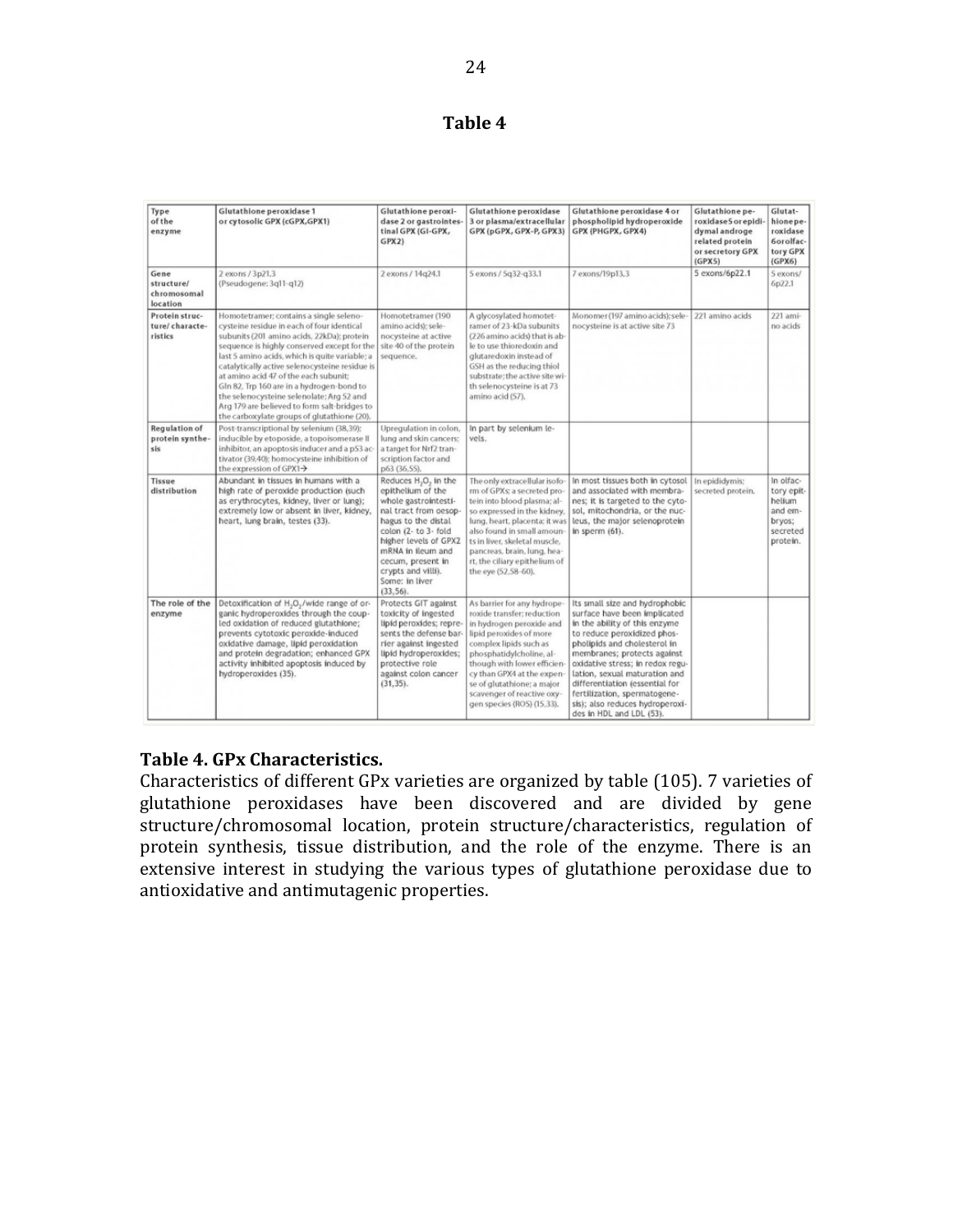**Table 4**

| Type of the enzyme | Glutathione peroxidase 1 or cytosolic GPX (cGPX,GPX1) | Glutathione peroxidase 2 or gastrointestinal GPX (GI-GPX, GPX2) | Glutathione peroxidase 3 or plasma/extracellular GPX (pGPX, GPX-P, GPX3) | Glutathione peroxidase 4 or phospholipid hydroperoxide GPX (PHGPX, GPX4) | Glutathione peroxidase5 or epididymal androge related protein or secretory GPX (GPX5) | Glutathione peroxidase 6orolfactory GPX (GPX6) |
|---|---|---|---|---|---|---|
| Gene structure/ chromosomal location | 2 exons / 3p21.3 (Pseudogene: 3q11-q12) | 2 exons / 14q24.1 | 5 exons / 5q32-q33.1 | 7 exons/19p13.3 | 5 exons/6p22.1 | 5 exons/ 6p22.1 |
| Protein structure/ characteristics | Homotetramer; contains a single selenocysteine residue in each of four identical subunits (201 amino acids, 22kDa); protein sequence is highly conserved except for the last 5 amino acids, which is quite variable; a catalytically active selenocysteine residue is at amino acid 47 of the each subunit; Gln 82, Trp 160 are in a hydrogen-bond to the selenocysteine selenolate; Arg 52 and Arg 179 are believed to form salt-bridges to the carboxylate groups of glutathione (20). | Homotetramer (190 amino acids); selenocysteine at active site 40 of the protein sequence. | A glycosylated homotetramer of 23-kDa subunits (226 amino acids) that is able to use thioredoxin and glutaredoxin instead of GSH as the reducing thiol substrate; the active site with selenocysteine is at 73 amino acid (57). | Monomer (197 amino acids); selenocysteine is at active site 73 | 221 amino acids | 221 amino acids |
| Regulation of protein synthesis | Post-transcriptional by selenium (38,39); inducible by etoposide, a topoisomerase II inhibitor, an apoptosis inducer and a p53 activator (39,40); homocysteine inhibition of the expression of GPX1→ | Upregulation in colon, lung and skin cancers; a target for Nrf2 transcription factor and p63 (36,55). | In part by selenium levels. | | | |
| Tissue distribution | Abundant in tissues in humans with a high rate of peroxide production (such as erythrocytes, kidney, liver or lung); extremely low or absent in liver, kidney, heart, lung brain, testes (33). | Reduces $H_2O_2$ in the epithelium of the whole gastrointestinal tract from oesophagus to the distal colon (2- to 3- fold higher levels of GPX2 mRNA in ileum and cecum, present in crypts and villi). Some: in liver (33,56). | The only extracellular isoform of GPXs; a secreted protein into blood plasma; also expressed in the kidney, lung, heart, placenta; it was also found in small amounts in liver, skeletal muscle, pancreas, brain, lung, heart, the ciliary epithelium of the eye (52,58-60). | In most tissues both in cytosol and associated with membranes; it is targeted to the cytosol, mitochondria, or the nucleus, the major selenoprotein in sperm (61). | In epididymis; secreted protein. | In olfactory epithelium and embryos; secreted protein. |
| The role of the enzyme | Detoxification of $H_2O_2$/wide range of organic hydroperoxides through the coupled oxidation of reduced glutathione; prevents cytotoxic peroxide-induced oxidative damage, lipid peroxidation and protein degradation; enhanced GPX activity inhibited apoptosis induced by hydroperoxides (35). | Protects GIT against toxicity of ingested lipid peroxides; represents the defense barrier against ingested lipid hydroperoxides; protective role against colon cancer (31,35). | As barrier for any hydroperoxide transfer; reduction in hydrogen peroxide and lipid peroxides of more complex lipids such as phosphatidylcholine, although with lower efficiency than GPX4 at the expense of glutathione; a major scavenger of reactive oxygen species (ROS) (15,33). | Its small size and hydrophobic surface have been implicated in the ability of this enzyme to reduce peroxidized phospholipids and cholesterol in membranes; protects against oxidative stress; in redox regulation, sexual maturation and differentiation (essential for fertilization, spermatogenesis); also reduces hydroperoxides in HDL and LDL (53). | | |

**Table 4. GPx Characteristics.**

Characteristics of different GPx varieties are organized by table (105). 7 varieties of glutathione peroxidases have been discovered and are divided by gene structure/chromosomal location, protein structure/characteristics, regulation of protein synthesis, tissue distribution, and the role of the enzyme. There is an extensive interest in studying the various types of glutathione peroxidase due to antioxidative and antimutagenic properties.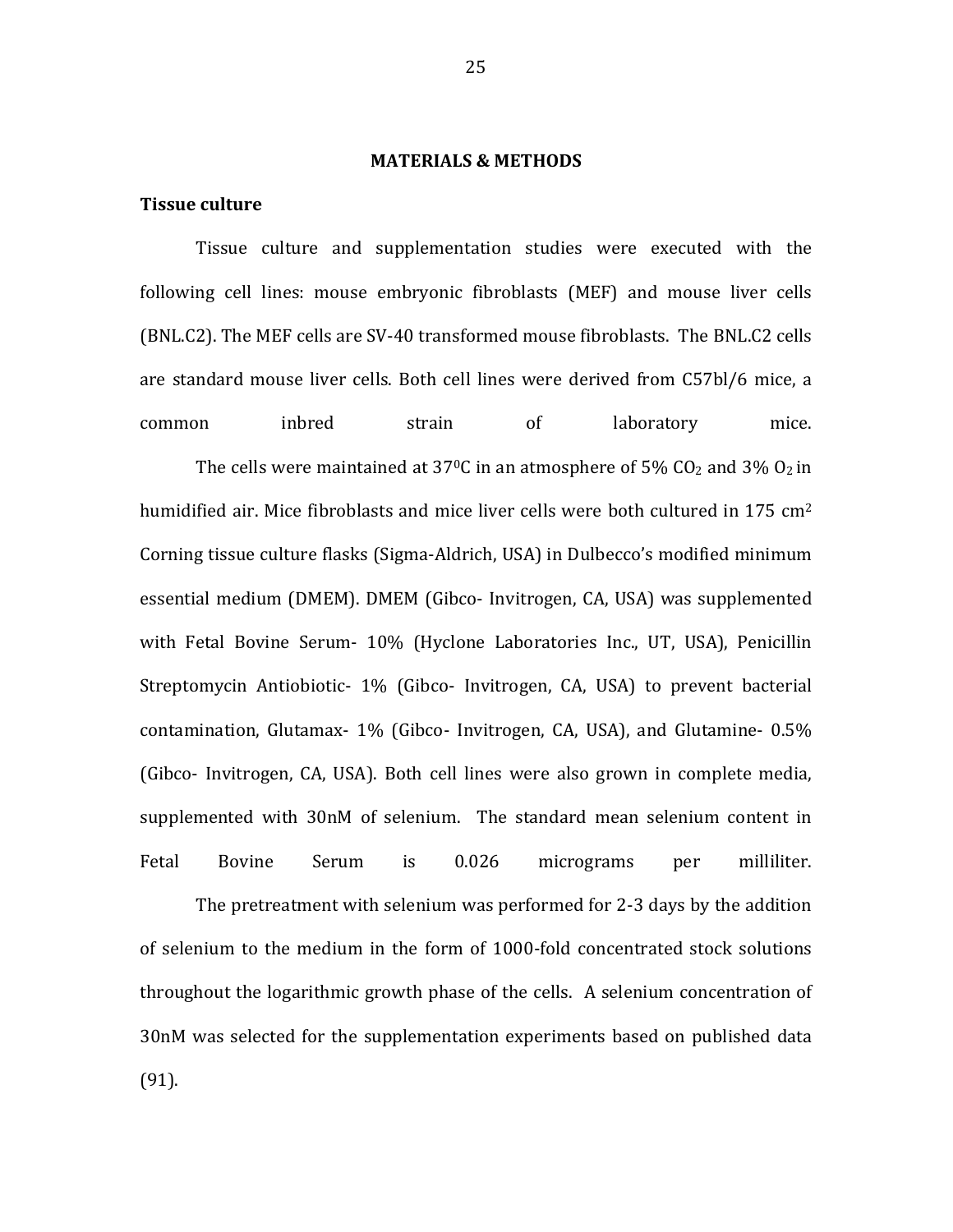# MATERIALS & METHODS

## Tissue culture

Tissue culture and supplementation studies were executed with the following cell lines: mouse embryonic fibroblasts (MEF) and mouse liver cells (BNL.C2). The MEF cells are SV-40 transformed mouse fibroblasts. The BNL.C2 cells are standard mouse liver cells. Both cell lines were derived from C57bl/6 mice, a common inbred strain of laboratory mice.

The cells were maintained at $37^0$C in an atmosphere of 5% $CO_2$ and 3% $O_2$ in humidified air. Mice fibroblasts and mice liver cells were both cultured in 175 $cm^2$ Corning tissue culture flasks (Sigma-Aldrich, USA) in Dulbecco's modified minimum essential medium (DMEM). DMEM (Gibco- Invitrogen, CA, USA) was supplemented with Fetal Bovine Serum- 10% (Hyclone Laboratories Inc., UT, USA), Penicillin Streptomycin Antiobiotic- 1% (Gibco- Invitrogen, CA, USA) to prevent bacterial contamination, Glutamax- 1% (Gibco- Invitrogen, CA, USA), and Glutamine- 0.5% (Gibco- Invitrogen, CA, USA). Both cell lines were also grown in complete media, supplemented with 30nM of selenium. The standard mean selenium content in Fetal Bovine Serum is 0.026 micrograms per milliliter.

The pretreatment with selenium was performed for 2-3 days by the addition of selenium to the medium in the form of 1000-fold concentrated stock solutions throughout the logarithmic growth phase of the cells. A selenium concentration of 30nM was selected for the supplementation experiments based on published data (91).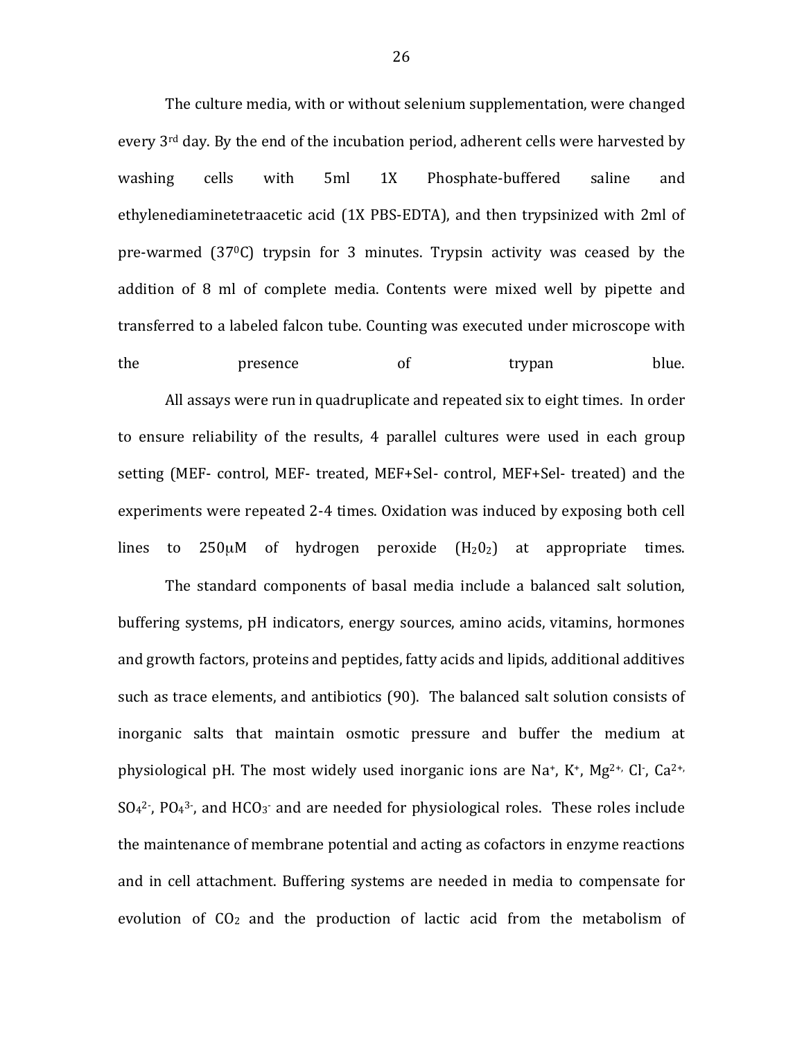The culture media, with or without selenium supplementation, were changed every 3rd day. By the end of the incubation period, adherent cells were harvested by washing cells with 5ml 1X Phosphate-buffered saline and ethylenediaminetetraacetic acid (1X PBS-EDTA), and then trypsinized with 2ml of pre-warmed ($37^0C$) trypsin for 3 minutes. Trypsin activity was ceased by the addition of 8 ml of complete media. Contents were mixed well by pipette and transferred to a labeled falcon tube. Counting was executed under microscope with the presence of trypan blue.

All assays were run in quadruplicate and repeated six to eight times. In order to ensure reliability of the results, 4 parallel cultures were used in each group setting (MEF- control, MEF- treated, MEF+Sel- control, MEF+Sel- treated) and the experiments were repeated 2-4 times. Oxidation was induced by exposing both cell lines to 250μM of hydrogen peroxide ($H_20_2$) at appropriate times.

The standard components of basal media include a balanced salt solution, buffering systems, pH indicators, energy sources, amino acids, vitamins, hormones and growth factors, proteins and peptides, fatty acids and lipids, additional additives such as trace elements, and antibiotics (90). The balanced salt solution consists of inorganic salts that maintain osmotic pressure and buffer the medium at physiological pH. The most widely used inorganic ions are $Na^+$, $K^+$, $Mg^{2+}$, $Cl^-$, $Ca^{2+}$, $SO_4^{2-}$, $PO_4^{3-}$, and $HCO_3^-$ and are needed for physiological roles. These roles include the maintenance of membrane potential and acting as cofactors in enzyme reactions and in cell attachment. Buffering systems are needed in media to compensate for evolution of $CO_2$ and the production of lactic acid from the metabolism of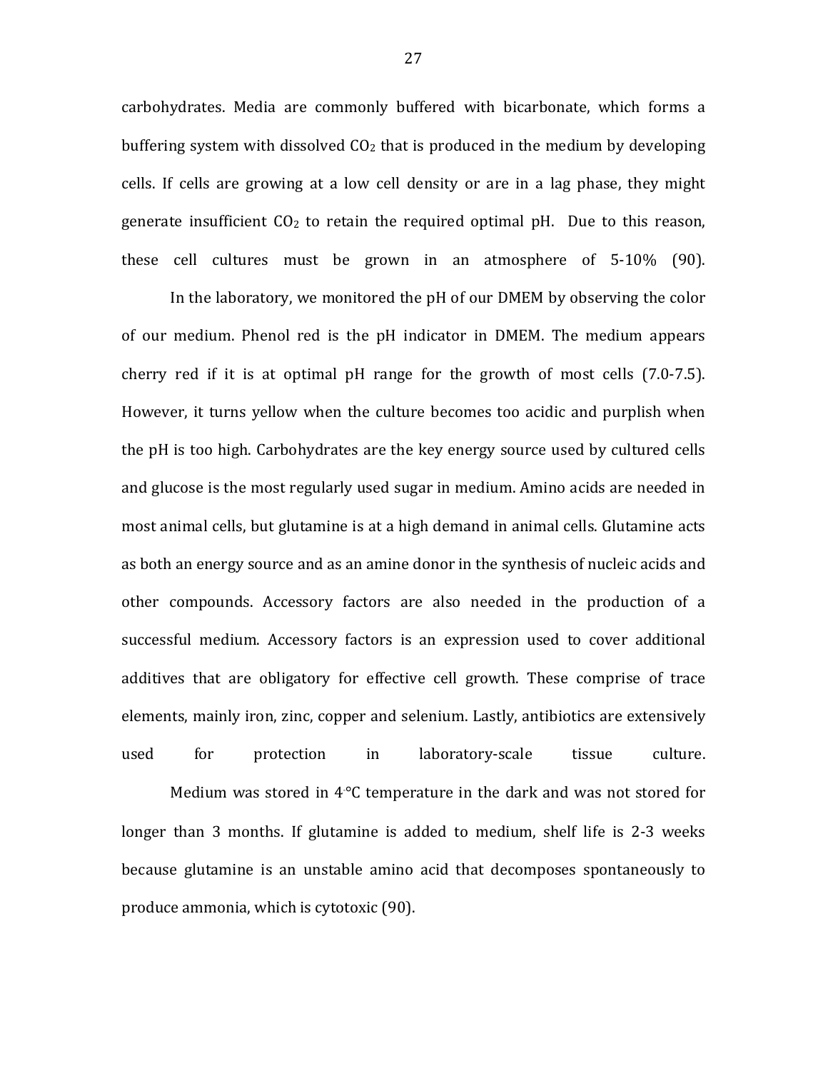carbohydrates. Media are commonly buffered with bicarbonate, which forms a buffering system with dissolved $CO_2$ that is produced in the medium by developing cells. If cells are growing at a low cell density or are in a lag phase, they might generate insufficient $CO_2$ to retain the required optimal pH. Due to this reason, these cell cultures must be grown in an atmosphere of 5-10% (90).

In the laboratory, we monitored the pH of our DMEM by observing the color of our medium. Phenol red is the pH indicator in DMEM. The medium appears cherry red if it is at optimal pH range for the growth of most cells (7.0-7.5). However, it turns yellow when the culture becomes too acidic and purplish when the pH is too high. Carbohydrates are the key energy source used by cultured cells and glucose is the most regularly used sugar in medium. Amino acids are needed in most animal cells, but glutamine is at a high demand in animal cells. Glutamine acts as both an energy source and as an amine donor in the synthesis of nucleic acids and other compounds. Accessory factors are also needed in the production of a successful medium. Accessory factors is an expression used to cover additional additives that are obligatory for effective cell growth. These comprise of trace elements, mainly iron, zinc, copper and selenium. Lastly, antibiotics are extensively used for protection in laboratory-scale tissue culture.

Medium was stored in 4 °C temperature in the dark and was not stored for longer than 3 months. If glutamine is added to medium, shelf life is 2-3 weeks because glutamine is an unstable amino acid that decomposes spontaneously to produce ammonia, which is cytotoxic (90).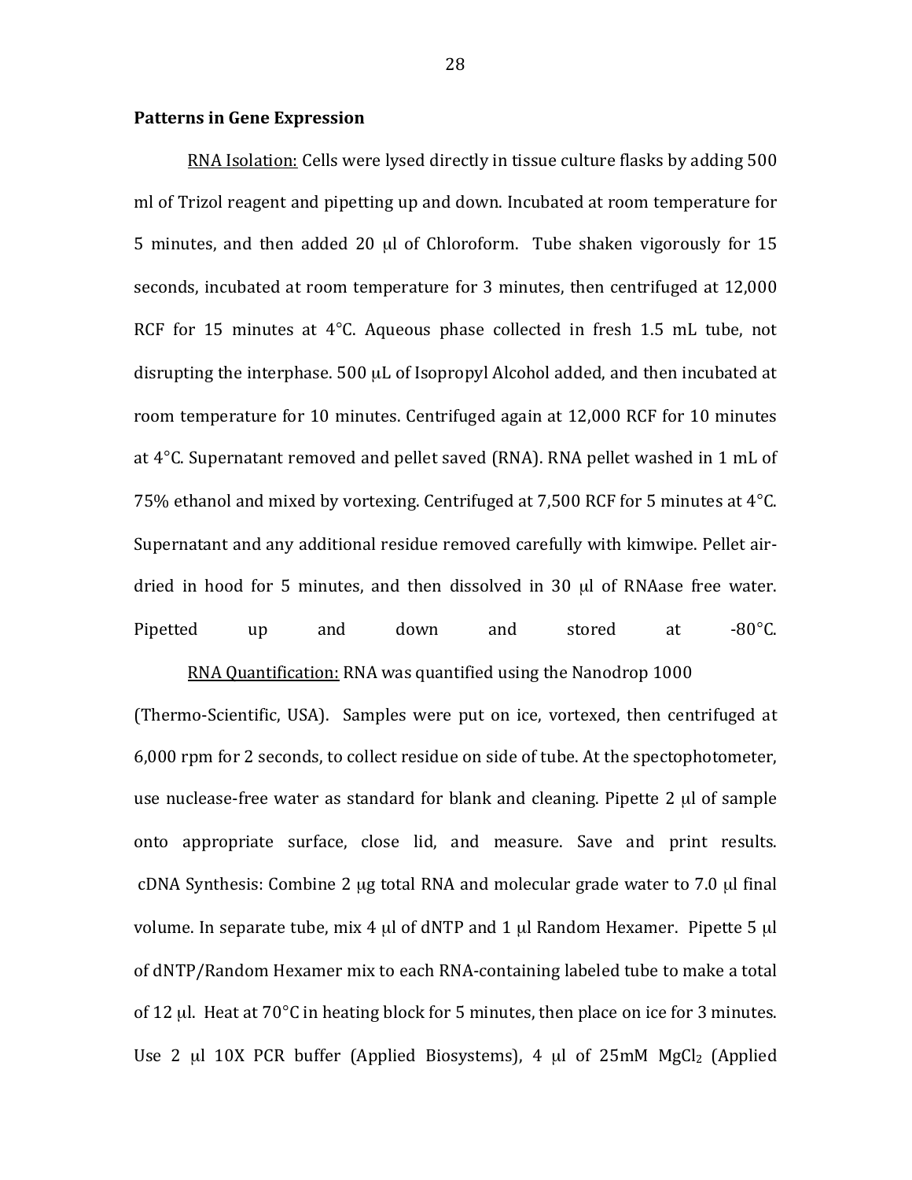**Patterns in Gene Expression**

<u>RNA Isolation:</u> Cells were lysed directly in tissue culture flasks by adding 500 ml of Trizol reagent and pipetting up and down. Incubated at room temperature for 5 minutes, and then added 20 μl of Chloroform. Tube shaken vigorously for 15 seconds, incubated at room temperature for 3 minutes, then centrifuged at 12,000 RCF for 15 minutes at 4°C. Aqueous phase collected in fresh 1.5 mL tube, not disrupting the interphase. 500 μL of Isopropyl Alcohol added, and then incubated at room temperature for 10 minutes. Centrifuged again at 12,000 RCF for 10 minutes at 4°C. Supernatant removed and pellet saved (RNA). RNA pellet washed in 1 mL of 75% ethanol and mixed by vortexing. Centrifuged at 7,500 RCF for 5 minutes at 4°C. Supernatant and any additional residue removed carefully with kimwipe. Pellet air-dried in hood for 5 minutes, and then dissolved in 30 μl of RNAase free water. Pipetted up and down and stored at -80°C.

<u>RNA Quantification:</u> RNA was quantified using the Nanodrop 1000 (Thermo-Scientific, USA). Samples were put on ice, vortexed, then centrifuged at 6,000 rpm for 2 seconds, to collect residue on side of tube. At the spectophotometer, use nuclease-free water as standard for blank and cleaning. Pipette 2 μl of sample onto appropriate surface, close lid, and measure. Save and print results. cDNA Synthesis: Combine 2 μg total RNA and molecular grade water to 7.0 μl final volume. In separate tube, mix 4 μl of dNTP and 1 μl Random Hexamer. Pipette 5 μl of dNTP/Random Hexamer mix to each RNA-containing labeled tube to make a total of 12 μl. Heat at 70°C in heating block for 5 minutes, then place on ice for 3 minutes. Use 2 μl 10X PCR buffer (Applied Biosystems), 4 μl of 25mM $MgCl_2$ (Applied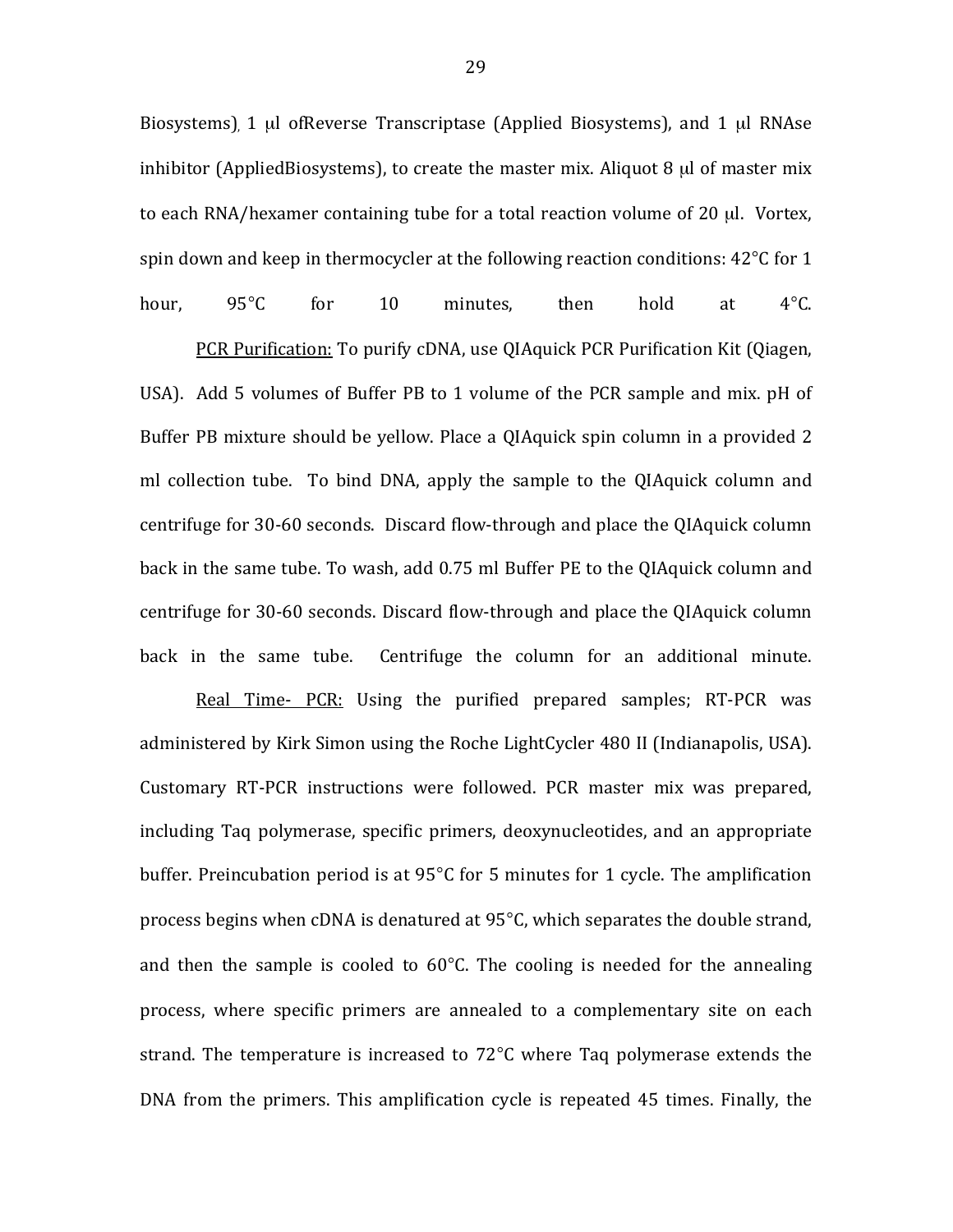Biosystems), 1 μl ofReverse Transcriptase (Applied Biosystems), and 1 μl RNAse inhibitor (AppliedBiosystems), to create the master mix. Aliquot 8 μl of master mix to each RNA/hexamer containing tube for a total reaction volume of 20 μl. Vortex, spin down and keep in thermocycler at the following reaction conditions: 42°C for 1 hour, 95°C for 10 minutes, then hold at 4°C.

<u>PCR Purification:</u> To purify cDNA, use QIAquick PCR Purification Kit (Qiagen, USA). Add 5 volumes of Buffer PB to 1 volume of the PCR sample and mix. pH of Buffer PB mixture should be yellow. Place a QIAquick spin column in a provided 2 ml collection tube. To bind DNA, apply the sample to the QIAquick column and centrifuge for 30-60 seconds. Discard flow-through and place the QIAquick column back in the same tube. To wash, add 0.75 ml Buffer PE to the QIAquick column and centrifuge for 30-60 seconds. Discard flow-through and place the QIAquick column back in the same tube. Centrifuge the column for an additional minute.

<u>Real Time- PCR:</u> Using the purified prepared samples; RT-PCR was administered by Kirk Simon using the Roche LightCycler 480 II (Indianapolis, USA). Customary RT-PCR instructions were followed. PCR master mix was prepared, including Taq polymerase, specific primers, deoxynucleotides, and an appropriate buffer. Preincubation period is at 95°C for 5 minutes for 1 cycle. The amplification process begins when cDNA is denatured at 95°C, which separates the double strand, and then the sample is cooled to 60°C. The cooling is needed for the annealing process, where specific primers are annealed to a complementary site on each strand. The temperature is increased to 72°C where Taq polymerase extends the DNA from the primers. This amplification cycle is repeated 45 times. Finally, the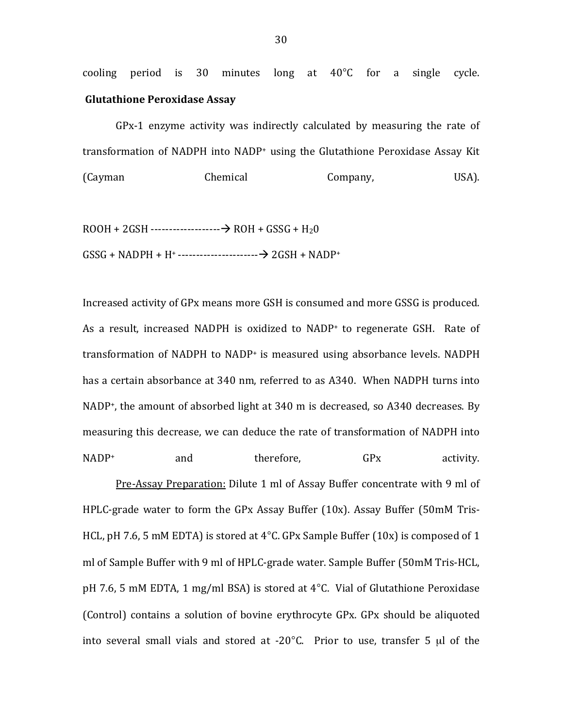cooling period is 30 minutes long at 40°C for a single cycle.

**Glutathione Peroxidase Assay**

GPx-1 enzyme activity was indirectly calculated by measuring the rate of transformation of NADPH into $NADP^+$ using the Glutathione Peroxidase Assay Kit (Cayman Chemical Company, USA).

$$ROOH + 2GSH \longrightarrow ROH + GSSG + H_20$$

$$GSSG + NADPH + H^+ \longrightarrow 2GSH + NADP^+$$

Increased activity of GPx means more GSH is consumed and more GSSG is produced. As a result, increased NADPH is oxidized to $NADP^+$ to regenerate GSH. Rate of transformation of NADPH to $NADP^+$ is measured using absorbance levels. NADPH has a certain absorbance at 340 nm, referred to as A340. When NADPH turns into $NADP^+$, the amount of absorbed light at 340 m is decreased, so A340 decreases. By measuring this decrease, we can deduce the rate of transformation of NADPH into $NADP^+$ and therefore, GPx activity.

Pre-Assay Preparation: Dilute 1 ml of Assay Buffer concentrate with 9 ml of HPLC-grade water to form the GPx Assay Buffer (10x). Assay Buffer (50mM Tris-HCL, pH 7.6, 5 mM EDTA) is stored at 4°C. GPx Sample Buffer (10x) is composed of 1 ml of Sample Buffer with 9 ml of HPLC-grade water. Sample Buffer (50mM Tris-HCL, pH 7.6, 5 mM EDTA, 1 mg/ml BSA) is stored at 4°C. Vial of Glutathione Peroxidase (Control) contains a solution of bovine erythrocyte GPx. GPx should be aliquoted into several small vials and stored at -20°C. Prior to use, transfer 5 μl of the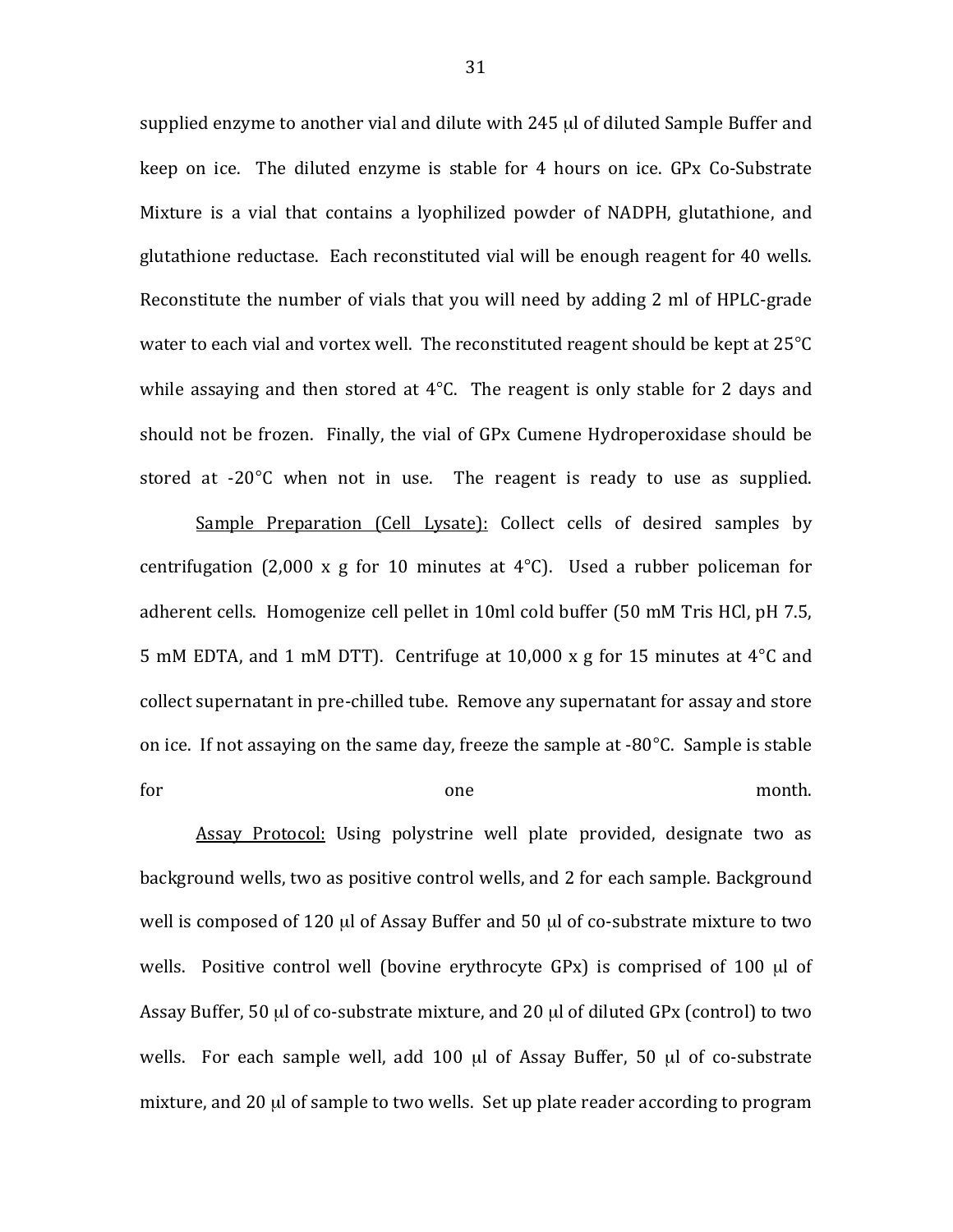supplied enzyme to another vial and dilute with 245 μl of diluted Sample Buffer and keep on ice. The diluted enzyme is stable for 4 hours on ice. GPx Co-Substrate Mixture is a vial that contains a lyophilized powder of NADPH, glutathione, and glutathione reductase. Each reconstituted vial will be enough reagent for 40 wells. Reconstitute the number of vials that you will need by adding 2 ml of HPLC-grade water to each vial and vortex well. The reconstituted reagent should be kept at 25°C while assaying and then stored at 4°C. The reagent is only stable for 2 days and should not be frozen. Finally, the vial of GPx Cumene Hydroperoxidase should be stored at -20°C when not in use. The reagent is ready to use as supplied.

<u>Sample Preparation (Cell Lysate):</u> Collect cells of desired samples by centrifugation (2,000 x g for 10 minutes at 4°C). Used a rubber policeman for adherent cells. Homogenize cell pellet in 10ml cold buffer (50 mM Tris HCl, pH 7.5, 5 mM EDTA, and 1 mM DTT). Centrifuge at 10,000 x g for 15 minutes at 4°C and collect supernatant in pre-chilled tube. Remove any supernatant for assay and store on ice. If not assaying on the same day, freeze the sample at -80°C. Sample is stable for one month.

<u>Assay Protocol:</u> Using polystrine well plate provided, designate two as background wells, two as positive control wells, and 2 for each sample. Background well is composed of 120 μl of Assay Buffer and 50 μl of co-substrate mixture to two wells. Positive control well (bovine erythrocyte GPx) is comprised of 100 μl of Assay Buffer, 50 μl of co-substrate mixture, and 20 μl of diluted GPx (control) to two wells. For each sample well, add 100 μl of Assay Buffer, 50 μl of co-substrate mixture, and 20 μl of sample to two wells. Set up plate reader according to program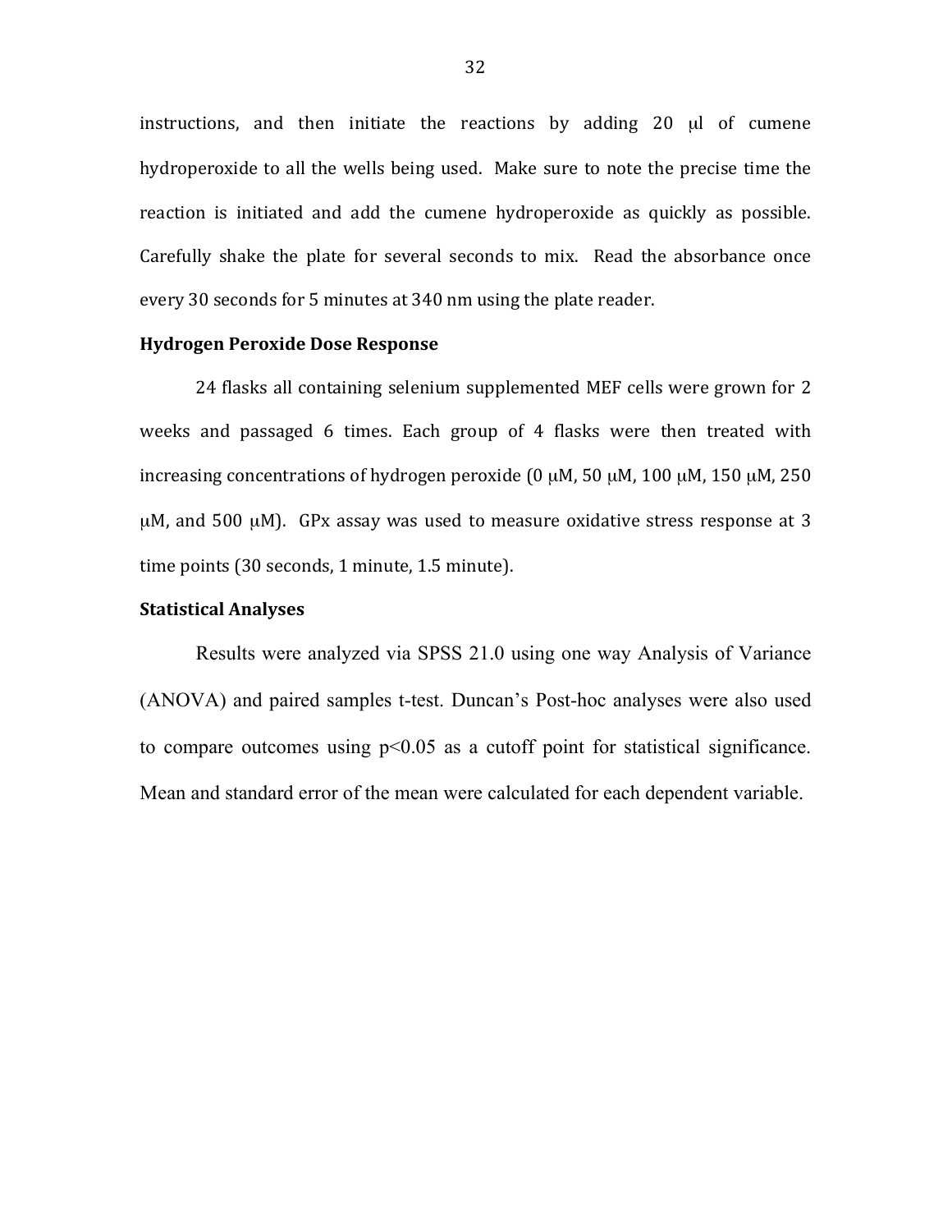instructions, and then initiate the reactions by adding 20 μl of cumene hydroperoxide to all the wells being used. Make sure to note the precise time the reaction is initiated and add the cumene hydroperoxide as quickly as possible. Carefully shake the plate for several seconds to mix. Read the absorbance once every 30 seconds for 5 minutes at 340 nm using the plate reader.

**Hydrogen Peroxide Dose Response**

24 flasks all containing selenium supplemented MEF cells were grown for 2 weeks and passaged 6 times. Each group of 4 flasks were then treated with increasing concentrations of hydrogen peroxide (0 μM, 50 μM, 100 μM, 150 μM, 250 μM, and 500 μM). GPx assay was used to measure oxidative stress response at 3 time points (30 seconds, 1 minute, 1.5 minute).

**Statistical Analyses**

Results were analyzed via SPSS 21.0 using one way Analysis of Variance (ANOVA) and paired samples t-test. Duncan's Post-hoc analyses were also used to compare outcomes using $p<0.05$ as a cutoff point for statistical significance. Mean and standard error of the mean were calculated for each dependent variable.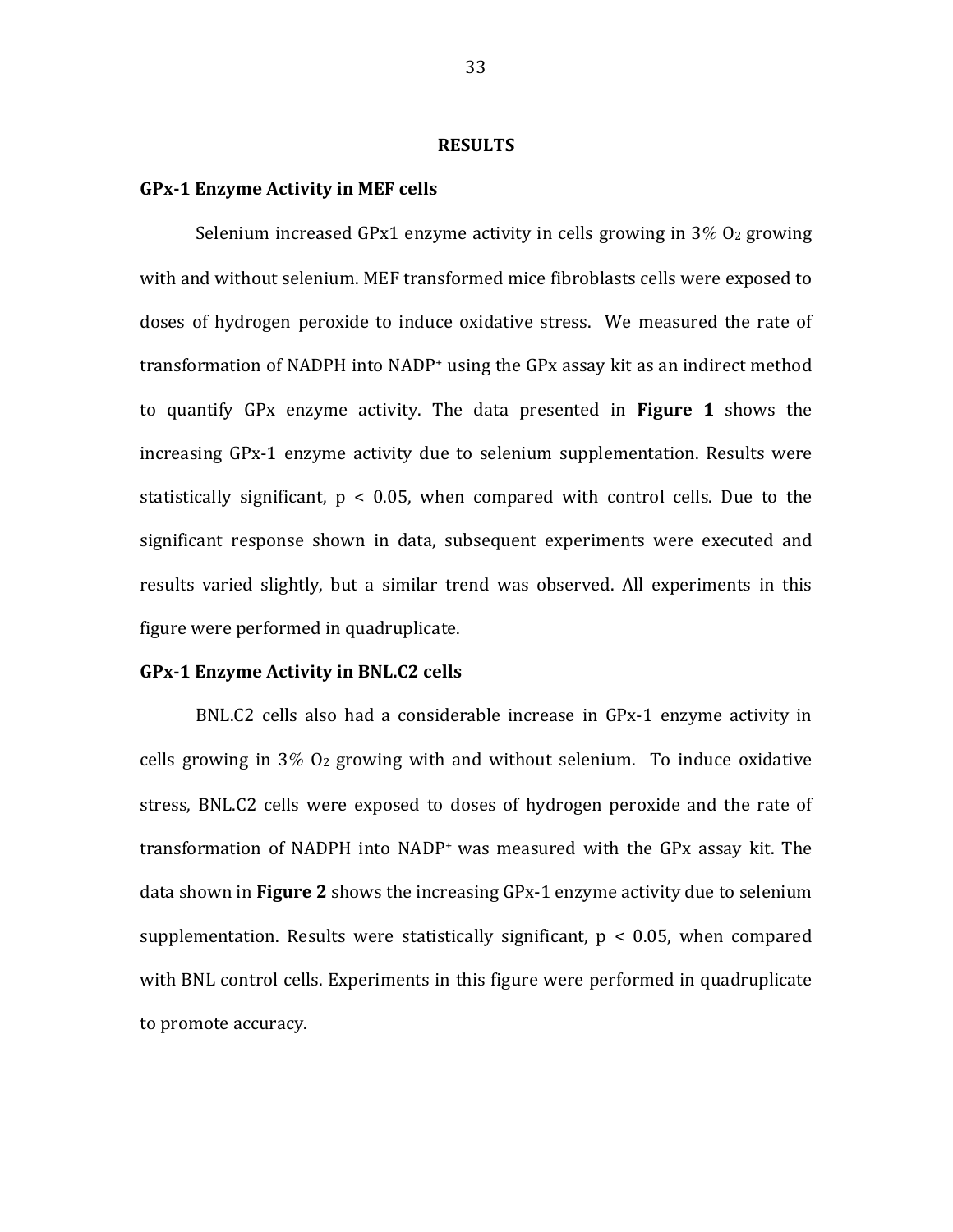# RESULTS

## GPx-1 Enzyme Activity in MEF cells

Selenium increased GPx1 enzyme activity in cells growing in 3% $O_2$ growing with and without selenium. MEF transformed mice fibroblasts cells were exposed to doses of hydrogen peroxide to induce oxidative stress. We measured the rate of transformation of NADPH into $NADP^+$ using the GPx assay kit as an indirect method to quantify GPx enzyme activity. The data presented in **Figure 1** shows the increasing GPx-1 enzyme activity due to selenium supplementation. Results were statistically significant, $p < 0.05$, when compared with control cells. Due to the significant response shown in data, subsequent experiments were executed and results varied slightly, but a similar trend was observed. All experiments in this figure were performed in quadruplicate.

## GPx-1 Enzyme Activity in BNL.C2 cells

BNL.C2 cells also had a considerable increase in GPx-1 enzyme activity in cells growing in 3% $O_2$ growing with and without selenium. To induce oxidative stress, BNL.C2 cells were exposed to doses of hydrogen peroxide and the rate of transformation of NADPH into $NADP^+$ was measured with the GPx assay kit. The data shown in **Figure 2** shows the increasing GPx-1 enzyme activity due to selenium supplementation. Results were statistically significant, $p < 0.05$, when compared with BNL control cells. Experiments in this figure were performed in quadruplicate to promote accuracy.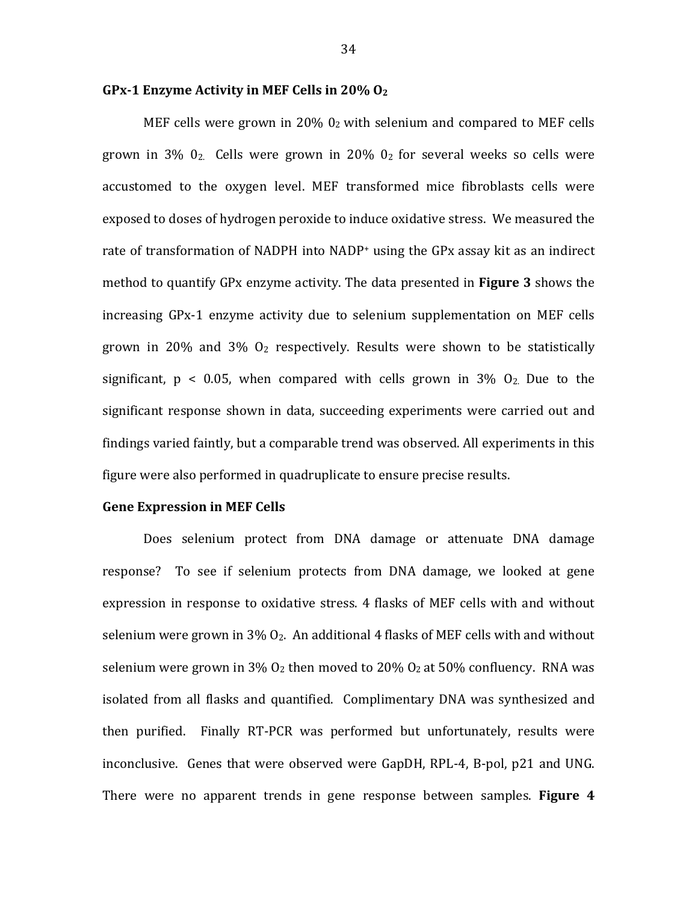### GPx-1 Enzyme Activity in MEF Cells in 20% $O_2$

MEF cells were grown in 20% $0_2$ with selenium and compared to MEF cells grown in 3% $0_2$. Cells were grown in 20% $0_2$ for several weeks so cells were accustomed to the oxygen level. MEF transformed mice fibroblasts cells were exposed to doses of hydrogen peroxide to induce oxidative stress. We measured the rate of transformation of NADPH into $NADP^+$ using the GPx assay kit as an indirect method to quantify GPx enzyme activity. The data presented in **Figure 3** shows the increasing GPx-1 enzyme activity due to selenium supplementation on MEF cells grown in 20% and 3% $O_2$ respectively. Results were shown to be statistically significant, $p < 0.05$, when compared with cells grown in 3% $O_2$. Due to the significant response shown in data, succeeding experiments were carried out and findings varied faintly, but a comparable trend was observed. All experiments in this figure were also performed in quadruplicate to ensure precise results.

### Gene Expression in MEF Cells

Does selenium protect from DNA damage or attenuate DNA damage response? To see if selenium protects from DNA damage, we looked at gene expression in response to oxidative stress. 4 flasks of MEF cells with and without selenium were grown in 3% $O_2$. An additional 4 flasks of MEF cells with and without selenium were grown in 3% $O_2$ then moved to 20% $O_2$ at 50% confluency. RNA was isolated from all flasks and quantified. Complimentary DNA was synthesized and then purified. Finally RT-PCR was performed but unfortunately, results were inconclusive. Genes that were observed were GapDH, RPL-4, B-pol, p21 and UNG. There were no apparent trends in gene response between samples. **Figure 4**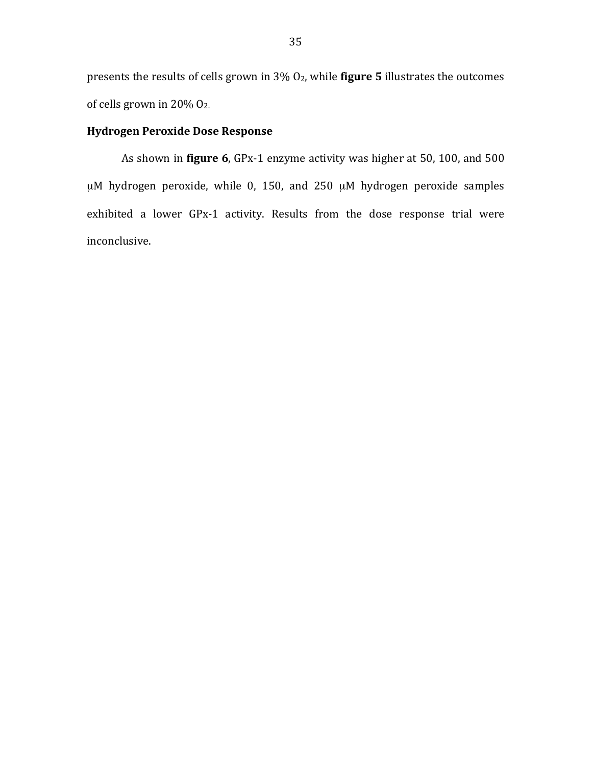presents the results of cells grown in 3% $O_2$, while **figure 5** illustrates the outcomes of cells grown in 20% $O_2$.

**Hydrogen Peroxide Dose Response**

As shown in **figure 6**, GPx-1 enzyme activity was higher at 50, 100, and 500 μM hydrogen peroxide, while 0, 150, and 250 μM hydrogen peroxide samples exhibited a lower GPx-1 activity. Results from the dose response trial were inconclusive.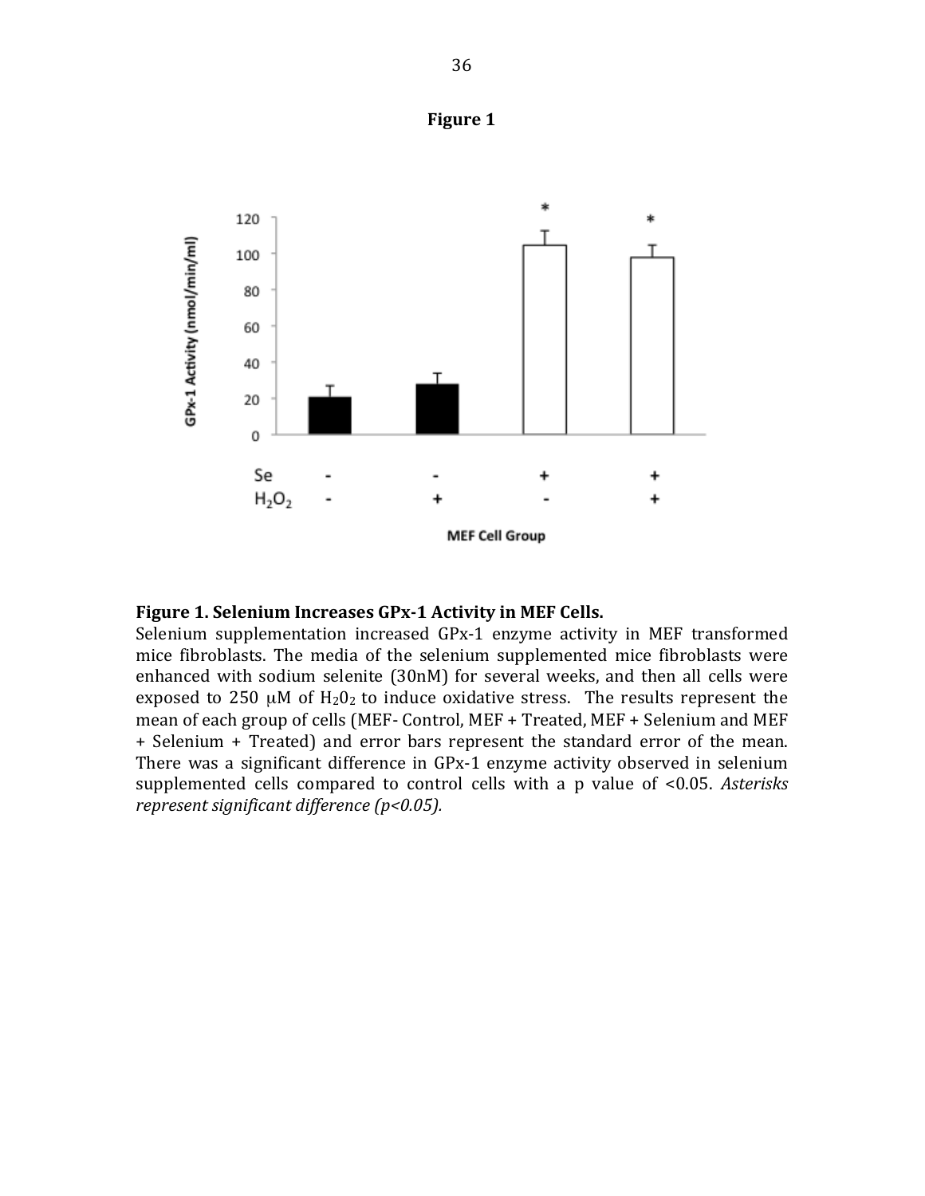**Figure 1**

**Figure 1. Selenium Increases GPx-1 Activity in MEF Cells.**
Selenium supplementation increased GPx-1 enzyme activity in MEF transformed mice fibroblasts. The media of the selenium supplemented mice fibroblasts were enhanced with sodium selenite (30nM) for several weeks, and then all cells were exposed to 250 μM of $H_2O_2$ to induce oxidative stress. The results represent the mean of each group of cells (MEF- Control, MEF + Treated, MEF + Selenium and MEF + Selenium + Treated) and error bars represent the standard error of the mean. There was a significant difference in GPx-1 enzyme activity observed in selenium supplemented cells compared to control cells with a p value of <0.05. *Asterisks represent significant difference (p<0.05).*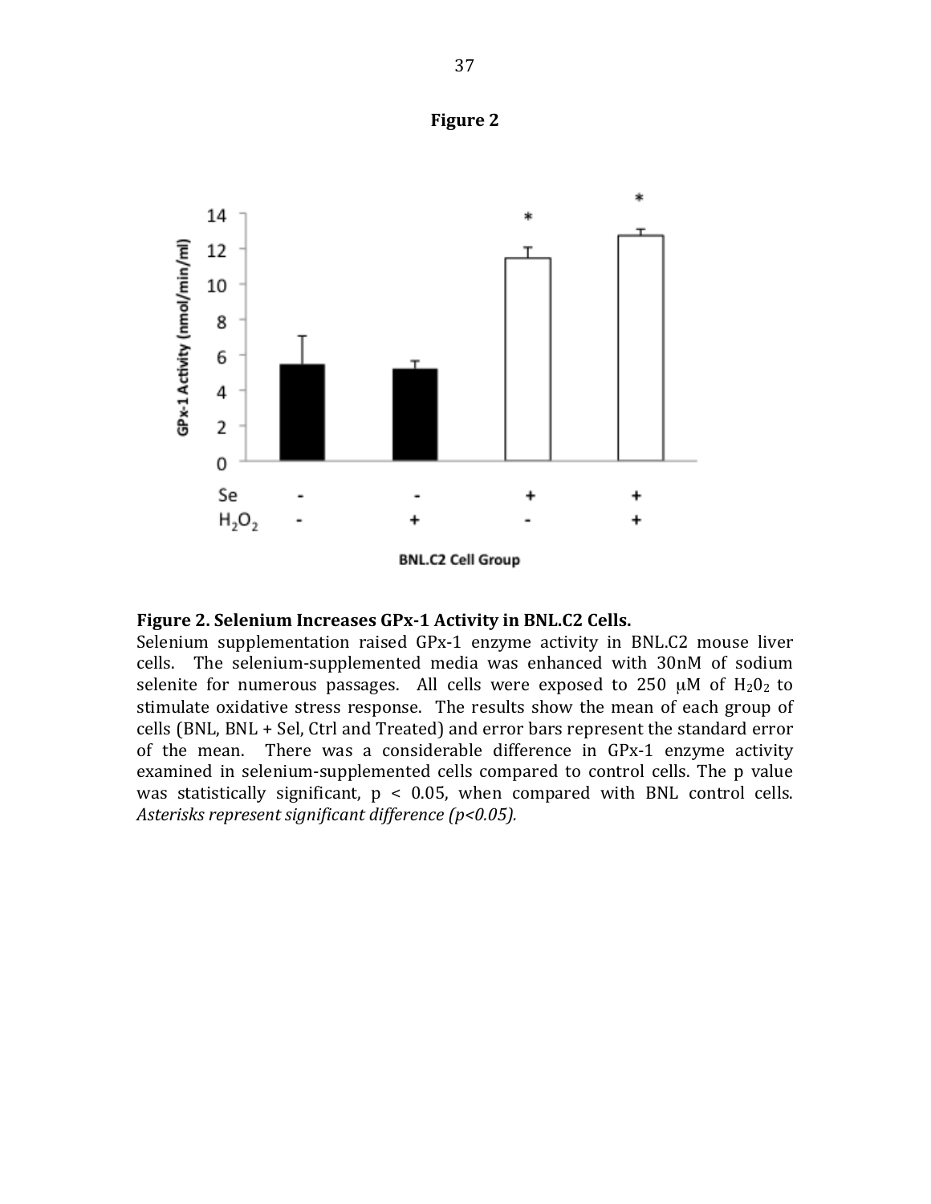**Figure 2**

**Figure 2. Selenium Increases GPx-1 Activity in BNL.C2 Cells.**
Selenium supplementation raised GPx-1 enzyme activity in BNL.C2 mouse liver cells. The selenium-supplemented media was enhanced with 30nM of sodium selenite for numerous passages. All cells were exposed to 250 μM of $H_20_2$ to stimulate oxidative stress response. The results show the mean of each group of cells (BNL, BNL + Sel, Ctrl and Treated) and error bars represent the standard error of the mean. There was a considerable difference in GPx-1 enzyme activity examined in selenium-supplemented cells compared to control cells. The p value was statistically significant, $p < 0.05$, when compared with BNL control cells. *Asterisks represent significant difference (p<0.05).*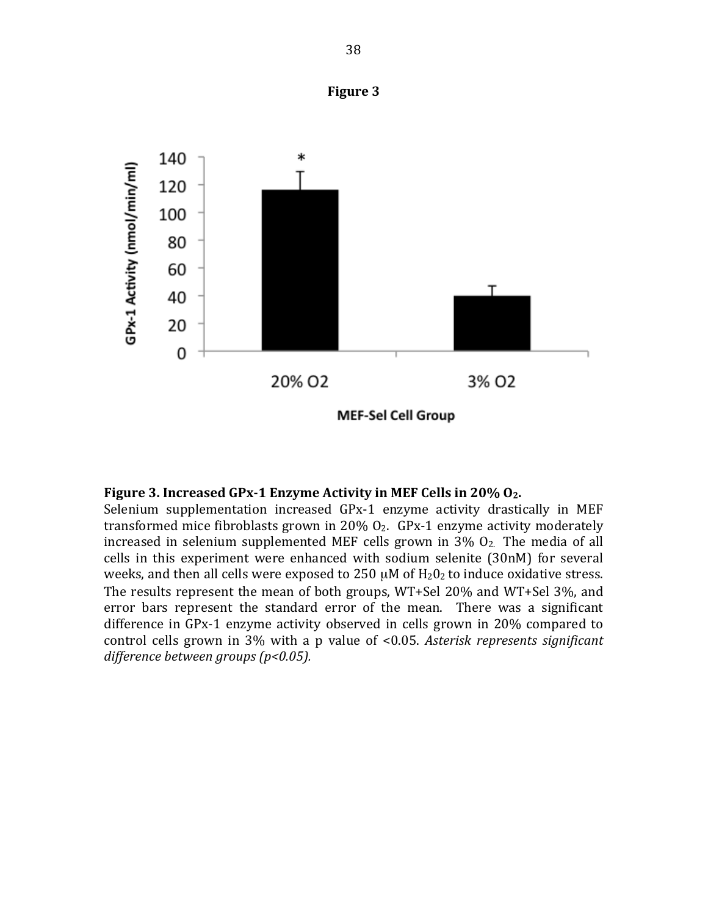**Figure 3**

**Figure 3. Increased GPx-1 Enzyme Activity in MEF Cells in 20% $O_2$.**
Selenium supplementation increased GPx-1 enzyme activity drastically in MEF transformed mice fibroblasts grown in 20% $O_2$. GPx-1 enzyme activity moderately increased in selenium supplemented MEF cells grown in 3% $O_2$. The media of all cells in this experiment were enhanced with sodium selenite (30nM) for several weeks, and then all cells were exposed to 250 μM of $H_2O_2$ to induce oxidative stress. The results represent the mean of both groups, WT+Sel 20% and WT+Sel 3%, and error bars represent the standard error of the mean. There was a significant difference in GPx-1 enzyme activity observed in cells grown in 20% compared to control cells grown in 3% with a p value of <0.05. *Asterisk represents significant difference between groups (p<0.05).*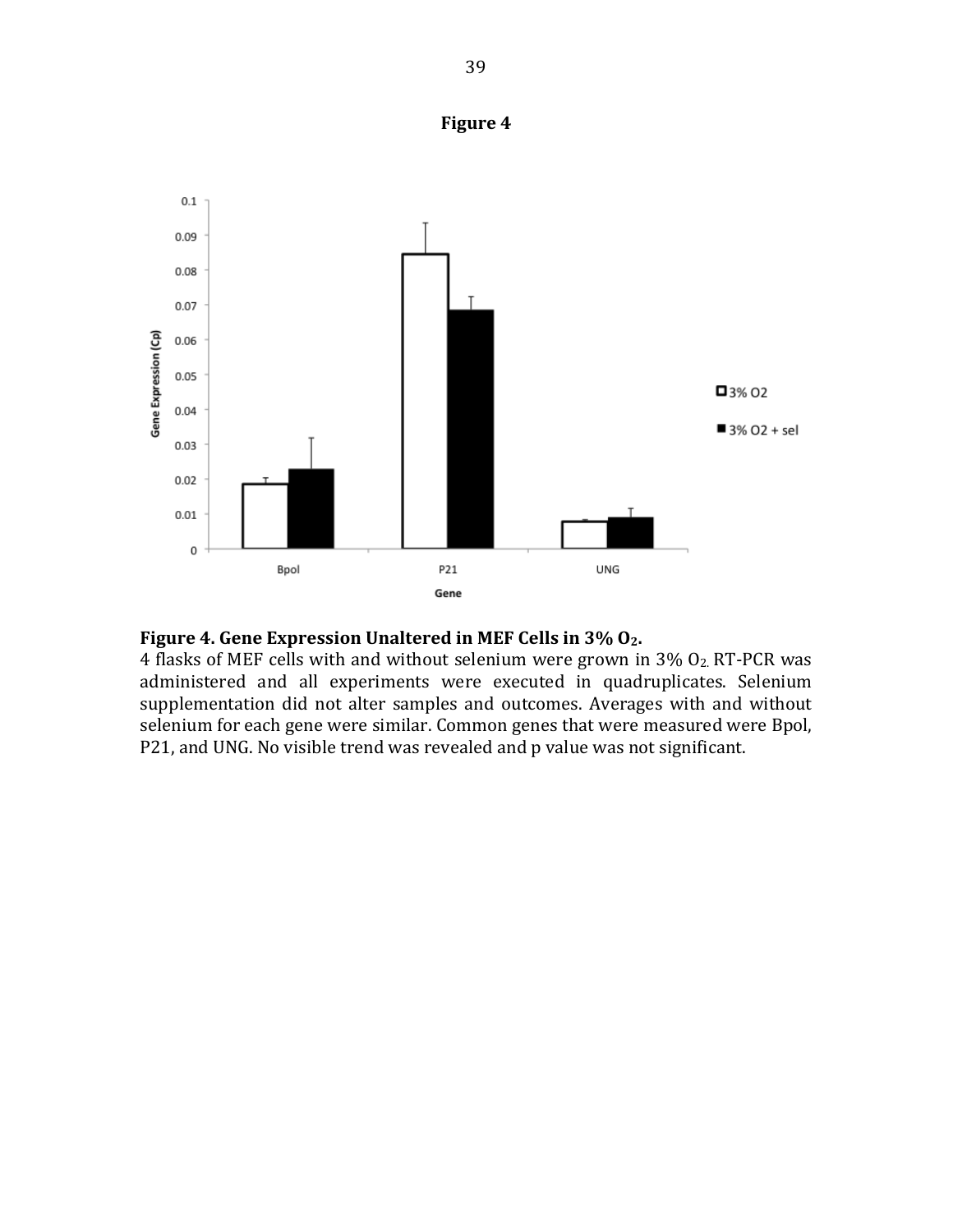**Figure 4**

**Figure 4. Gene Expression Unaltered in MEF Cells in 3% $O_2$.**
4 flasks of MEF cells with and without selenium were grown in 3% $O_2$. RT-PCR was administered and all experiments were executed in quadruplicates. Selenium supplementation did not alter samples and outcomes. Averages with and without selenium for each gene were similar. Common genes that were measured were Bpol, P21, and UNG. No visible trend was revealed and p value was not significant.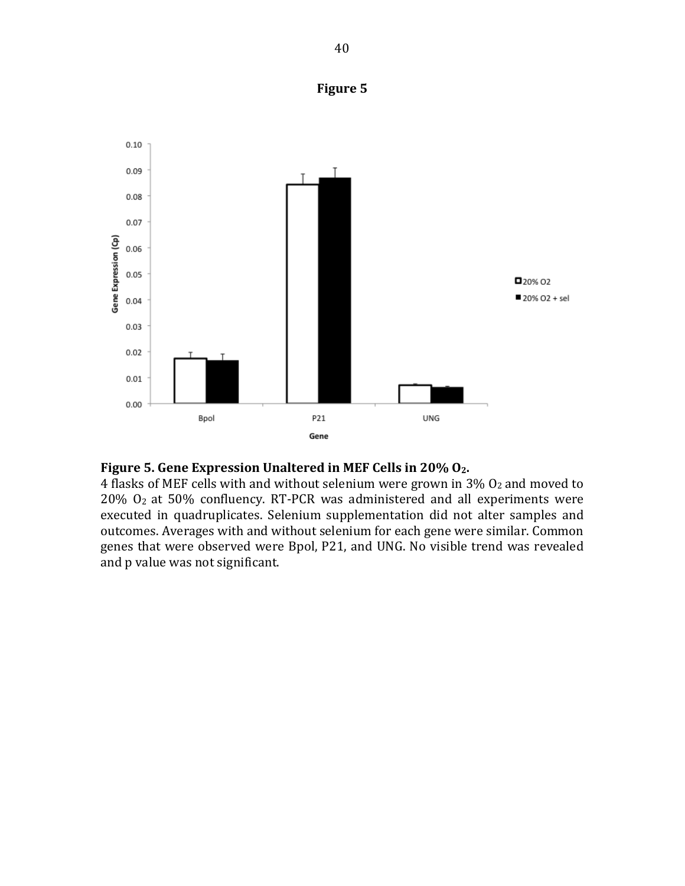**Figure 5**

**Figure 5. Gene Expression Unaltered in MEF Cells in 20% $O_2$.**
4 flasks of MEF cells with and without selenium were grown in 3% $O_2$ and moved to 20% $O_2$ at 50% confluency. RT-PCR was administered and all experiments were executed in quadruplicates. Selenium supplementation did not alter samples and outcomes. Averages with and without selenium for each gene were similar. Common genes that were observed were Bpol, P21, and UNG. No visible trend was revealed and p value was not significant.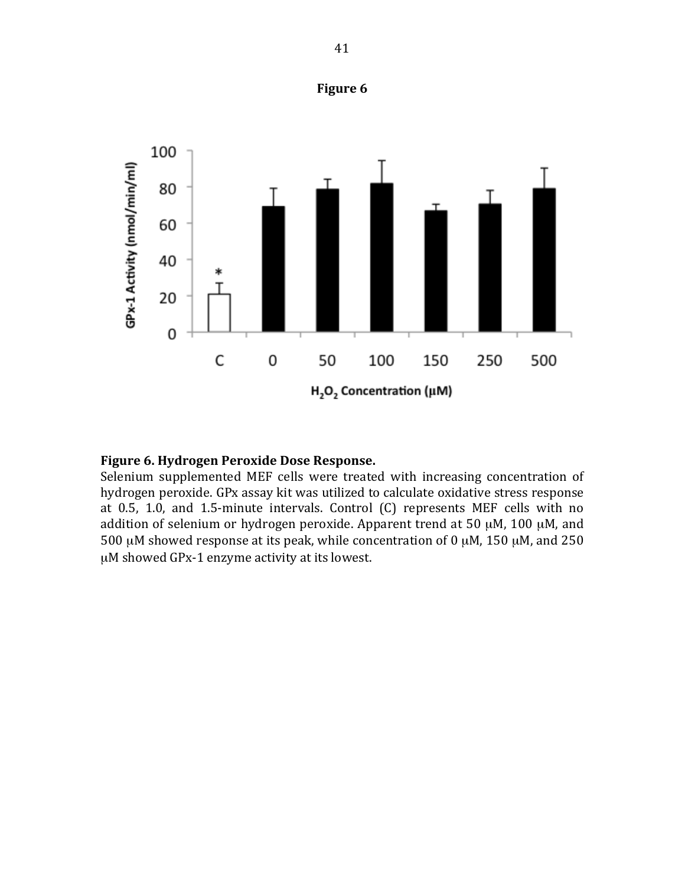**Figure 6**

**Figure 6. Hydrogen Peroxide Dose Response.**

Selenium supplemented MEF cells were treated with increasing concentration of hydrogen peroxide. GPx assay kit was utilized to calculate oxidative stress response at 0.5, 1.0, and 1.5-minute intervals. Control (C) represents MEF cells with no addition of selenium or hydrogen peroxide. Apparent trend at 50 μM, 100 μM, and 500 μM showed response at its peak, while concentration of 0 μM, 150 μM, and 250 μM showed GPx-1 enzyme activity at its lowest.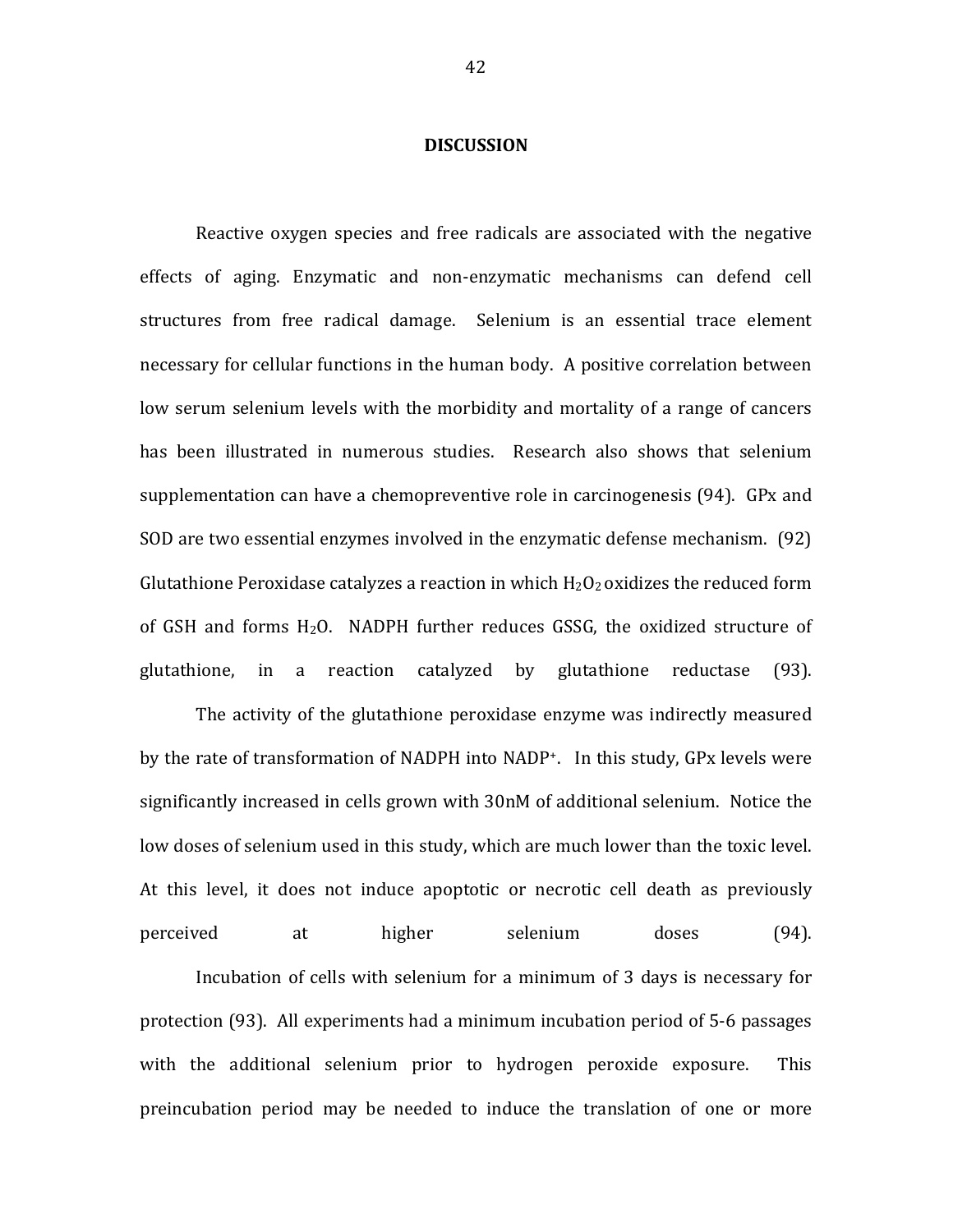# DISCUSSION

Reactive oxygen species and free radicals are associated with the negative effects of aging. Enzymatic and non-enzymatic mechanisms can defend cell structures from free radical damage. Selenium is an essential trace element necessary for cellular functions in the human body. A positive correlation between low serum selenium levels with the morbidity and mortality of a range of cancers has been illustrated in numerous studies. Research also shows that selenium supplementation can have a chemopreventive role in carcinogenesis (94). GPx and SOD are two essential enzymes involved in the enzymatic defense mechanism. (92) Glutathione Peroxidase catalyzes a reaction in which $H_2O_2$ oxidizes the reduced form of GSH and forms $H_2O$. NADPH further reduces GSSG, the oxidized structure of glutathione, in a reaction catalyzed by glutathione reductase (93).

The activity of the glutathione peroxidase enzyme was indirectly measured by the rate of transformation of NADPH into $NADP^+$. In this study, GPx levels were significantly increased in cells grown with 30nM of additional selenium. Notice the low doses of selenium used in this study, which are much lower than the toxic level. At this level, it does not induce apoptotic or necrotic cell death as previously perceived at higher selenium doses (94).

Incubation of cells with selenium for a minimum of 3 days is necessary for protection (93). All experiments had a minimum incubation period of 5-6 passages with the additional selenium prior to hydrogen peroxide exposure. This preincubation period may be needed to induce the translation of one or more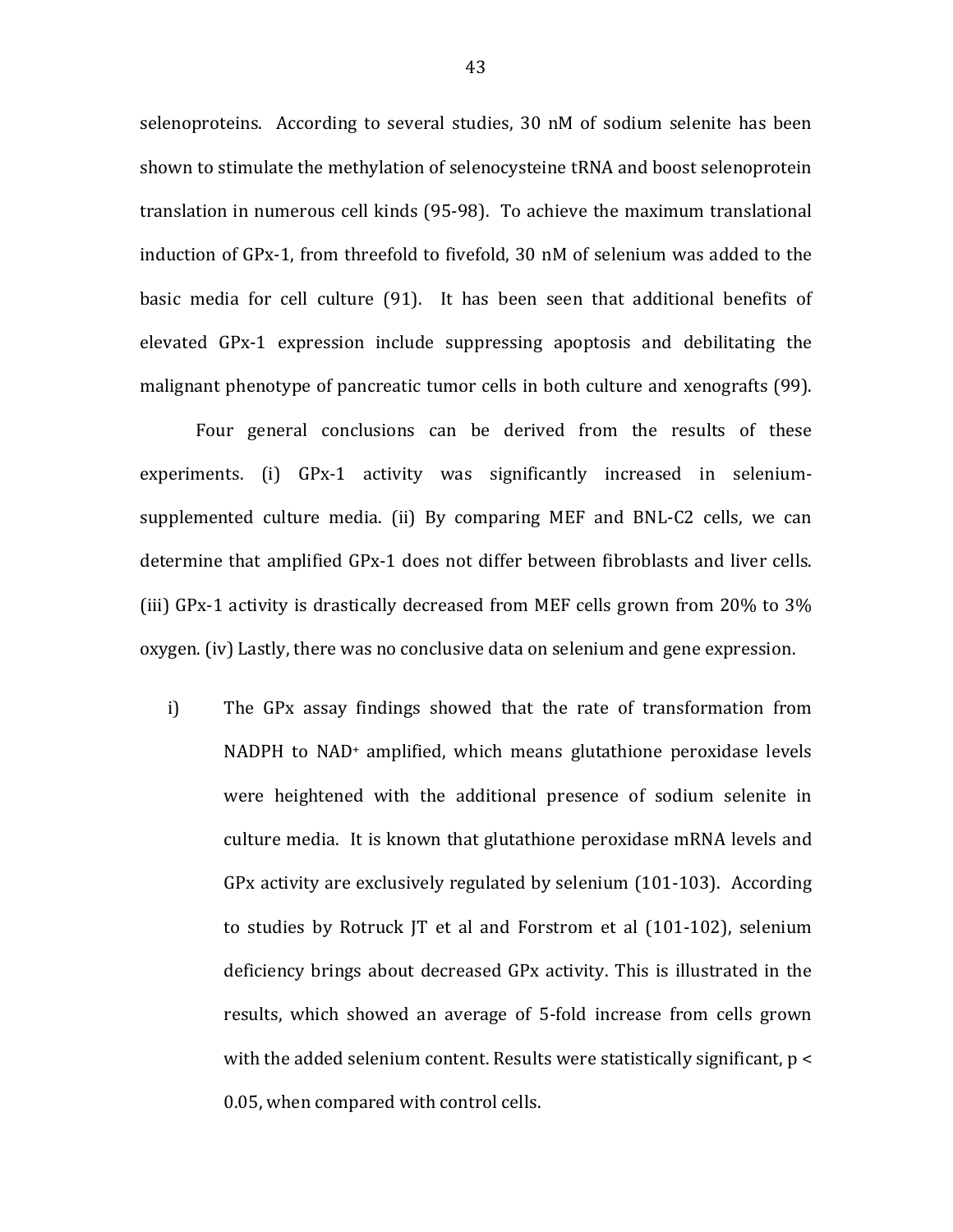selenoproteins. According to several studies, 30 nM of sodium selenite has been shown to stimulate the methylation of selenocysteine tRNA and boost selenoprotein translation in numerous cell kinds (95-98). To achieve the maximum translational induction of GPx-1, from threefold to fivefold, 30 nM of selenium was added to the basic media for cell culture (91). It has been seen that additional benefits of elevated GPx-1 expression include suppressing apoptosis and debilitating the malignant phenotype of pancreatic tumor cells in both culture and xenografts (99).

Four general conclusions can be derived from the results of these experiments. (i) GPx-1 activity was significantly increased in selenium-supplemented culture media. (ii) By comparing MEF and BNL-C2 cells, we can determine that amplified GPx-1 does not differ between fibroblasts and liver cells. (iii) GPx-1 activity is drastically decreased from MEF cells grown from 20% to 3% oxygen. (iv) Lastly, there was no conclusive data on selenium and gene expression.

i) The GPx assay findings showed that the rate of transformation from NADPH to $NAD^+$ amplified, which means glutathione peroxidase levels were heightened with the additional presence of sodium selenite in culture media. It is known that glutathione peroxidase mRNA levels and GPx activity are exclusively regulated by selenium (101-103). According to studies by Rotruck JT et al and Forstrom et al (101-102), selenium deficiency brings about decreased GPx activity. This is illustrated in the results, which showed an average of 5-fold increase from cells grown with the added selenium content. Results were statistically significant, $p < 0.05$, when compared with control cells.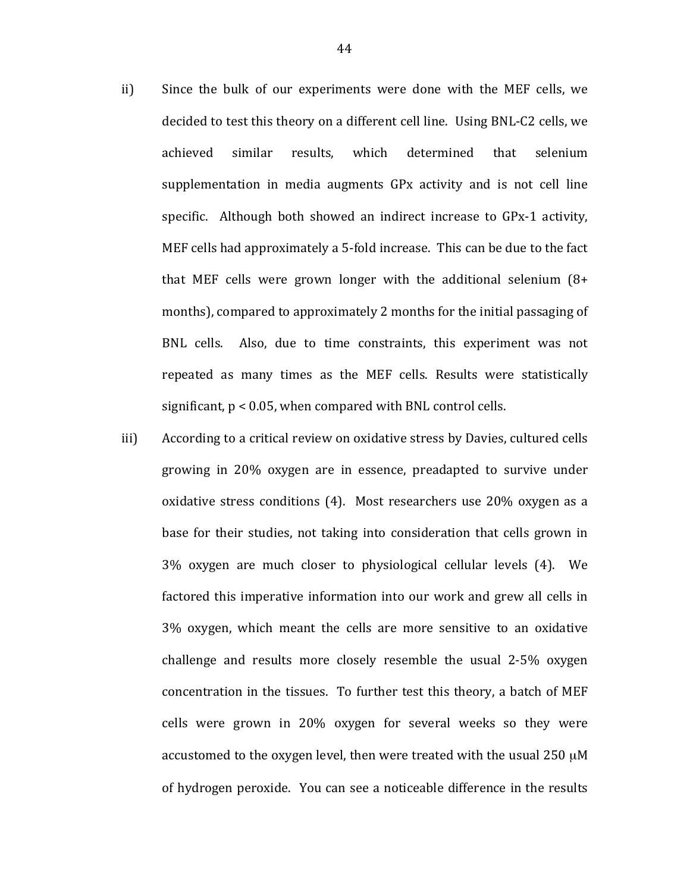ii) Since the bulk of our experiments were done with the MEF cells, we decided to test this theory on a different cell line. Using BNL-C2 cells, we achieved similar results, which determined that selenium supplementation in media augments GPx activity and is not cell line specific. Although both showed an indirect increase to GPx-1 activity, MEF cells had approximately a 5-fold increase. This can be due to the fact that MEF cells were grown longer with the additional selenium (8+ months), compared to approximately 2 months for the initial passaging of BNL cells. Also, due to time constraints, this experiment was not repeated as many times as the MEF cells. Results were statistically significant, $p < 0.05$, when compared with BNL control cells.

iii) According to a critical review on oxidative stress by Davies, cultured cells growing in 20% oxygen are in essence, preadapted to survive under oxidative stress conditions (4). Most researchers use 20% oxygen as a base for their studies, not taking into consideration that cells grown in 3% oxygen are much closer to physiological cellular levels (4). We factored this imperative information into our work and grew all cells in 3% oxygen, which meant the cells are more sensitive to an oxidative challenge and results more closely resemble the usual 2-5% oxygen concentration in the tissues. To further test this theory, a batch of MEF cells were grown in 20% oxygen for several weeks so they were accustomed to the oxygen level, then were treated with the usual 250 $\mu$M of hydrogen peroxide. You can see a noticeable difference in the results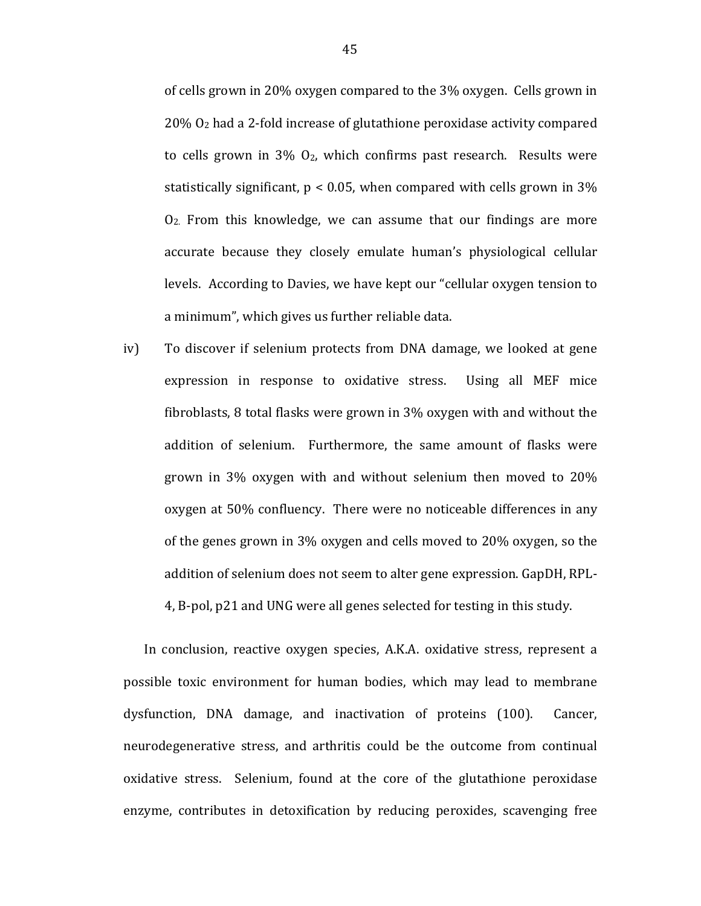of cells grown in 20% oxygen compared to the 3% oxygen. Cells grown in 20% $O_2$ had a 2-fold increase of glutathione peroxidase activity compared to cells grown in 3% $O_2$, which confirms past research. Results were statistically significant, $p < 0.05$, when compared with cells grown in 3% $O_2$. From this knowledge, we can assume that our findings are more accurate because they closely emulate human's physiological cellular levels. According to Davies, we have kept our "cellular oxygen tension to a minimum", which gives us further reliable data.

iv) To discover if selenium protects from DNA damage, we looked at gene expression in response to oxidative stress. Using all MEF mice fibroblasts, 8 total flasks were grown in 3% oxygen with and without the addition of selenium. Furthermore, the same amount of flasks were grown in 3% oxygen with and without selenium then moved to 20% oxygen at 50% confluency. There were no noticeable differences in any of the genes grown in 3% oxygen and cells moved to 20% oxygen, so the addition of selenium does not seem to alter gene expression. GapDH, RPL-4, B-pol, p21 and UNG were all genes selected for testing in this study.

In conclusion, reactive oxygen species, A.K.A. oxidative stress, represent a possible toxic environment for human bodies, which may lead to membrane dysfunction, DNA damage, and inactivation of proteins (100). Cancer, neurodegenerative stress, and arthritis could be the outcome from continual oxidative stress. Selenium, found at the core of the glutathione peroxidase enzyme, contributes in detoxification by reducing peroxides, scavenging free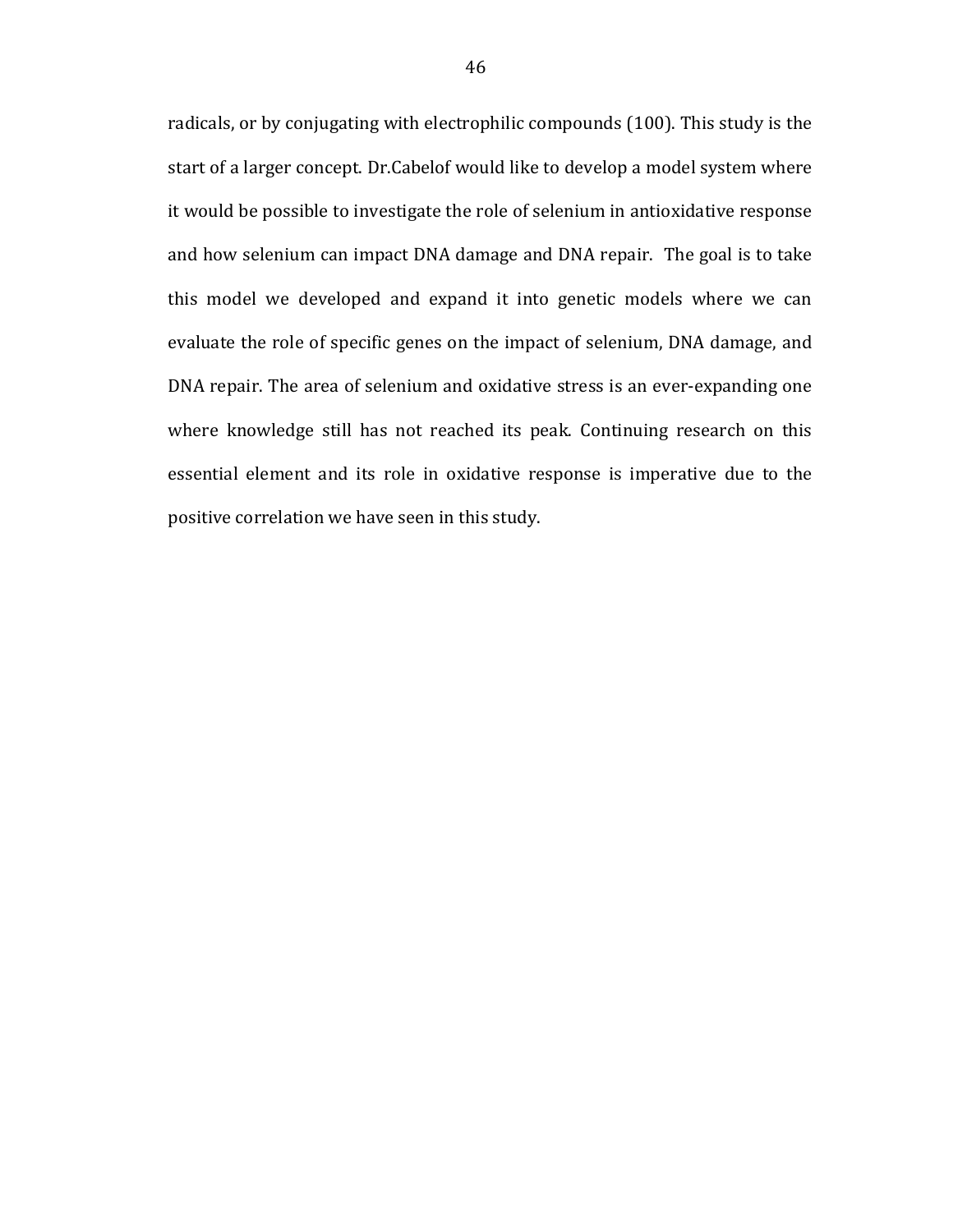radicals, or by conjugating with electrophilic compounds (100). This study is the start of a larger concept. Dr.Cabelof would like to develop a model system where it would be possible to investigate the role of selenium in antioxidative response and how selenium can impact DNA damage and DNA repair. The goal is to take this model we developed and expand it into genetic models where we can evaluate the role of specific genes on the impact of selenium, DNA damage, and DNA repair. The area of selenium and oxidative stress is an ever-expanding one where knowledge still has not reached its peak. Continuing research on this essential element and its role in oxidative response is imperative due to the positive correlation we have seen in this study.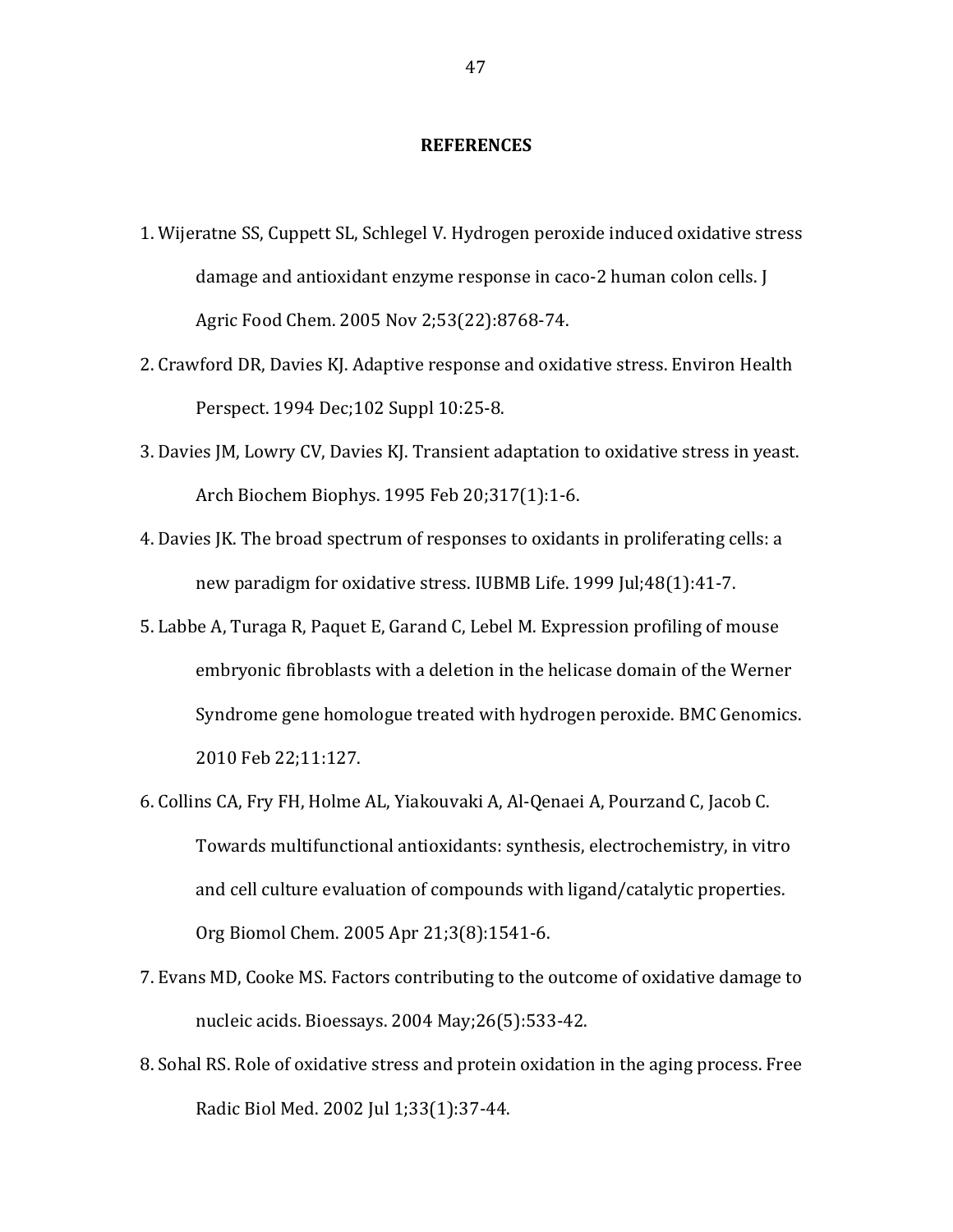## REFERENCES

1. Wijeratne SS, Cuppett SL, Schlegel V. Hydrogen peroxide induced oxidative stress damage and antioxidant enzyme response in caco-2 human colon cells. J Agric Food Chem. 2005 Nov 2;53(22):8768-74.
2. Crawford DR, Davies KJ. Adaptive response and oxidative stress. Environ Health Perspect. 1994 Dec;102 Suppl 10:25-8.
3. Davies JM, Lowry CV, Davies KJ. Transient adaptation to oxidative stress in yeast. Arch Biochem Biophys. 1995 Feb 20;317(1):1-6.
4. Davies JK. The broad spectrum of responses to oxidants in proliferating cells: a new paradigm for oxidative stress. IUBMB Life. 1999 Jul;48(1):41-7.
5. Labbe A, Turaga R, Paquet E, Garand C, Lebel M. Expression profiling of mouse embryonic fibroblasts with a deletion in the helicase domain of the Werner Syndrome gene homologue treated with hydrogen peroxide. BMC Genomics. 2010 Feb 22;11:127.
6. Collins CA, Fry FH, Holme AL, Yiakouvaki A, Al-Qenaei A, Pourzand C, Jacob C. Towards multifunctional antioxidants: synthesis, electrochemistry, in vitro and cell culture evaluation of compounds with ligand/catalytic properties. Org Biomol Chem. 2005 Apr 21;3(8):1541-6.
7. Evans MD, Cooke MS. Factors contributing to the outcome of oxidative damage to nucleic acids. Bioessays. 2004 May;26(5):533-42.
8. Sohal RS. Role of oxidative stress and protein oxidation in the aging process. Free Radic Biol Med. 2002 Jul 1;33(1):37-44.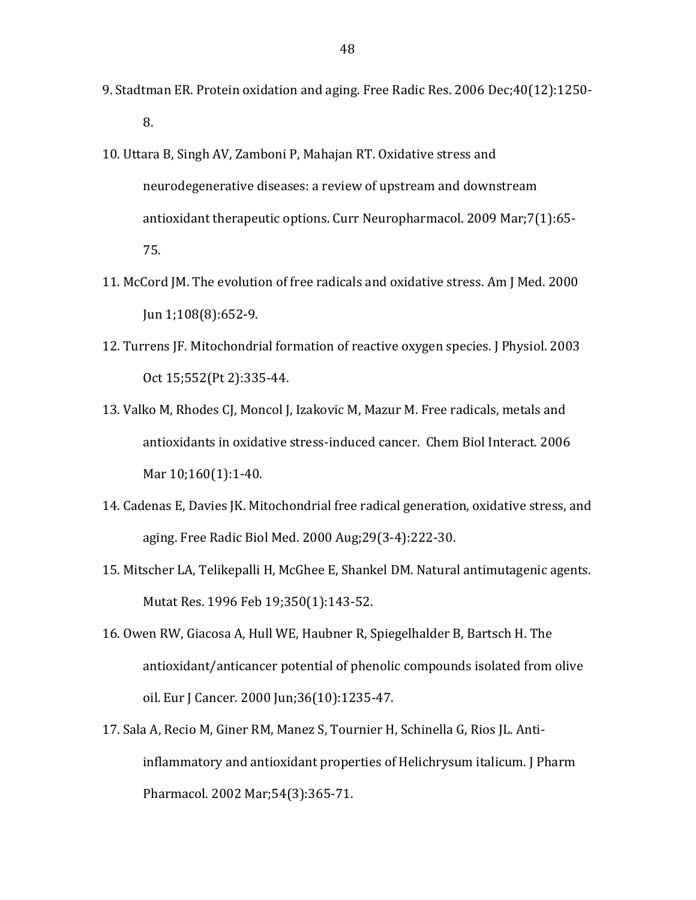9. Stadtman ER. Protein oxidation and aging. Free Radic Res. 2006 Dec;40(12):1250-8.

10. Uttara B, Singh AV, Zamboni P, Mahajan RT. Oxidative stress and neurodegenerative diseases: a review of upstream and downstream antioxidant therapeutic options. Curr Neuropharmacol. 2009 Mar;7(1):65-75.

11. McCord JM. The evolution of free radicals and oxidative stress. Am J Med. 2000 Jun 1;108(8):652-9.

12. Turrens JF. Mitochondrial formation of reactive oxygen species. J Physiol. 2003 Oct 15;552(Pt 2):335-44.

13. Valko M, Rhodes CJ, Moncol J, Izakovic M, Mazur M. Free radicals, metals and antioxidants in oxidative stress-induced cancer. Chem Biol Interact. 2006 Mar 10;160(1):1-40.

14. Cadenas E, Davies JK. Mitochondrial free radical generation, oxidative stress, and aging. Free Radic Biol Med. 2000 Aug;29(3-4):222-30.

15. Mitscher LA, Telikepalli H, McGhee E, Shankel DM. Natural antimutagenic agents. Mutat Res. 1996 Feb 19;350(1):143-52.

16. Owen RW, Giacosa A, Hull WE, Haubner R, Spiegelhalder B, Bartsch H. The antioxidant/anticancer potential of phenolic compounds isolated from olive oil. Eur J Cancer. 2000 Jun;36(10):1235-47.

17. Sala A, Recio M, Giner RM, Manez S, Tournier H, Schinella G, Rios JL. Anti-inflammatory and antioxidant properties of Helichrysum italicum. J Pharm Pharmacol. 2002 Mar;54(3):365-71.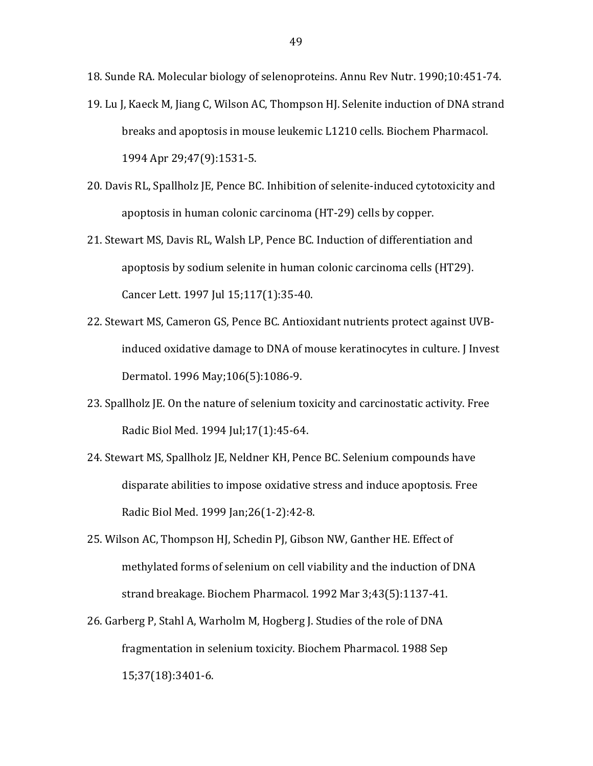18. Sunde RA. Molecular biology of selenoproteins. Annu Rev Nutr. 1990;10:451-74.
19. Lu J, Kaeck M, Jiang C, Wilson AC, Thompson HJ. Selenite induction of DNA strand breaks and apoptosis in mouse leukemic L1210 cells. Biochem Pharmacol. 1994 Apr 29;47(9):1531-5.
20. Davis RL, Spallholz JE, Pence BC. Inhibition of selenite-induced cytotoxicity and apoptosis in human colonic carcinoma (HT-29) cells by copper.
21. Stewart MS, Davis RL, Walsh LP, Pence BC. Induction of differentiation and apoptosis by sodium selenite in human colonic carcinoma cells (HT29). Cancer Lett. 1997 Jul 15;117(1):35-40.
22. Stewart MS, Cameron GS, Pence BC. Antioxidant nutrients protect against UVB-induced oxidative damage to DNA of mouse keratinocytes in culture. J Invest Dermatol. 1996 May;106(5):1086-9.
23. Spallholz JE. On the nature of selenium toxicity and carcinostatic activity. Free Radic Biol Med. 1994 Jul;17(1):45-64.
24. Stewart MS, Spallholz JE, Neldner KH, Pence BC. Selenium compounds have disparate abilities to impose oxidative stress and induce apoptosis. Free Radic Biol Med. 1999 Jan;26(1-2):42-8.
25. Wilson AC, Thompson HJ, Schedin PJ, Gibson NW, Ganther HE. Effect of methylated forms of selenium on cell viability and the induction of DNA strand breakage. Biochem Pharmacol. 1992 Mar 3;43(5):1137-41.
26. Garberg P, Stahl A, Warholm M, Hogberg J. Studies of the role of DNA fragmentation in selenium toxicity. Biochem Pharmacol. 1988 Sep 15;37(18):3401-6.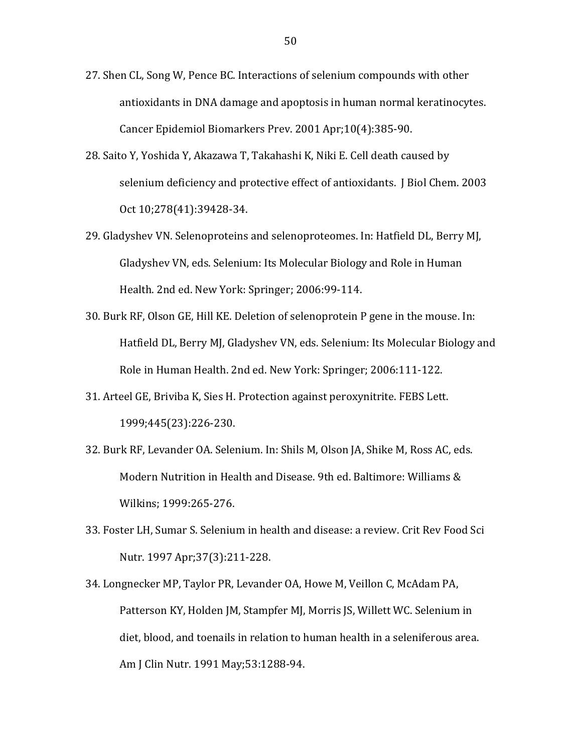27. Shen CL, Song W, Pence BC. Interactions of selenium compounds with other antioxidants in DNA damage and apoptosis in human normal keratinocytes. Cancer Epidemiol Biomarkers Prev. 2001 Apr;10(4):385-90.

28. Saito Y, Yoshida Y, Akazawa T, Takahashi K, Niki E. Cell death caused by selenium deficiency and protective effect of antioxidants. J Biol Chem. 2003 Oct 10;278(41):39428-34.

29. Gladyshev VN. Selenoproteins and selenoproteomes. In: Hatfield DL, Berry MJ, Gladyshev VN, eds. Selenium: Its Molecular Biology and Role in Human Health. 2nd ed. New York: Springer; 2006:99-114.

30. Burk RF, Olson GE, Hill KE. Deletion of selenoprotein P gene in the mouse. In: Hatfield DL, Berry MJ, Gladyshev VN, eds. Selenium: Its Molecular Biology and Role in Human Health. 2nd ed. New York: Springer; 2006:111-122.

31. Arteel GE, Briviba K, Sies H. Protection against peroxynitrite. FEBS Lett. 1999;445(23):226-230.

32. Burk RF, Levander OA. Selenium. In: Shils M, Olson JA, Shike M, Ross AC, eds. Modern Nutrition in Health and Disease. 9th ed. Baltimore: Williams & Wilkins; 1999:265-276.

33. Foster LH, Sumar S. Selenium in health and disease: a review. Crit Rev Food Sci Nutr. 1997 Apr;37(3):211-228.

34. Longnecker MP, Taylor PR, Levander OA, Howe M, Veillon C, McAdam PA, Patterson KY, Holden JM, Stampfer MJ, Morris JS, Willett WC. Selenium in diet, blood, and toenails in relation to human health in a seleniferous area. Am J Clin Nutr. 1991 May;53:1288-94.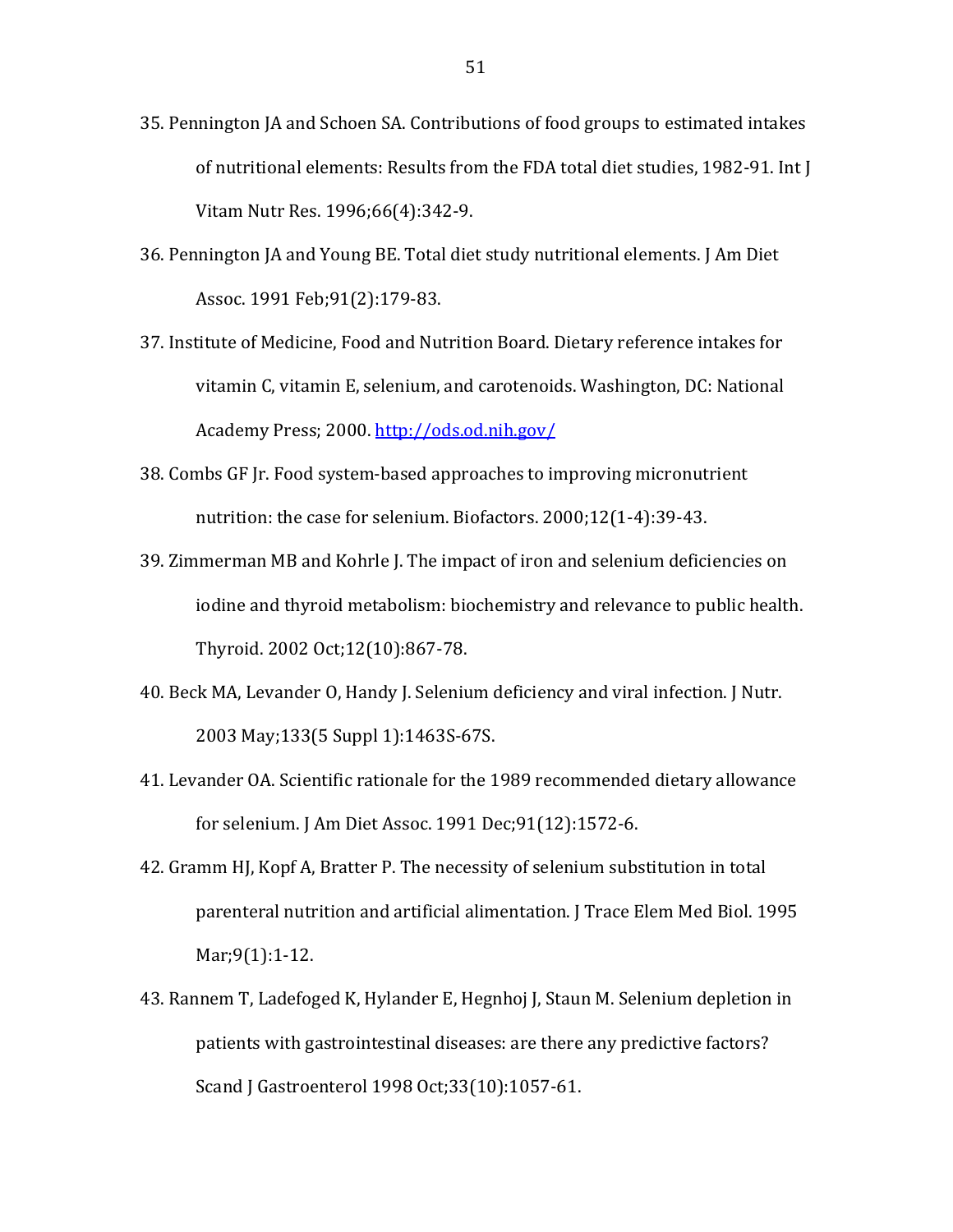35. Pennington JA and Schoen SA. Contributions of food groups to estimated intakes of nutritional elements: Results from the FDA total diet studies, 1982-91. Int J Vitam Nutr Res. 1996;66(4):342-9.

36. Pennington JA and Young BE. Total diet study nutritional elements. J Am Diet Assoc. 1991 Feb;91(2):179-83.

37. Institute of Medicine, Food and Nutrition Board. Dietary reference intakes for vitamin C, vitamin E, selenium, and carotenoids. Washington, DC: National Academy Press; 2000. http://ods.od.nih.gov/

38. Combs GF Jr. Food system-based approaches to improving micronutrient nutrition: the case for selenium. Biofactors. 2000;12(1-4):39-43.

39. Zimmerman MB and Kohrle J. The impact of iron and selenium deficiencies on iodine and thyroid metabolism: biochemistry and relevance to public health. Thyroid. 2002 Oct;12(10):867-78.

40. Beck MA, Levander O, Handy J. Selenium deficiency and viral infection. J Nutr. 2003 May;133(5 Suppl 1):1463S-67S.

41. Levander OA. Scientific rationale for the 1989 recommended dietary allowance for selenium. J Am Diet Assoc. 1991 Dec;91(12):1572-6.

42. Gramm HJ, Kopf A, Bratter P. The necessity of selenium substitution in total parenteral nutrition and artificial alimentation. J Trace Elem Med Biol. 1995 Mar;9(1):1-12.

43. Rannem T, Ladefoged K, Hylander E, Hegnhoj J, Staun M. Selenium depletion in patients with gastrointestinal diseases: are there any predictive factors? Scand J Gastroenterol 1998 Oct;33(10):1057-61.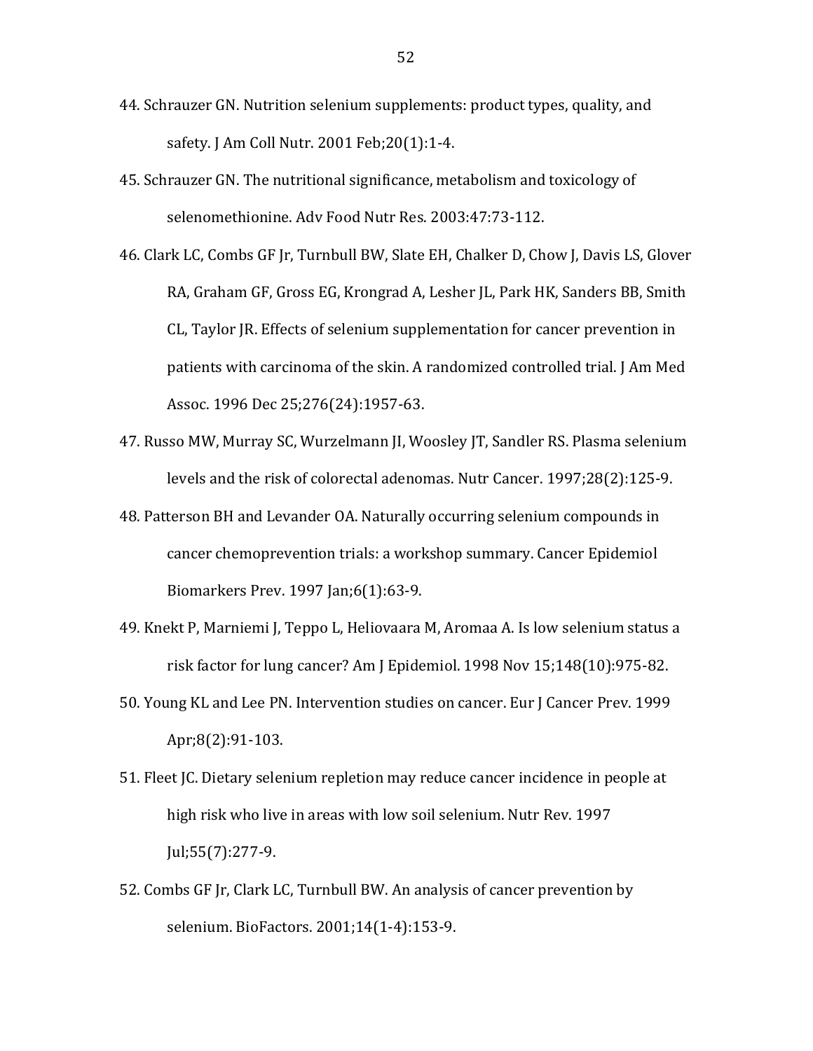44. Schrauzer GN. Nutrition selenium supplements: product types, quality, and safety. J Am Coll Nutr. 2001 Feb;20(1):1-4.

45. Schrauzer GN. The nutritional significance, metabolism and toxicology of selenomethionine. Adv Food Nutr Res. 2003:47:73-112.

46. Clark LC, Combs GF Jr, Turnbull BW, Slate EH, Chalker D, Chow J, Davis LS, Glover RA, Graham GF, Gross EG, Krongrad A, Lesher JL, Park HK, Sanders BB, Smith CL, Taylor JR. Effects of selenium supplementation for cancer prevention in patients with carcinoma of the skin. A randomized controlled trial. J Am Med Assoc. 1996 Dec 25;276(24):1957-63.

47. Russo MW, Murray SC, Wurzelmann JI, Woosley JT, Sandler RS. Plasma selenium levels and the risk of colorectal adenomas. Nutr Cancer. 1997;28(2):125-9.

48. Patterson BH and Levander OA. Naturally occurring selenium compounds in cancer chemoprevention trials: a workshop summary. Cancer Epidemiol Biomarkers Prev. 1997 Jan;6(1):63-9.

49. Knekt P, Marniemi J, Teppo L, Heliovaara M, Aromaa A. Is low selenium status a risk factor for lung cancer? Am J Epidemiol. 1998 Nov 15;148(10):975-82.

50. Young KL and Lee PN. Intervention studies on cancer. Eur J Cancer Prev. 1999 Apr;8(2):91-103.

51. Fleet JC. Dietary selenium repletion may reduce cancer incidence in people at high risk who live in areas with low soil selenium. Nutr Rev. 1997 Jul;55(7):277-9.

52. Combs GF Jr, Clark LC, Turnbull BW. An analysis of cancer prevention by selenium. BioFactors. 2001;14(1-4):153-9.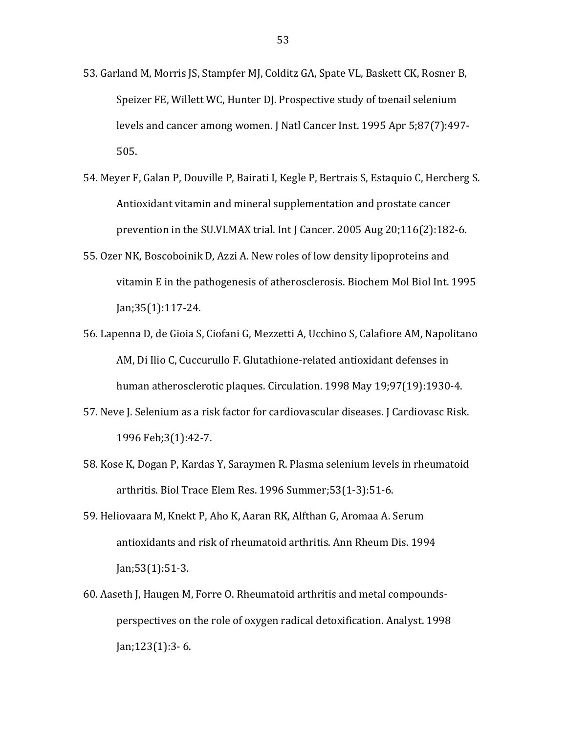53. Garland M, Morris JS, Stampfer MJ, Colditz GA, Spate VL, Baskett CK, Rosner B, Speizer FE, Willett WC, Hunter DJ. Prospective study of toenail selenium levels and cancer among women. J Natl Cancer Inst. 1995 Apr 5;87(7):497-505.

54. Meyer F, Galan P, Douville P, Bairati I, Kegle P, Bertrais S, Estaquio C, Hercberg S. Antioxidant vitamin and mineral supplementation and prostate cancer prevention in the SU.VI.MAX trial. Int J Cancer. 2005 Aug 20;116(2):182-6.

55. Ozer NK, Boscoboinik D, Azzi A. New roles of low density lipoproteins and vitamin E in the pathogenesis of atherosclerosis. Biochem Mol Biol Int. 1995 Jan;35(1):117-24.

56. Lapenna D, de Gioia S, Ciofani G, Mezzetti A, Ucchino S, Calafiore AM, Napolitano AM, Di Ilio C, Cuccurullo F. Glutathione-related antioxidant defenses in human atherosclerotic plaques. Circulation. 1998 May 19;97(19):1930-4.

57. Neve J. Selenium as a risk factor for cardiovascular diseases. J Cardiovasc Risk. 1996 Feb;3(1):42-7.

58. Kose K, Dogan P, Kardas Y, Saraymen R. Plasma selenium levels in rheumatoid arthritis. Biol Trace Elem Res. 1996 Summer;53(1-3):51-6.

59. Heliovaara M, Knekt P, Aho K, Aaran RK, Alfthan G, Aromaa A. Serum antioxidants and risk of rheumatoid arthritis. Ann Rheum Dis. 1994 Jan;53(1):51-3.

60. Aaseth J, Haugen M, Forre O. Rheumatoid arthritis and metal compounds-perspectives on the role of oxygen radical detoxification. Analyst. 1998 Jan;123(1):3- 6.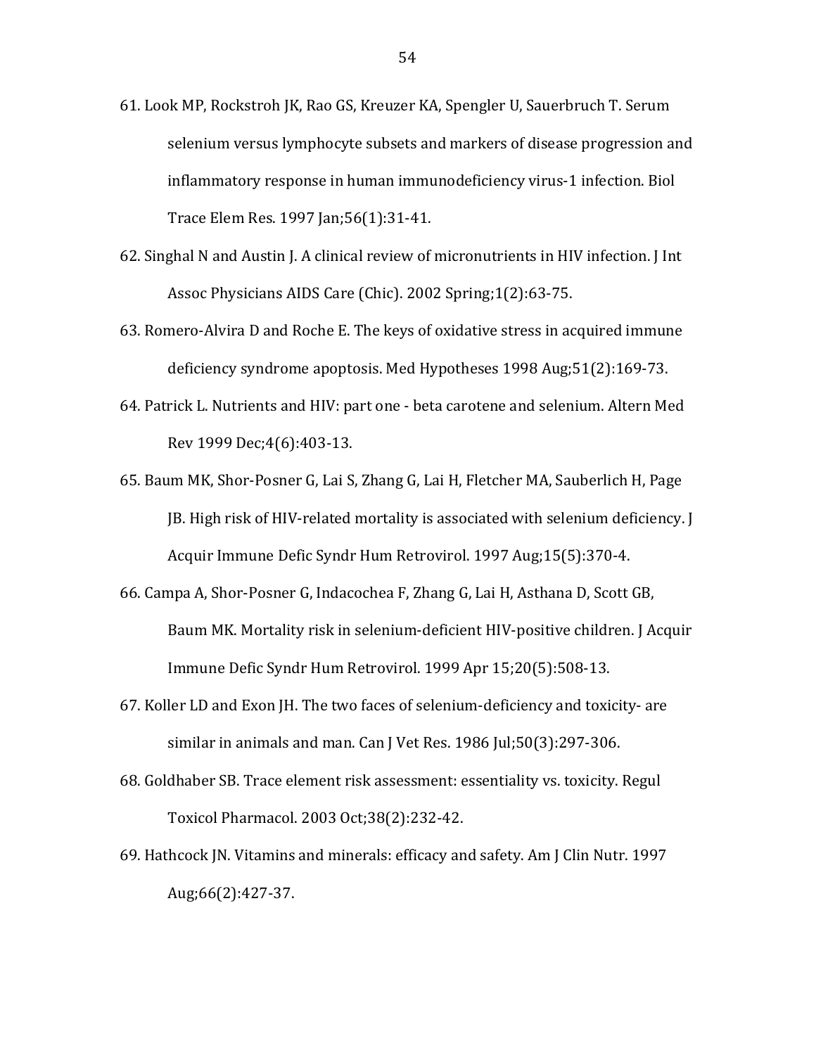61. Look MP, Rockstroh JK, Rao GS, Kreuzer KA, Spengler U, Sauerbruch T. Serum selenium versus lymphocyte subsets and markers of disease progression and inflammatory response in human immunodeficiency virus-1 infection. Biol Trace Elem Res. 1997 Jan;56(1):31-41.

62. Singhal N and Austin J. A clinical review of micronutrients in HIV infection. J Int Assoc Physicians AIDS Care (Chic). 2002 Spring;1(2):63-75.

63. Romero-Alvira D and Roche E. The keys of oxidative stress in acquired immune deficiency syndrome apoptosis. Med Hypotheses 1998 Aug;51(2):169-73.

64. Patrick L. Nutrients and HIV: part one - beta carotene and selenium. Altern Med Rev 1999 Dec;4(6):403-13.

65. Baum MK, Shor-Posner G, Lai S, Zhang G, Lai H, Fletcher MA, Sauberlich H, Page JB. High risk of HIV-related mortality is associated with selenium deficiency. J Acquir Immune Defic Syndr Hum Retrovirol. 1997 Aug;15(5):370-4.

66. Campa A, Shor-Posner G, Indacochea F, Zhang G, Lai H, Asthana D, Scott GB, Baum MK. Mortality risk in selenium-deficient HIV-positive children. J Acquir Immune Defic Syndr Hum Retrovirol. 1999 Apr 15;20(5):508-13.

67. Koller LD and Exon JH. The two faces of selenium-deficiency and toxicity- are similar in animals and man. Can J Vet Res. 1986 Jul;50(3):297-306.

68. Goldhaber SB. Trace element risk assessment: essentiality vs. toxicity. Regul Toxicol Pharmacol. 2003 Oct;38(2):232-42.

69. Hathcock JN. Vitamins and minerals: efficacy and safety. Am J Clin Nutr. 1997 Aug;66(2):427-37.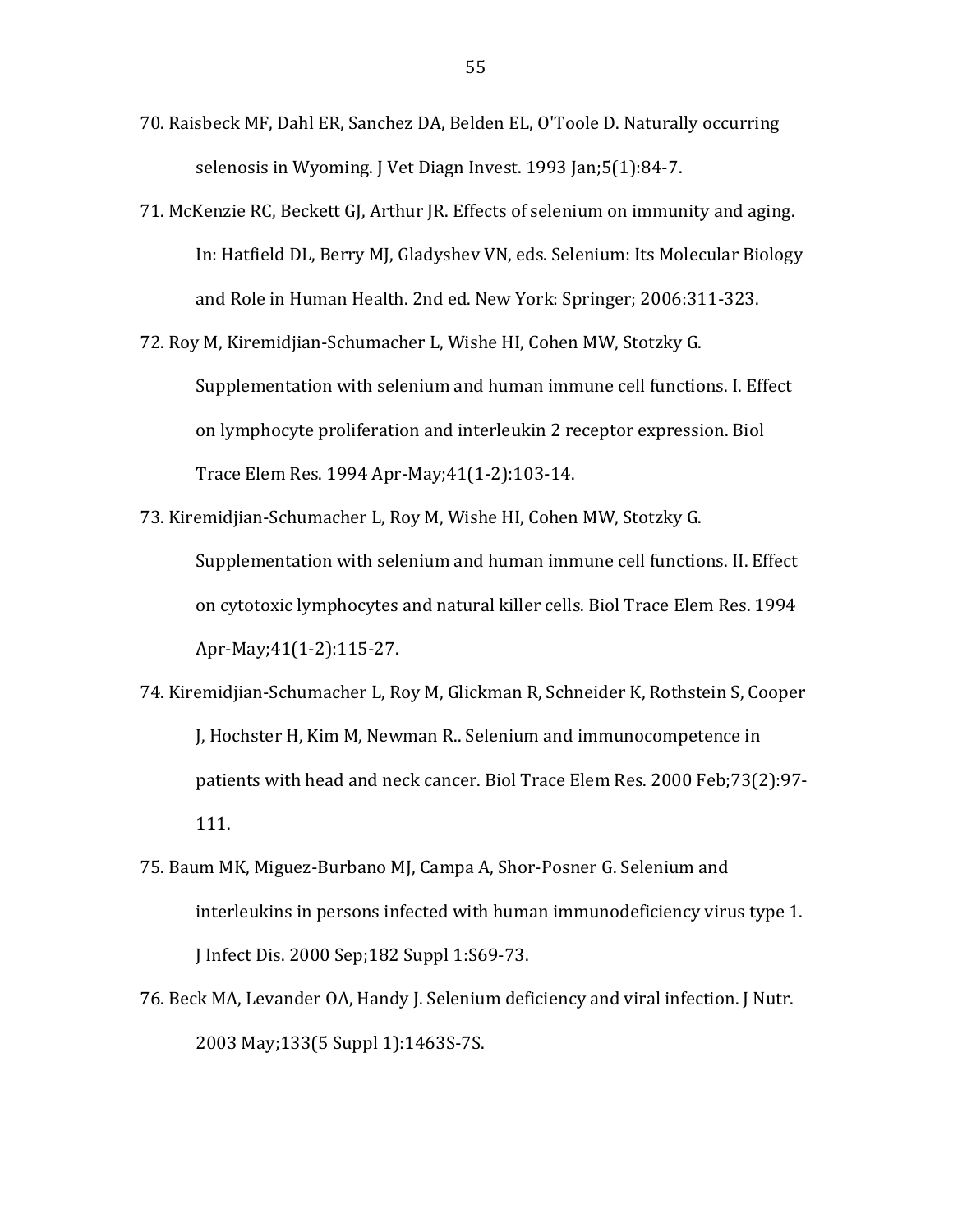70. Raisbeck MF, Dahl ER, Sanchez DA, Belden EL, O'Toole D. Naturally occurring selenosis in Wyoming. J Vet Diagn Invest. 1993 Jan;5(1):84-7.

71. McKenzie RC, Beckett GJ, Arthur JR. Effects of selenium on immunity and aging. In: Hatfield DL, Berry MJ, Gladyshev VN, eds. Selenium: Its Molecular Biology and Role in Human Health. 2nd ed. New York: Springer; 2006:311-323.

72. Roy M, Kiremidjian-Schumacher L, Wishe HI, Cohen MW, Stotzky G. Supplementation with selenium and human immune cell functions. I. Effect on lymphocyte proliferation and interleukin 2 receptor expression. Biol Trace Elem Res. 1994 Apr-May;41(1-2):103-14.

73. Kiremidjian-Schumacher L, Roy M, Wishe HI, Cohen MW, Stotzky G. Supplementation with selenium and human immune cell functions. II. Effect on cytotoxic lymphocytes and natural killer cells. Biol Trace Elem Res. 1994 Apr-May;41(1-2):115-27.

74. Kiremidjian-Schumacher L, Roy M, Glickman R, Schneider K, Rothstein S, Cooper J, Hochster H, Kim M, Newman R.. Selenium and immunocompetence in patients with head and neck cancer. Biol Trace Elem Res. 2000 Feb;73(2):97-111.

75. Baum MK, Miguez-Burbano MJ, Campa A, Shor-Posner G. Selenium and interleukins in persons infected with human immunodeficiency virus type 1. J Infect Dis. 2000 Sep;182 Suppl 1:S69-73.

76. Beck MA, Levander OA, Handy J. Selenium deficiency and viral infection. J Nutr. 2003 May;133(5 Suppl 1):1463S-7S.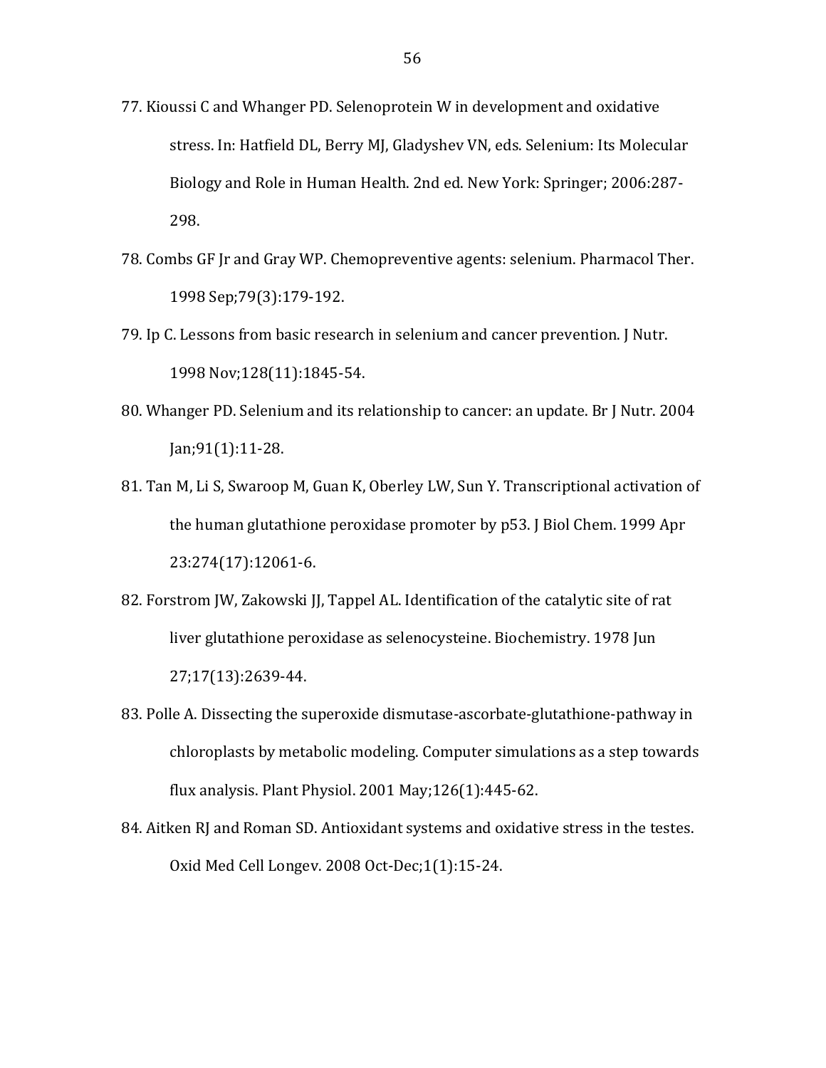77. Kioussi C and Whanger PD. Selenoprotein W in development and oxidative stress. In: Hatfield DL, Berry MJ, Gladyshev VN, eds. Selenium: Its Molecular Biology and Role in Human Health. 2nd ed. New York: Springer; 2006:287-298.

78. Combs GF Jr and Gray WP. Chemopreventive agents: selenium. Pharmacol Ther. 1998 Sep;79(3):179-192.

79. Ip C. Lessons from basic research in selenium and cancer prevention. J Nutr. 1998 Nov;128(11):1845-54.

80. Whanger PD. Selenium and its relationship to cancer: an update. Br J Nutr. 2004 Jan;91(1):11-28.

81. Tan M, Li S, Swaroop M, Guan K, Oberley LW, Sun Y. Transcriptional activation of the human glutathione peroxidase promoter by p53. J Biol Chem. 1999 Apr 23:274(17):12061-6.

82. Forstrom JW, Zakowski JJ, Tappel AL. Identification of the catalytic site of rat liver glutathione peroxidase as selenocysteine. Biochemistry. 1978 Jun 27;17(13):2639-44.

83. Polle A. Dissecting the superoxide dismutase-ascorbate-glutathione-pathway in chloroplasts by metabolic modeling. Computer simulations as a step towards flux analysis. Plant Physiol. 2001 May;126(1):445-62.

84. Aitken RJ and Roman SD. Antioxidant systems and oxidative stress in the testes. Oxid Med Cell Longev. 2008 Oct-Dec;1(1):15-24.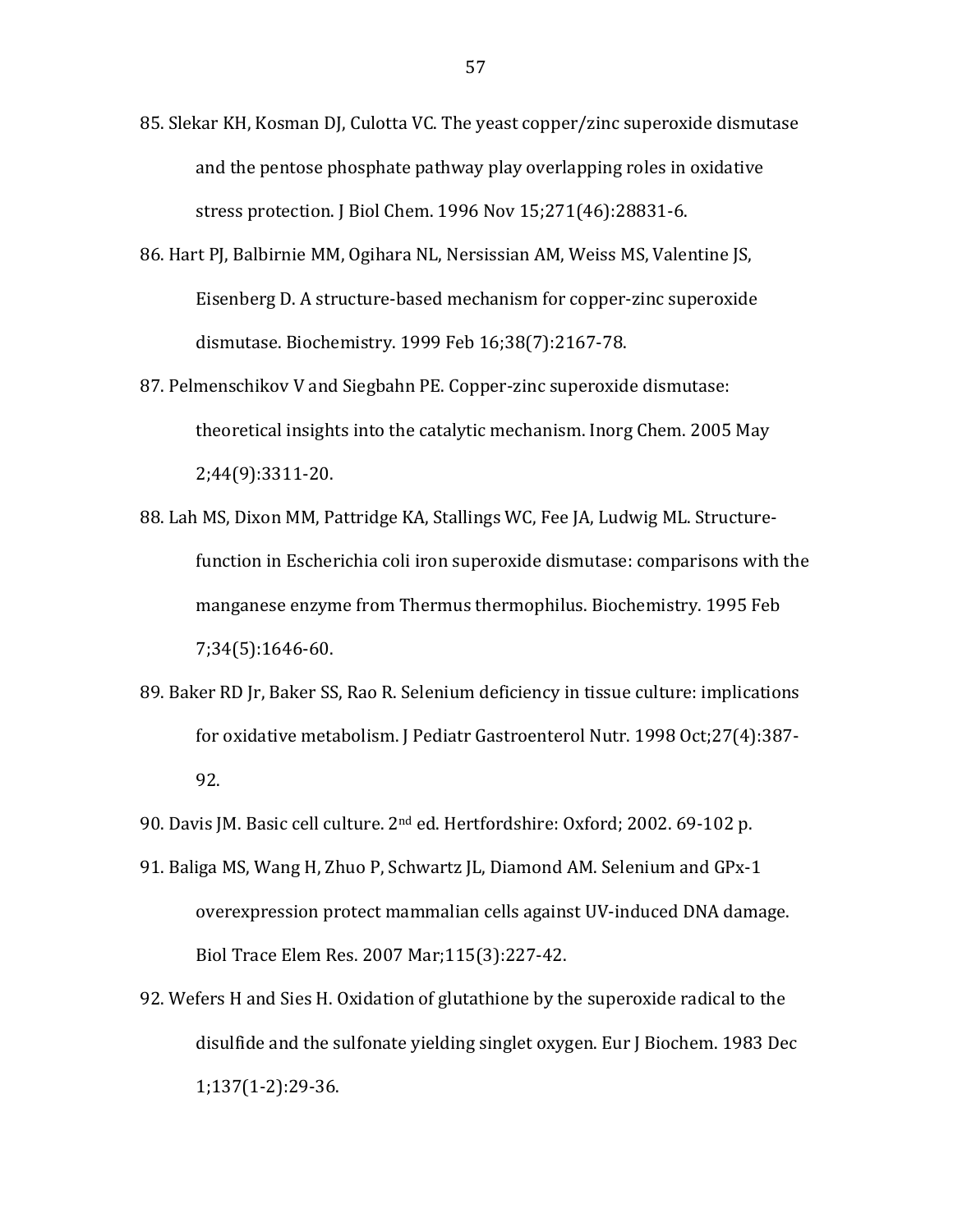85. Slekar KH, Kosman DJ, Culotta VC. The yeast copper/zinc superoxide dismutase and the pentose phosphate pathway play overlapping roles in oxidative stress protection. J Biol Chem. 1996 Nov 15;271(46):28831-6.

86. Hart PJ, Balbirnie MM, Ogihara NL, Nersissian AM, Weiss MS, Valentine JS, Eisenberg D. A structure-based mechanism for copper-zinc superoxide dismutase. Biochemistry. 1999 Feb 16;38(7):2167-78.

87. Pelmenschikov V and Siegbahn PE. Copper-zinc superoxide dismutase: theoretical insights into the catalytic mechanism. Inorg Chem. 2005 May 2;44(9):3311-20.

88. Lah MS, Dixon MM, Pattridge KA, Stallings WC, Fee JA, Ludwig ML. Structure-function in Escherichia coli iron superoxide dismutase: comparisons with the manganese enzyme from Thermus thermophilus. Biochemistry. 1995 Feb 7;34(5):1646-60.

89. Baker RD Jr, Baker SS, Rao R. Selenium deficiency in tissue culture: implications for oxidative metabolism. J Pediatr Gastroenterol Nutr. 1998 Oct;27(4):387-92.

90. Davis JM. Basic cell culture. 2nd ed. Hertfordshire: Oxford; 2002. 69-102 p.

91. Baliga MS, Wang H, Zhuo P, Schwartz JL, Diamond AM. Selenium and GPx-1 overexpression protect mammalian cells against UV-induced DNA damage. Biol Trace Elem Res. 2007 Mar;115(3):227-42.

92. Wefers H and Sies H. Oxidation of glutathione by the superoxide radical to the disulfide and the sulfonate yielding singlet oxygen. Eur J Biochem. 1983 Dec 1;137(1-2):29-36.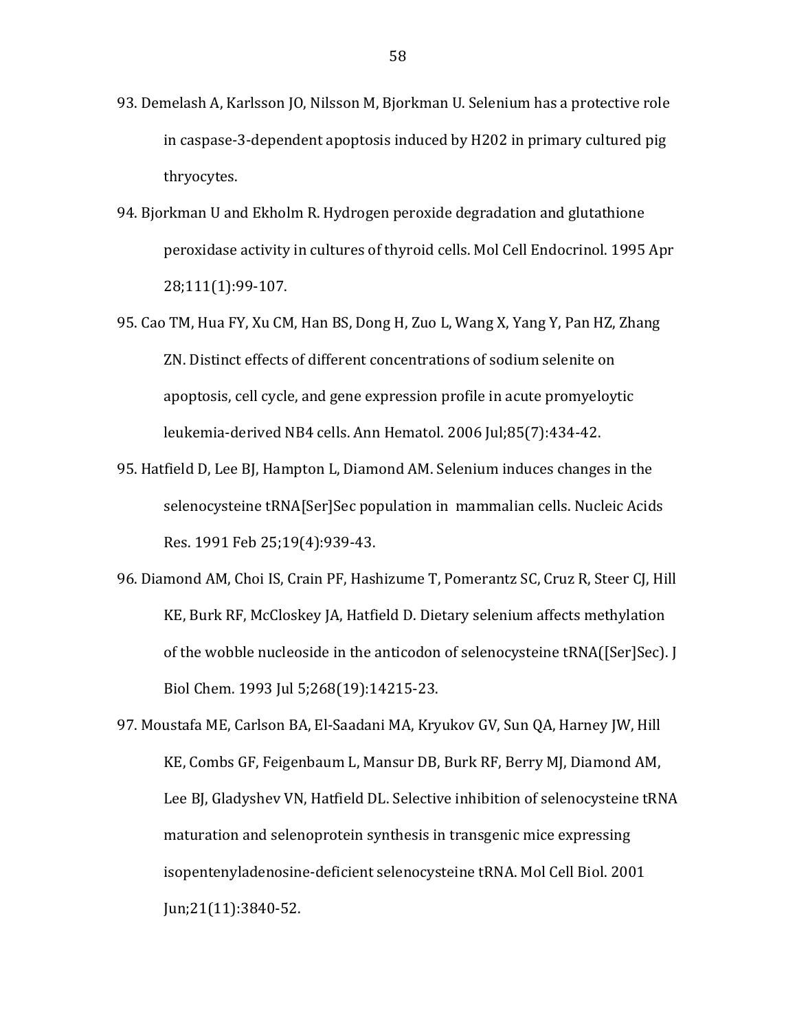93. Demelash A, Karlsson JO, Nilsson M, Bjorkman U. Selenium has a protective role in caspase-3-dependent apoptosis induced by H2O2 in primary cultured pig thryocytes.

94. Bjorkman U and Ekholm R. Hydrogen peroxide degradation and glutathione peroxidase activity in cultures of thyroid cells. Mol Cell Endocrinol. 1995 Apr 28;111(1):99-107.

95. Cao TM, Hua FY, Xu CM, Han BS, Dong H, Zuo L, Wang X, Yang Y, Pan HZ, Zhang ZN. Distinct effects of different concentrations of sodium selenite on apoptosis, cell cycle, and gene expression profile in acute promyeloytic leukemia-derived NB4 cells. Ann Hematol. 2006 Jul;85(7):434-42.

95. Hatfield D, Lee BJ, Hampton L, Diamond AM. Selenium induces changes in the selenocysteine tRNA[Ser]Sec population in mammalian cells. Nucleic Acids Res. 1991 Feb 25;19(4):939-43.

96. Diamond AM, Choi IS, Crain PF, Hashizume T, Pomerantz SC, Cruz R, Steer CJ, Hill KE, Burk RF, McCloskey JA, Hatfield D. Dietary selenium affects methylation of the wobble nucleoside in the anticodon of selenocysteine tRNA([Ser]Sec). J Biol Chem. 1993 Jul 5;268(19):14215-23.

97. Moustafa ME, Carlson BA, El-Saadani MA, Kryukov GV, Sun QA, Harney JW, Hill KE, Combs GF, Feigenbaum L, Mansur DB, Burk RF, Berry MJ, Diamond AM, Lee BJ, Gladyshev VN, Hatfield DL. Selective inhibition of selenocysteine tRNA maturation and selenoprotein synthesis in transgenic mice expressing isopentenyladenosine-deficient selenocysteine tRNA. Mol Cell Biol. 2001 Jun;21(11):3840-52.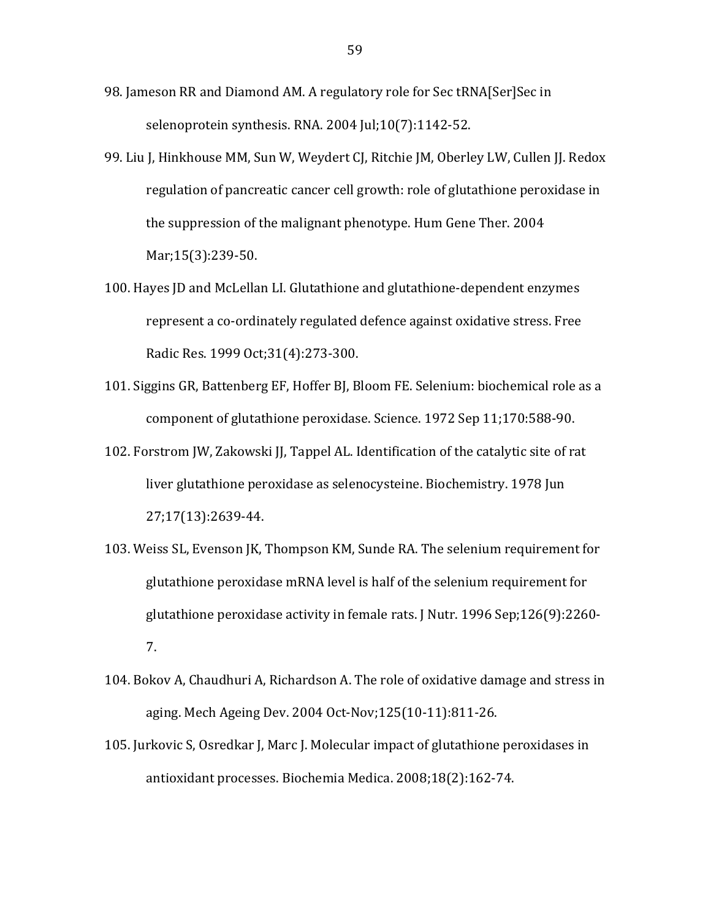98. Jameson RR and Diamond AM. A regulatory role for Sec tRNA[Ser]Sec in selenoprotein synthesis. RNA. 2004 Jul;10(7):1142-52.

99. Liu J, Hinkhouse MM, Sun W, Weydert CJ, Ritchie JM, Oberley LW, Cullen JJ. Redox regulation of pancreatic cancer cell growth: role of glutathione peroxidase in the suppression of the malignant phenotype. Hum Gene Ther. 2004 Mar;15(3):239-50.

100. Hayes JD and McLellan LI. Glutathione and glutathione-dependent enzymes represent a co-ordinately regulated defence against oxidative stress. Free Radic Res. 1999 Oct;31(4):273-300.

101. Siggins GR, Battenberg EF, Hoffer BJ, Bloom FE. Selenium: biochemical role as a component of glutathione peroxidase. Science. 1972 Sep 11;170:588-90.

102. Forstrom JW, Zakowski JJ, Tappel AL. Identification of the catalytic site of rat liver glutathione peroxidase as selenocysteine. Biochemistry. 1978 Jun 27;17(13):2639-44.

103. Weiss SL, Evenson JK, Thompson KM, Sunde RA. The selenium requirement for glutathione peroxidase mRNA level is half of the selenium requirement for glutathione peroxidase activity in female rats. J Nutr. 1996 Sep;126(9):2260-7.

104. Bokov A, Chaudhuri A, Richardson A. The role of oxidative damage and stress in aging. Mech Ageing Dev. 2004 Oct-Nov;125(10-11):811-26.

105. Jurkovic S, Osredkar J, Marc J. Molecular impact of glutathione peroxidases in antioxidant processes. Biochemia Medica. 2008;18(2):162-74.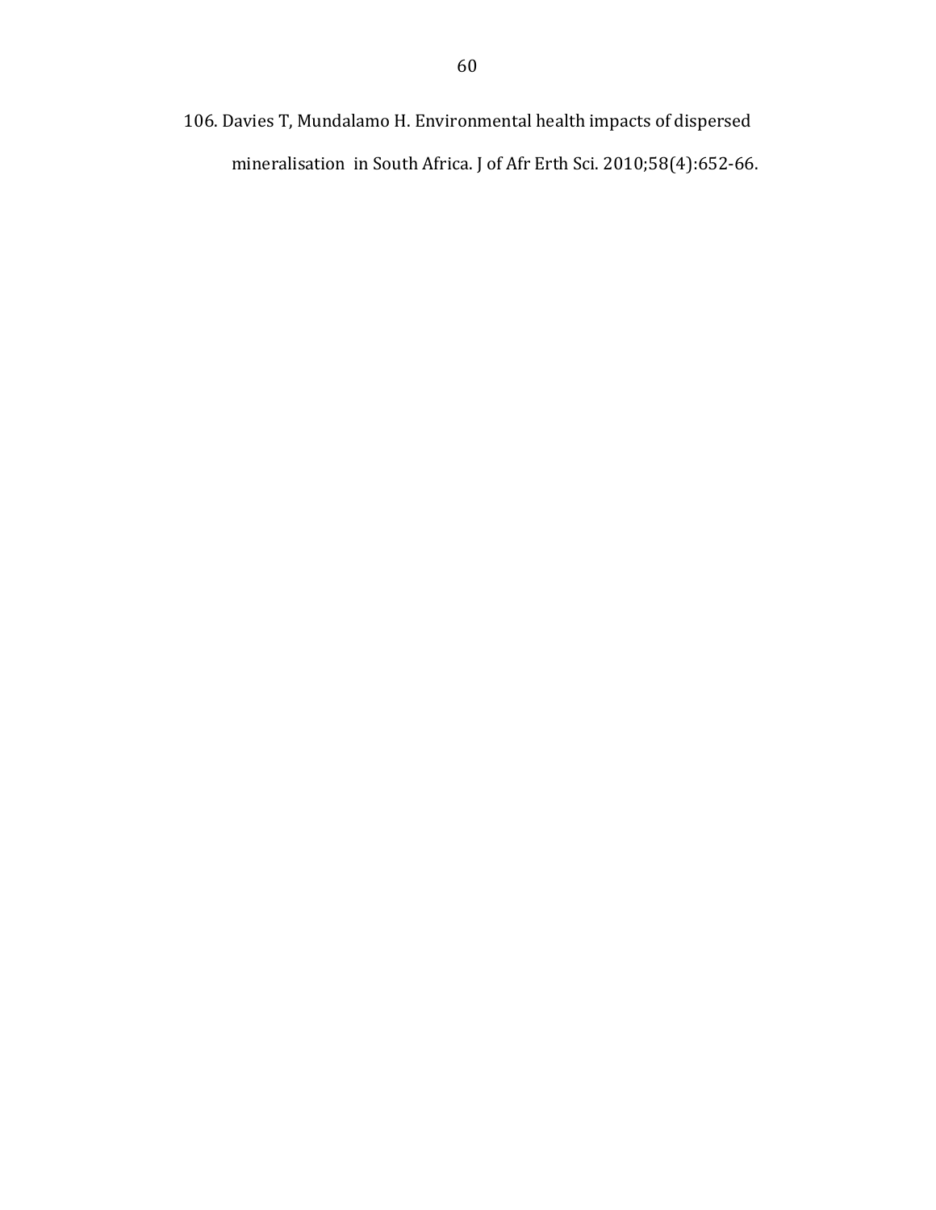106. Davies T, Mundalamo H. Environmental health impacts of dispersed mineralisation  in South Africa. J of Afr Erth Sci. 2010;58(4):652-66.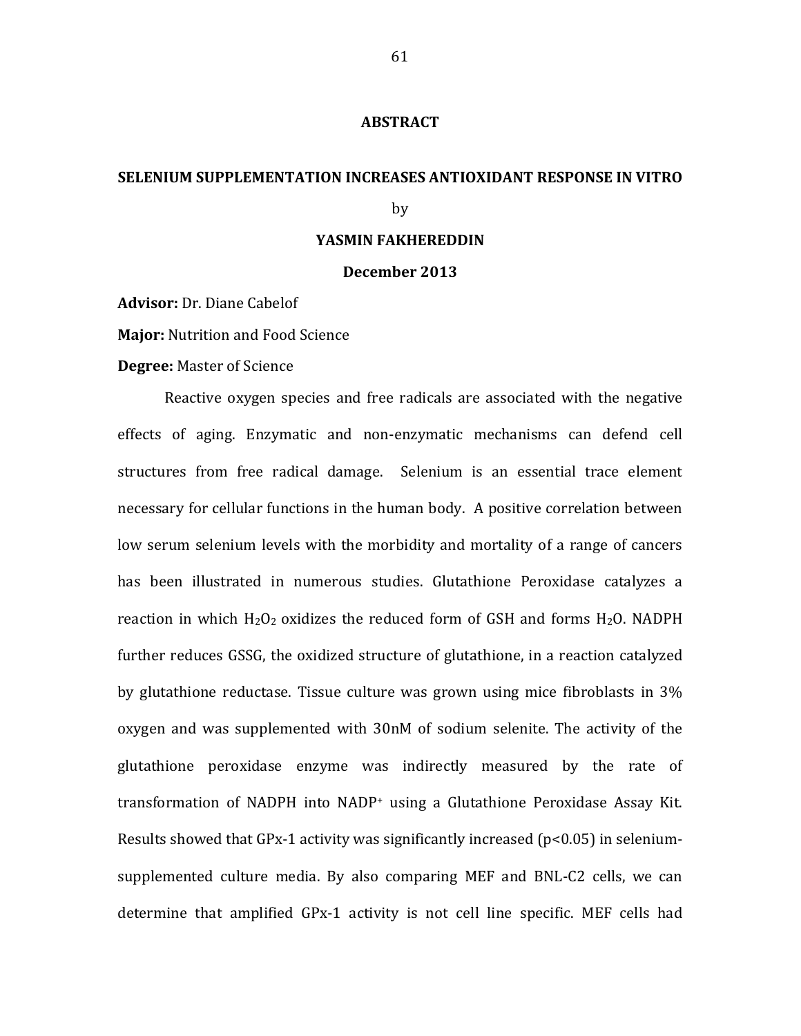# ABSTRACT

## SELENIUM SUPPLEMENTATION INCREASES ANTIOXIDANT RESPONSE IN VITRO

by

**YASMIN FAKHEREDDIN**

**December 2013**

**Advisor:** Dr. Diane Cabelof

**Major:** Nutrition and Food Science

**Degree:** Master of Science

Reactive oxygen species and free radicals are associated with the negative effects of aging. Enzymatic and non-enzymatic mechanisms can defend cell structures from free radical damage. Selenium is an essential trace element necessary for cellular functions in the human body. A positive correlation between low serum selenium levels with the morbidity and mortality of a range of cancers has been illustrated in numerous studies. Glutathione Peroxidase catalyzes a reaction in which $H_2O_2$ oxidizes the reduced form of GSH and forms $H_2O$. NADPH further reduces GSSG, the oxidized structure of glutathione, in a reaction catalyzed by glutathione reductase. Tissue culture was grown using mice fibroblasts in 3% oxygen and was supplemented with 30nM of sodium selenite. The activity of the glutathione peroxidase enzyme was indirectly measured by the rate of transformation of NADPH into $NADP^+$ using a Glutathione Peroxidase Assay Kit. Results showed that GPx-1 activity was significantly increased ($p<0.05$) in selenium-supplemented culture media. By also comparing MEF and BNL-C2 cells, we can determine that amplified GPx-1 activity is not cell line specific. MEF cells had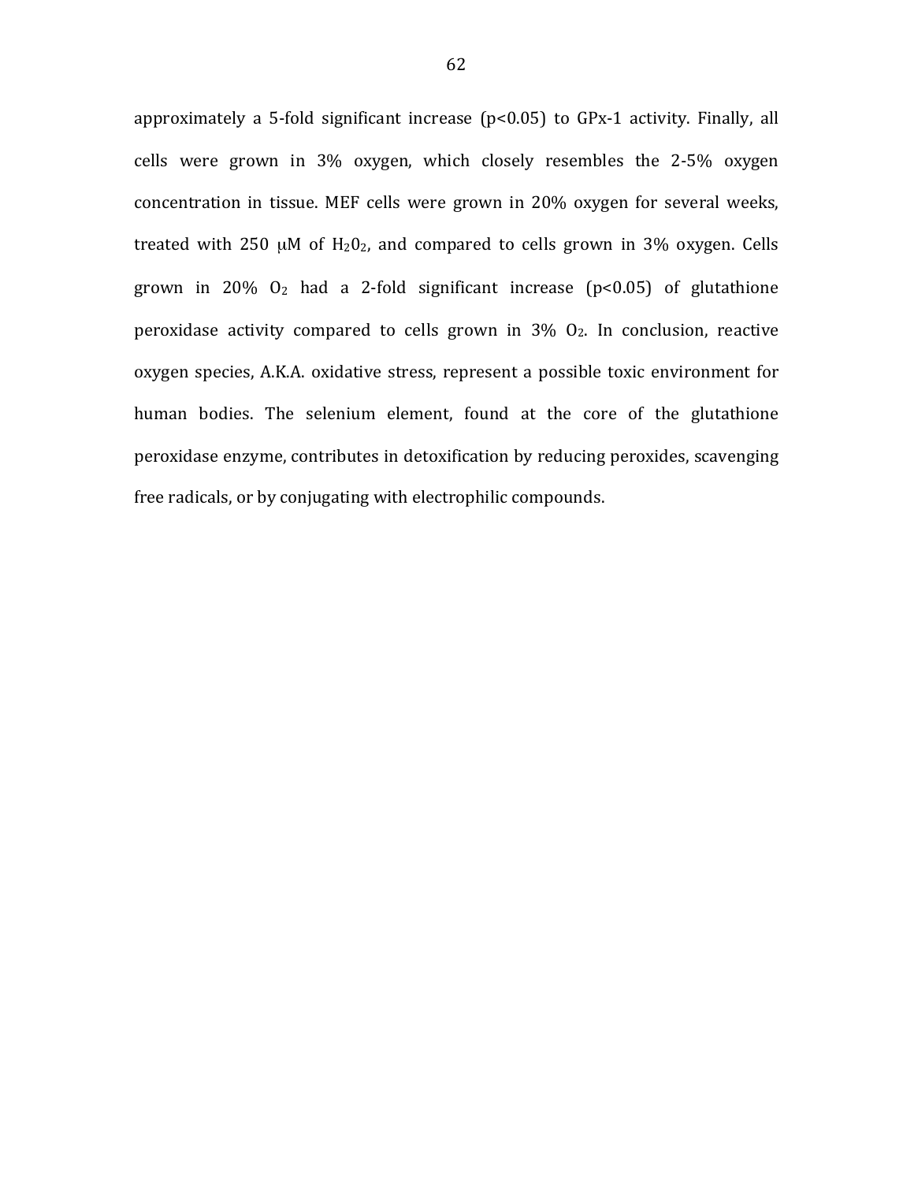approximately a 5-fold significant increase ($p<0.05$) to GPx-1 activity. Finally, all cells were grown in 3% oxygen, which closely resembles the 2-5% oxygen concentration in tissue. MEF cells were grown in 20% oxygen for several weeks, treated with 250 μM of $H_20_2$, and compared to cells grown in 3% oxygen. Cells grown in 20% $O_2$ had a 2-fold significant increase ($p<0.05$) of glutathione peroxidase activity compared to cells grown in 3% $O_2$. In conclusion, reactive oxygen species, A.K.A. oxidative stress, represent a possible toxic environment for human bodies. The selenium element, found at the core of the glutathione peroxidase enzyme, contributes in detoxification by reducing peroxides, scavenging free radicals, or by conjugating with electrophilic compounds.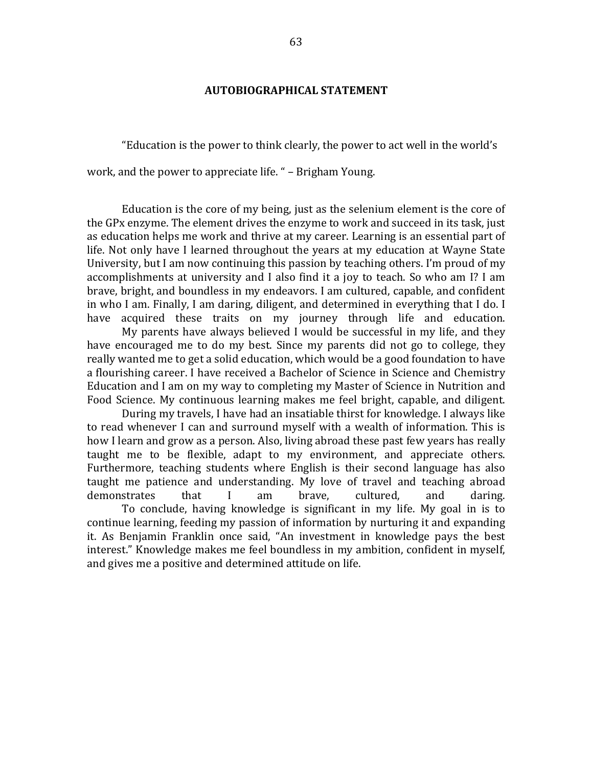# AUTOBIOGRAPHICAL STATEMENT

"Education is the power to think clearly, the power to act well in the world's work, and the power to appreciate life. " – Brigham Young.

Education is the core of my being, just as the selenium element is the core of the GPx enzyme. The element drives the enzyme to work and succeed in its task, just as education helps me work and thrive at my career. Learning is an essential part of life. Not only have I learned throughout the years at my education at Wayne State University, but I am now continuing this passion by teaching others. I'm proud of my accomplishments at university and I also find it a joy to teach. So who am I? I am brave, bright, and boundless in my endeavors. I am cultured, capable, and confident in who I am. Finally, I am daring, diligent, and determined in everything that I do. I have acquired these traits on my journey through life and education.

My parents have always believed I would be successful in my life, and they have encouraged me to do my best. Since my parents did not go to college, they really wanted me to get a solid education, which would be a good foundation to have a flourishing career. I have received a Bachelor of Science in Science and Chemistry Education and I am on my way to completing my Master of Science in Nutrition and Food Science. My continuous learning makes me feel bright, capable, and diligent.

During my travels, I have had an insatiable thirst for knowledge. I always like to read whenever I can and surround myself with a wealth of information. This is how I learn and grow as a person. Also, living abroad these past few years has really taught me to be flexible, adapt to my environment, and appreciate others. Furthermore, teaching students where English is their second language has also taught me patience and understanding. My love of travel and teaching abroad demonstrates that I am brave, cultured, and daring.

To conclude, having knowledge is significant in my life. My goal in is to continue learning, feeding my passion of information by nurturing it and expanding it. As Benjamin Franklin once said, "An investment in knowledge pays the best interest." Knowledge makes me feel boundless in my ambition, confident in myself, and gives me a positive and determined attitude on life.